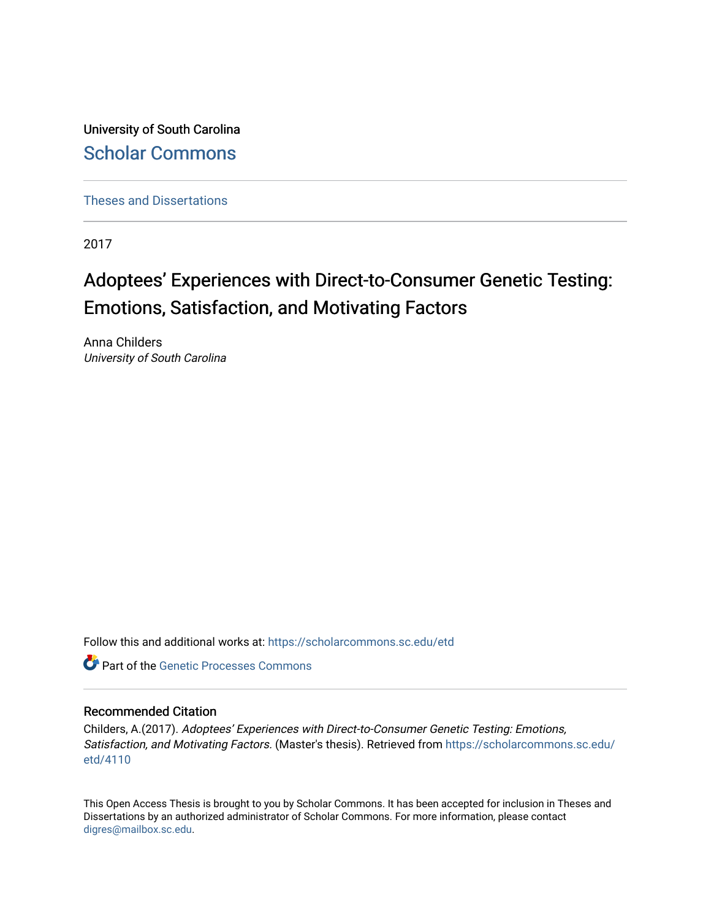University of South Carolina

Scholar Commons

Theses and Dissertations

2017

# Adoptees' Experiences with Direct-to-Consumer Genetic Testing: Emotions, Satisfaction, and Motivating Factors

Anna Childers

*University of South Carolina*

Follow this and additional works at: https://scholarcommons.sc.edu/etd

Part of the Genetic Processes Commons

## Recommended Citation

Childers, A.(2017). *Adoptees' Experiences with Direct-to-Consumer Genetic Testing: Emotions, Satisfaction, and Motivating Factors.* (Master's thesis). Retrieved from https://scholarcommons.sc.edu/etd/4110

This Open Access Thesis is brought to you by Scholar Commons. It has been accepted for inclusion in Theses and Dissertations by an authorized administrator of Scholar Commons. For more information, please contact digres@mailbox.sc.edu.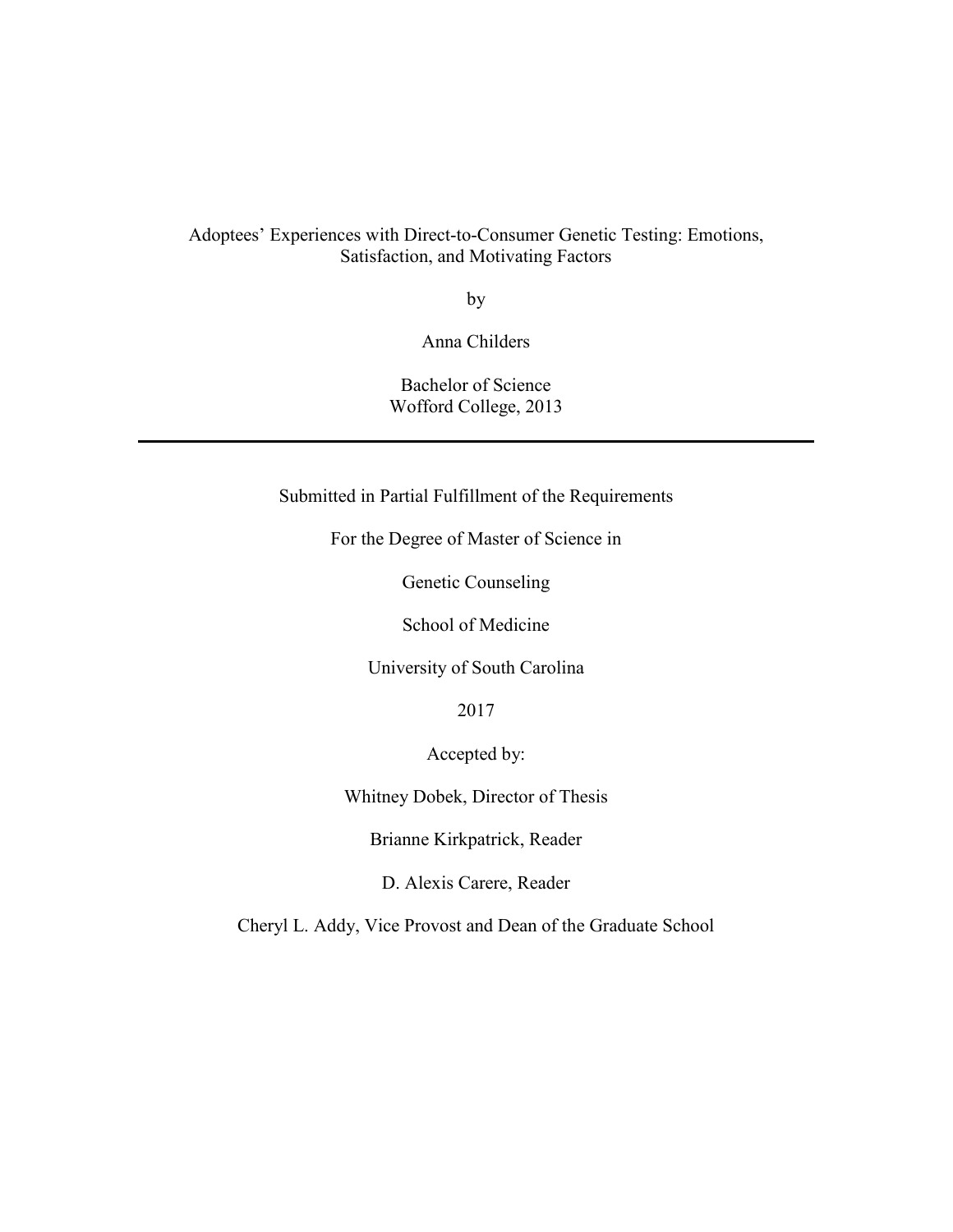Adoptees' Experiences with Direct-to-Consumer Genetic Testing: Emotions, Satisfaction, and Motivating Factors

by

Anna Childers

Bachelor of Science
Wofford College, 2013

---

Submitted in Partial Fulfillment of the Requirements

For the Degree of Master of Science in

Genetic Counseling

School of Medicine

University of South Carolina

2017

Accepted by:

Whitney Dobek, Director of Thesis

Brianne Kirkpatrick, Reader

D. Alexis Carere, Reader

Cheryl L. Addy, Vice Provost and Dean of the Graduate School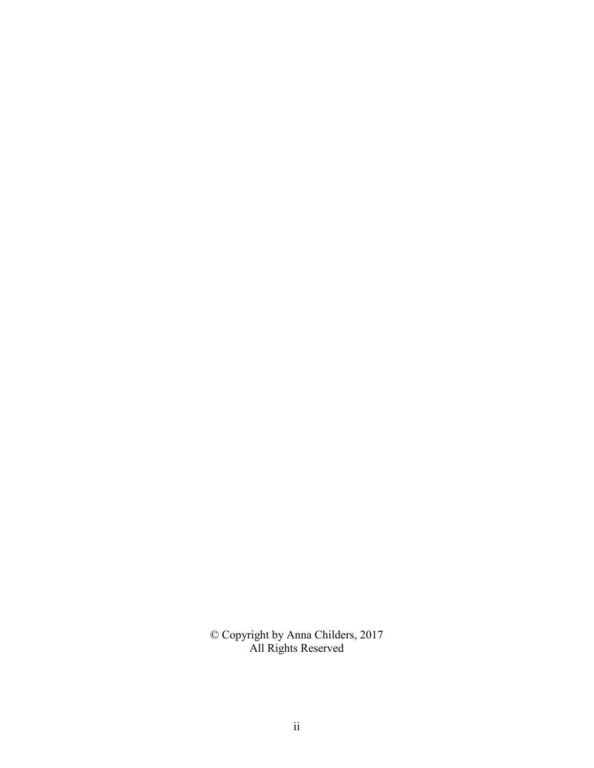© Copyright by Anna Childers, 2017
All Rights Reserved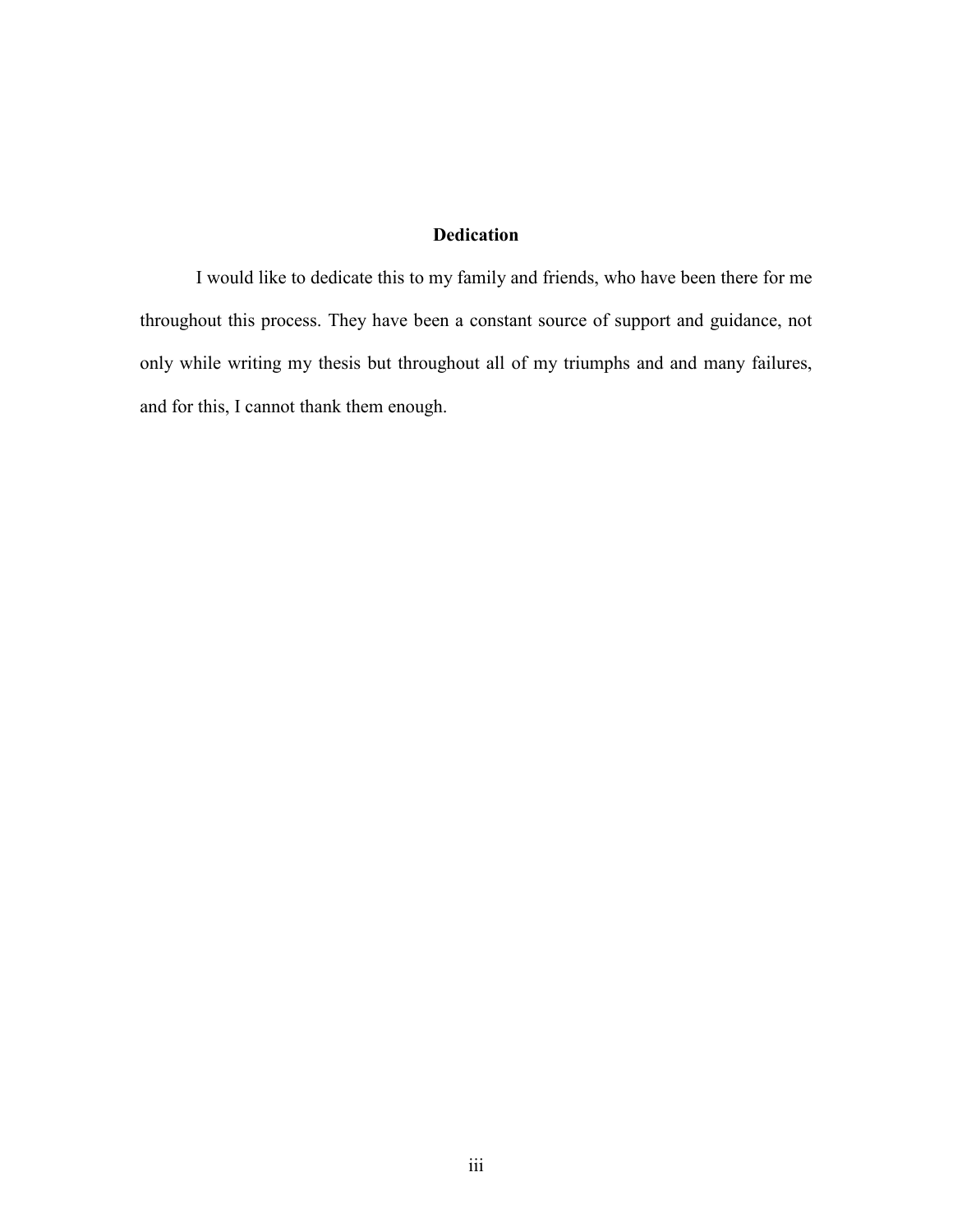## Dedication

I would like to dedicate this to my family and friends, who have been there for me throughout this process. They have been a constant source of support and guidance, not only while writing my thesis but throughout all of my triumphs and and many failures, and for this, I cannot thank them enough.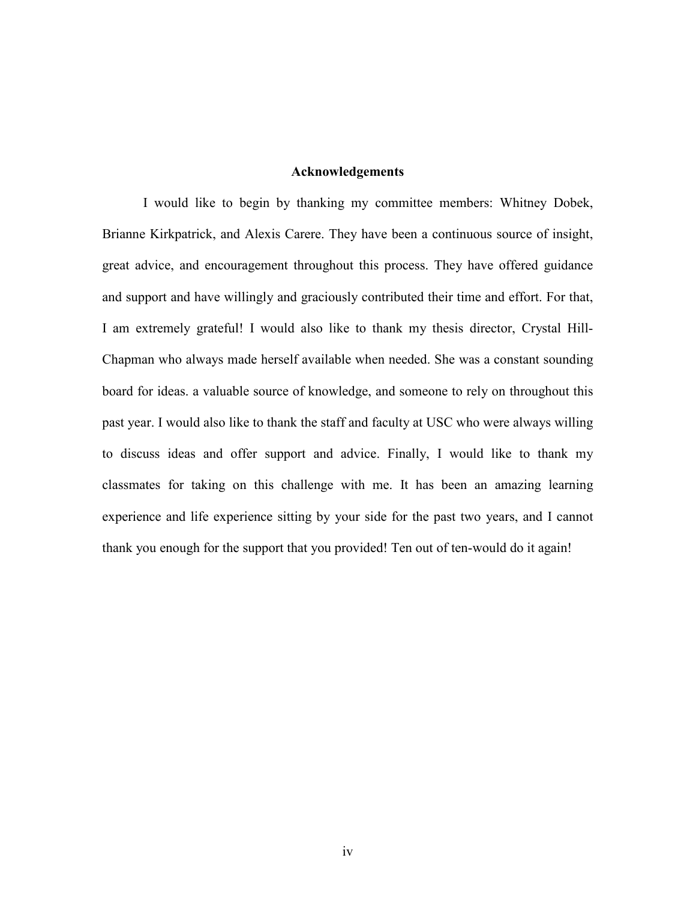# Acknowledgements

I would like to begin by thanking my committee members: Whitney Dobek, Brianne Kirkpatrick, and Alexis Carere. They have been a continuous source of insight, great advice, and encouragement throughout this process. They have offered guidance and support and have willingly and graciously contributed their time and effort. For that, I am extremely grateful! I would also like to thank my thesis director, Crystal Hill-Chapman who always made herself available when needed. She was a constant sounding board for ideas. a valuable source of knowledge, and someone to rely on throughout this past year. I would also like to thank the staff and faculty at USC who were always willing to discuss ideas and offer support and advice. Finally, I would like to thank my classmates for taking on this challenge with me. It has been an amazing learning experience and life experience sitting by your side for the past two years, and I cannot thank you enough for the support that you provided! Ten out of ten-would do it again!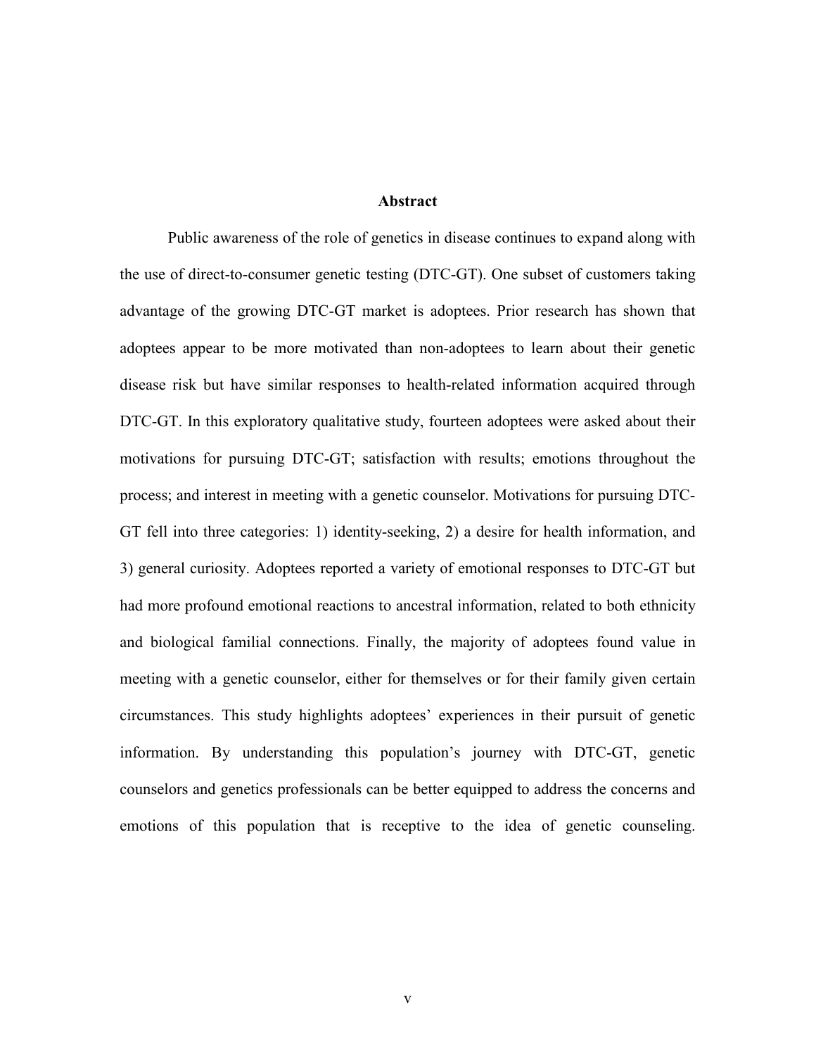# Abstract

Public awareness of the role of genetics in disease continues to expand along with the use of direct-to-consumer genetic testing (DTC-GT). One subset of customers taking advantage of the growing DTC-GT market is adoptees. Prior research has shown that adoptees appear to be more motivated than non-adoptees to learn about their genetic disease risk but have similar responses to health-related information acquired through DTC-GT. In this exploratory qualitative study, fourteen adoptees were asked about their motivations for pursuing DTC-GT; satisfaction with results; emotions throughout the process; and interest in meeting with a genetic counselor. Motivations for pursuing DTC-GT fell into three categories: 1) identity-seeking, 2) a desire for health information, and 3) general curiosity. Adoptees reported a variety of emotional responses to DTC-GT but had more profound emotional reactions to ancestral information, related to both ethnicity and biological familial connections. Finally, the majority of adoptees found value in meeting with a genetic counselor, either for themselves or for their family given certain circumstances. This study highlights adoptees' experiences in their pursuit of genetic information. By understanding this population's journey with DTC-GT, genetic counselors and genetics professionals can be better equipped to address the concerns and emotions of this population that is receptive to the idea of genetic counseling.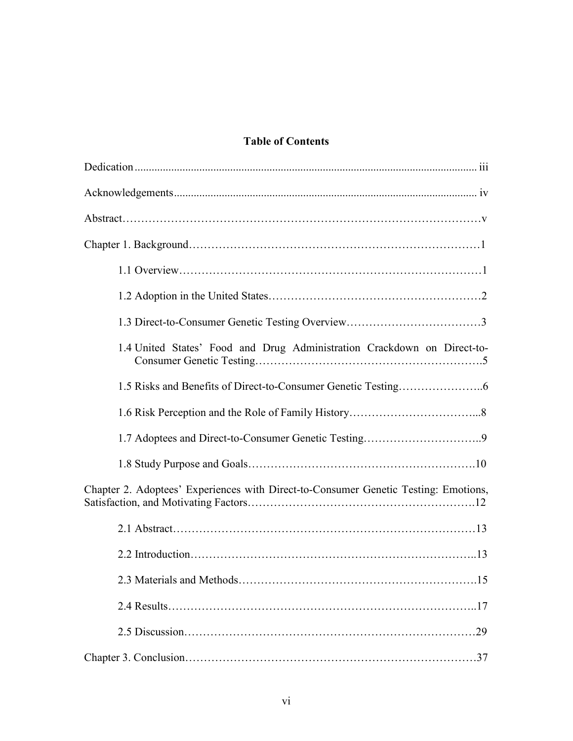# Table of Contents

Dedication ........................................................................................................................ iii

Acknowledgements.......................................................................................................... iv

Abstract……………………………………………………………………………………v

Chapter 1. Background……………………………………………………………………1

- 1.1 Overview………………………………………………………………………1
- 1.2 Adoption in the United States…………………………………………………2
- 1.3 Direct-to-Consumer Genetic Testing Overview………………………………3
- 1.4 United States' Food and Drug Administration Crackdown on Direct-to-Consumer Genetic Testing………………………………………………….5
- 1.5 Risks and Benefits of Direct-to-Consumer Genetic Testing…………………..6
- 1.6 Risk Perception and the Role of Family History……………………………...8
- 1.7 Adoptees and Direct-to-Consumer Genetic Testing…………………………..9
- 1.8 Study Purpose and Goals…………………………………………………….10

Chapter 2. Adoptees' Experiences with Direct-to-Consumer Genetic Testing: Emotions, Satisfaction, and Motivating Factors…………………………………………………..12

- 2.1 Abstract………………………………………………………………………13
- 2.2 Introduction…………………………………………………………………..13
- 2.3 Materials and Methods……………………………………………………….15
- 2.4 Results………………………………………………………………………..17
- 2.5 Discussion……………………………………………………………………29

Chapter 3. Conclusion……………………………………………………………………37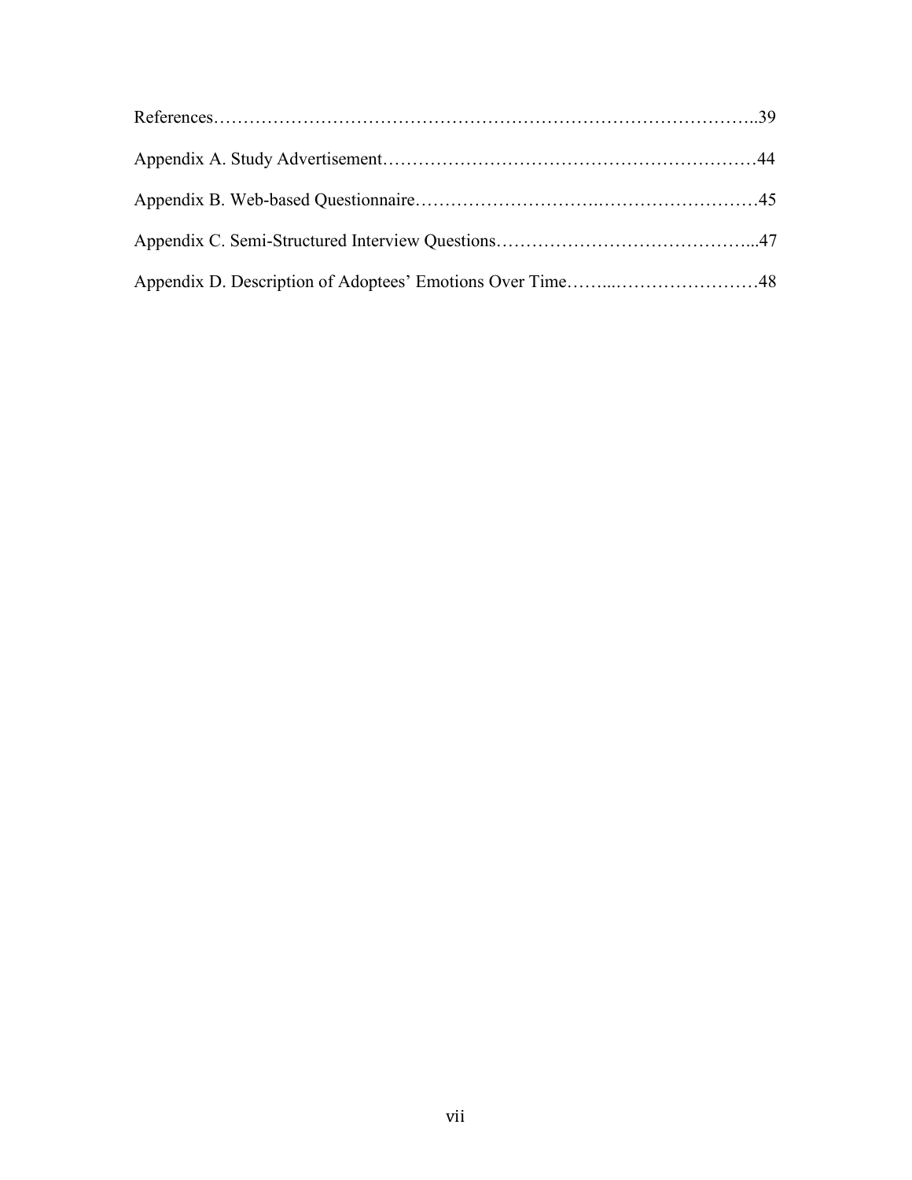References……………………………………………………………………………..39

Appendix A. Study Advertisement……………………………………………………44

Appendix B. Web-based Questionnaire……………………….……………………45

Appendix C. Semi-Structured Interview Questions…………………………………...47

Appendix D. Description of Adoptees' Emotions Over Time……...……………………48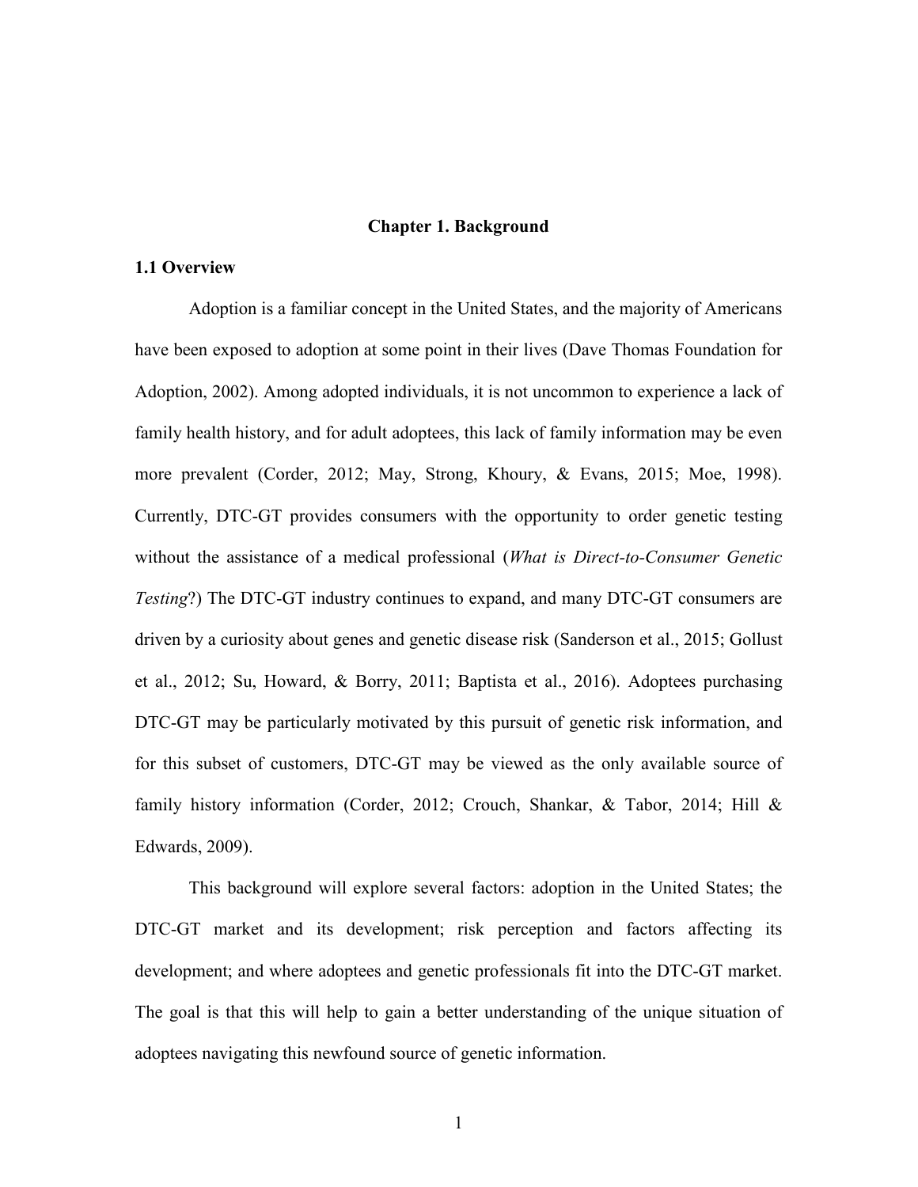# Chapter 1. Background

## 1.1 Overview

Adoption is a familiar concept in the United States, and the majority of Americans have been exposed to adoption at some point in their lives (Dave Thomas Foundation for Adoption, 2002). Among adopted individuals, it is not uncommon to experience a lack of family health history, and for adult adoptees, this lack of family information may be even more prevalent (Corder, 2012; May, Strong, Khoury, & Evans, 2015; Moe, 1998). Currently, DTC-GT provides consumers with the opportunity to order genetic testing without the assistance of a medical professional (*What is Direct-to-Consumer Genetic Testing*?) The DTC-GT industry continues to expand, and many DTC-GT consumers are driven by a curiosity about genes and genetic disease risk (Sanderson et al., 2015; Gollust et al., 2012; Su, Howard, & Borry, 2011; Baptista et al., 2016). Adoptees purchasing DTC-GT may be particularly motivated by this pursuit of genetic risk information, and for this subset of customers, DTC-GT may be viewed as the only available source of family history information (Corder, 2012; Crouch, Shankar, & Tabor, 2014; Hill & Edwards, 2009).

This background will explore several factors: adoption in the United States; the DTC-GT market and its development; risk perception and factors affecting its development; and where adoptees and genetic professionals fit into the DTC-GT market. The goal is that this will help to gain a better understanding of the unique situation of adoptees navigating this newfound source of genetic information.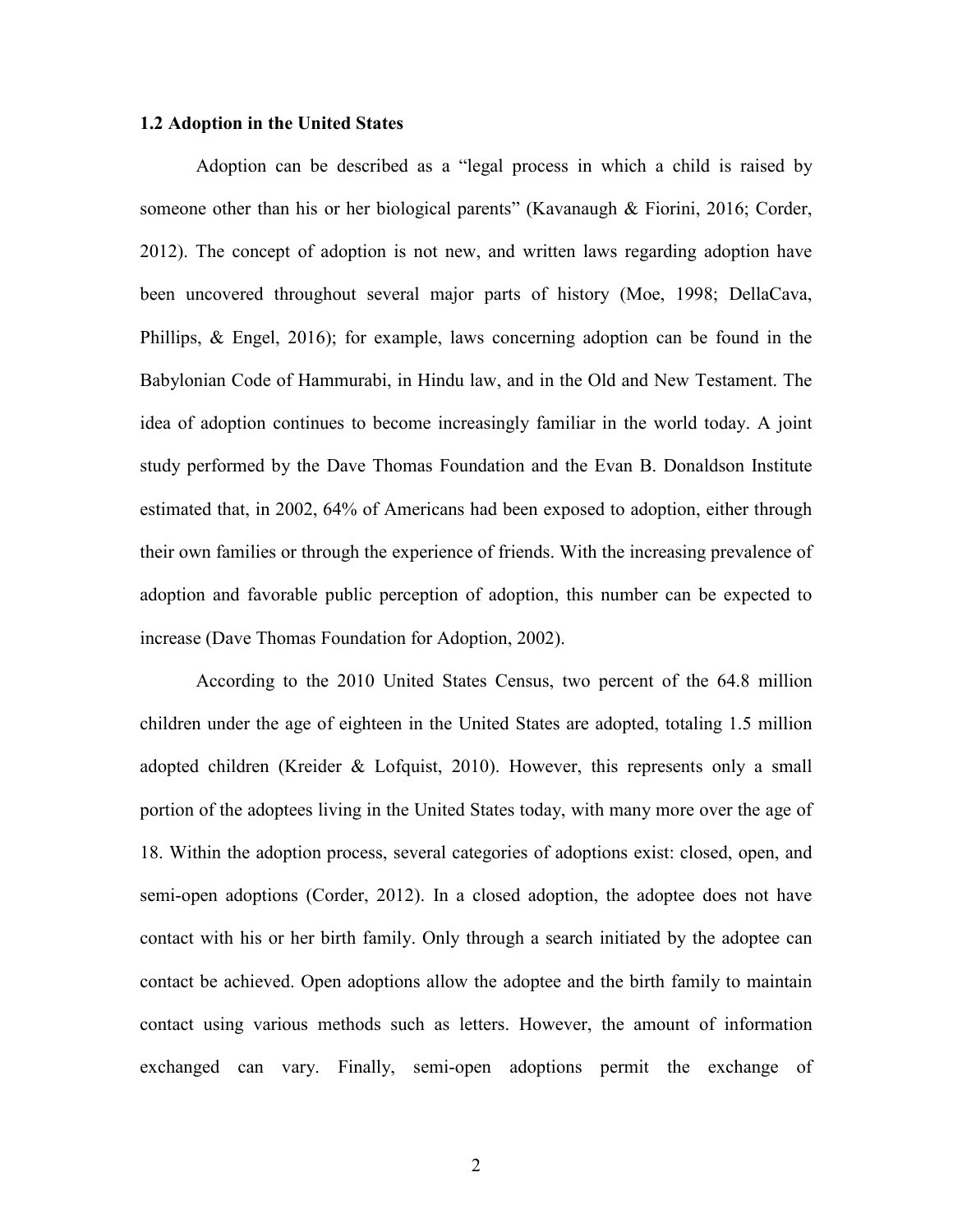### 1.2 Adoption in the United States

Adoption can be described as a “legal process in which a child is raised by someone other than his or her biological parents” (Kavanaugh & Fiorini, 2016; Corder, 2012). The concept of adoption is not new, and written laws regarding adoption have been uncovered throughout several major parts of history (Moe, 1998; DellaCava, Phillips, & Engel, 2016); for example, laws concerning adoption can be found in the Babylonian Code of Hammurabi, in Hindu law, and in the Old and New Testament. The idea of adoption continues to become increasingly familiar in the world today. A joint study performed by the Dave Thomas Foundation and the Evan B. Donaldson Institute estimated that, in 2002, 64% of Americans had been exposed to adoption, either through their own families or through the experience of friends. With the increasing prevalence of adoption and favorable public perception of adoption, this number can be expected to increase (Dave Thomas Foundation for Adoption, 2002).

According to the 2010 United States Census, two percent of the 64.8 million children under the age of eighteen in the United States are adopted, totaling 1.5 million adopted children (Kreider & Lofquist, 2010). However, this represents only a small portion of the adoptees living in the United States today, with many more over the age of 18. Within the adoption process, several categories of adoptions exist: closed, open, and semi-open adoptions (Corder, 2012). In a closed adoption, the adoptee does not have contact with his or her birth family. Only through a search initiated by the adoptee can contact be achieved. Open adoptions allow the adoptee and the birth family to maintain contact using various methods such as letters. However, the amount of information exchanged can vary. Finally, semi-open adoptions permit the exchange of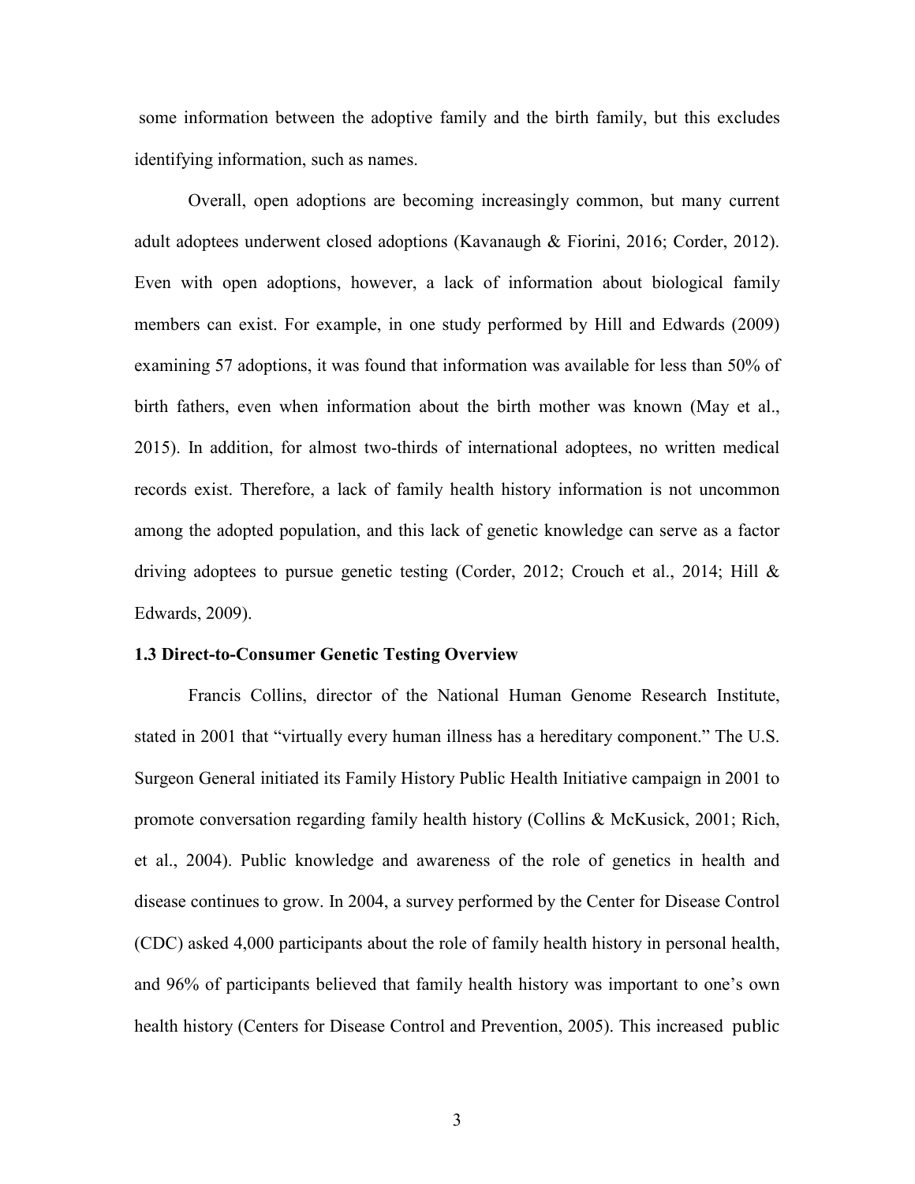some information between the adoptive family and the birth family, but this excludes identifying information, such as names.

Overall, open adoptions are becoming increasingly common, but many current adult adoptees underwent closed adoptions (Kavanaugh & Fiorini, 2016; Corder, 2012). Even with open adoptions, however, a lack of information about biological family members can exist. For example, in one study performed by Hill and Edwards (2009) examining 57 adoptions, it was found that information was available for less than 50% of birth fathers, even when information about the birth mother was known (May et al., 2015). In addition, for almost two-thirds of international adoptees, no written medical records exist. Therefore, a lack of family health history information is not uncommon among the adopted population, and this lack of genetic knowledge can serve as a factor driving adoptees to pursue genetic testing (Corder, 2012; Crouch et al., 2014; Hill & Edwards, 2009).

### 1.3 Direct-to-Consumer Genetic Testing Overview

Francis Collins, director of the National Human Genome Research Institute, stated in 2001 that "virtually every human illness has a hereditary component." The U.S. Surgeon General initiated its Family History Public Health Initiative campaign in 2001 to promote conversation regarding family health history (Collins & McKusick, 2001; Rich, et al., 2004). Public knowledge and awareness of the role of genetics in health and disease continues to grow. In 2004, a survey performed by the Center for Disease Control (CDC) asked 4,000 participants about the role of family health history in personal health, and 96% of participants believed that family health history was important to one's own health history (Centers for Disease Control and Prevention, 2005). This increased public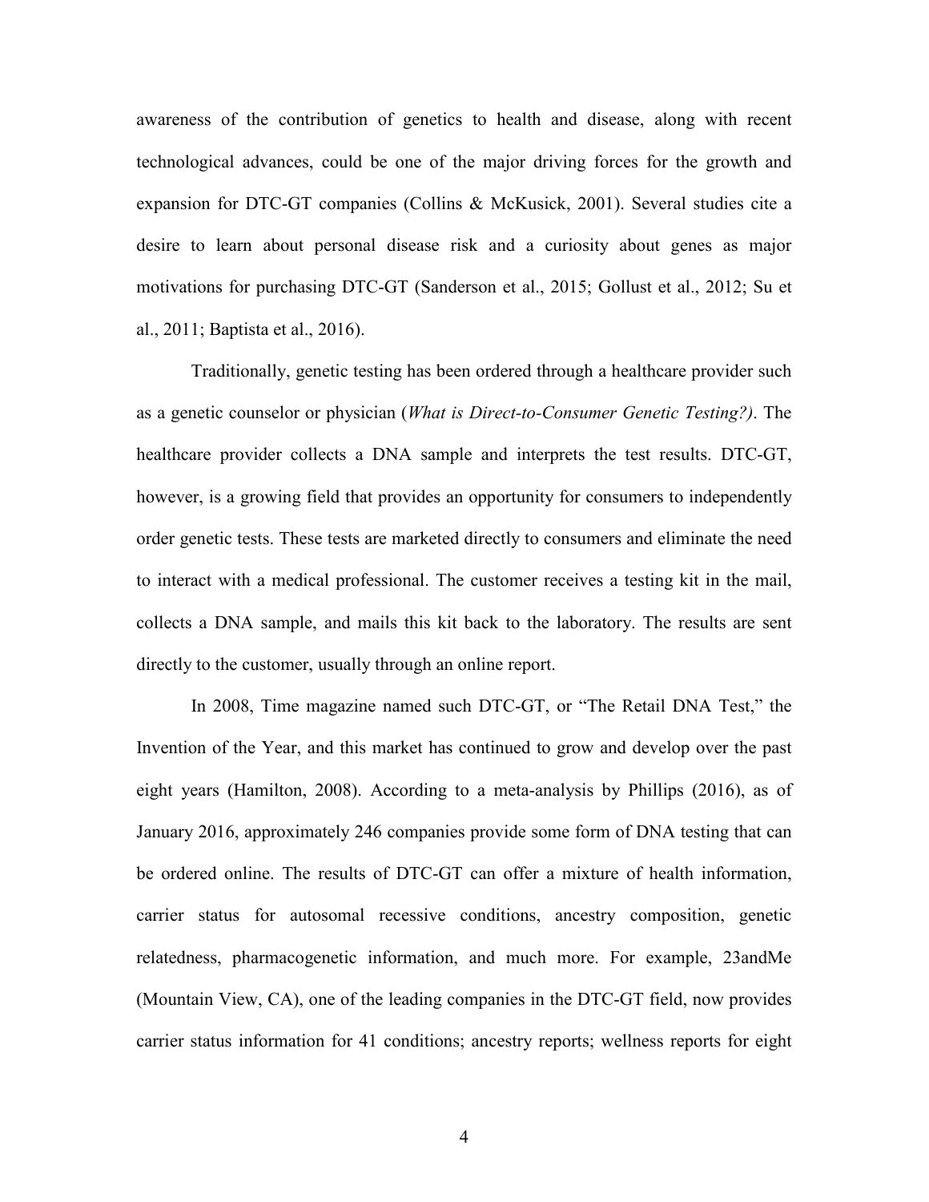awareness of the contribution of genetics to health and disease, along with recent technological advances, could be one of the major driving forces for the growth and expansion for DTC-GT companies (Collins & McKusick, 2001). Several studies cite a desire to learn about personal disease risk and a curiosity about genes as major motivations for purchasing DTC-GT (Sanderson et al., 2015; Gollust et al., 2012; Su et al., 2011; Baptista et al., 2016).

Traditionally, genetic testing has been ordered through a healthcare provider such as a genetic counselor or physician (*What is Direct-to-Consumer Genetic Testing?)*. The healthcare provider collects a DNA sample and interprets the test results. DTC-GT, however, is a growing field that provides an opportunity for consumers to independently order genetic tests. These tests are marketed directly to consumers and eliminate the need to interact with a medical professional. The customer receives a testing kit in the mail, collects a DNA sample, and mails this kit back to the laboratory. The results are sent directly to the customer, usually through an online report.

In 2008, Time magazine named such DTC-GT, or "The Retail DNA Test," the Invention of the Year, and this market has continued to grow and develop over the past eight years (Hamilton, 2008). According to a meta-analysis by Phillips (2016), as of January 2016, approximately 246 companies provide some form of DNA testing that can be ordered online. The results of DTC-GT can offer a mixture of health information, carrier status for autosomal recessive conditions, ancestry composition, genetic relatedness, pharmacogenetic information, and much more. For example, 23andMe (Mountain View, CA), one of the leading companies in the DTC-GT field, now provides carrier status information for 41 conditions; ancestry reports; wellness reports for eight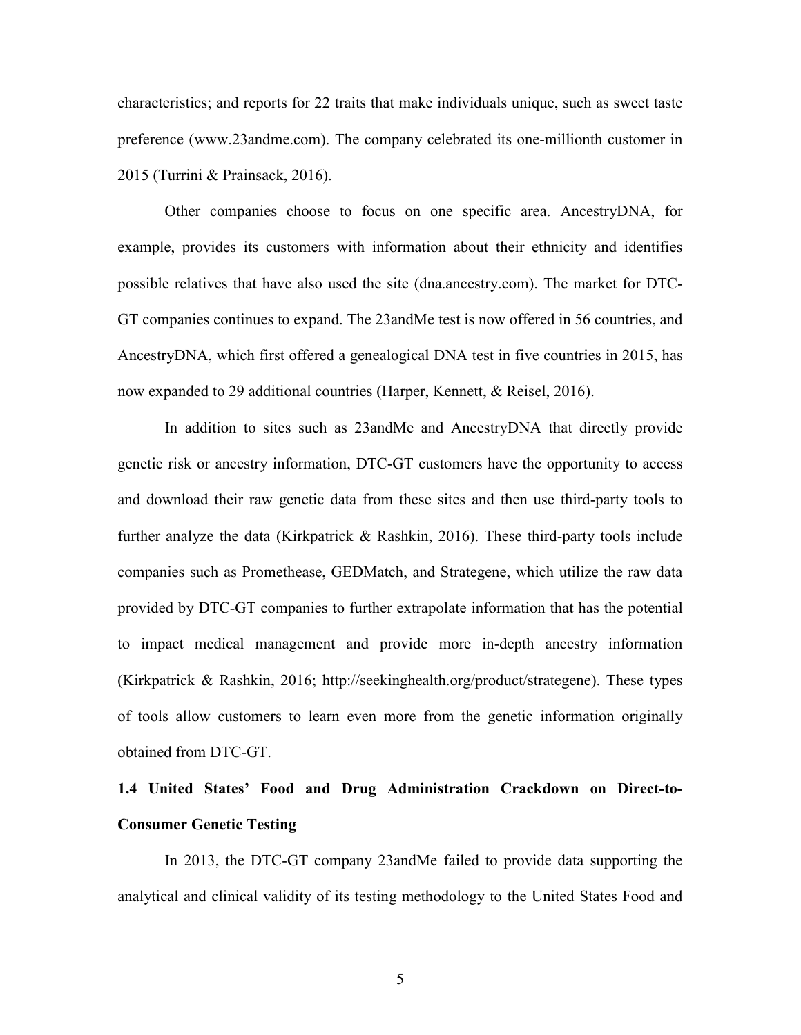characteristics; and reports for 22 traits that make individuals unique, such as sweet taste preference (www.23andme.com). The company celebrated its one-millionth customer in 2015 (Turrini & Prainsack, 2016).

Other companies choose to focus on one specific area. AncestryDNA, for example, provides its customers with information about their ethnicity and identifies possible relatives that have also used the site (dna.ancestry.com). The market for DTC-GT companies continues to expand. The 23andMe test is now offered in 56 countries, and AncestryDNA, which first offered a genealogical DNA test in five countries in 2015, has now expanded to 29 additional countries (Harper, Kennett, & Reisel, 2016).

In addition to sites such as 23andMe and AncestryDNA that directly provide genetic risk or ancestry information, DTC-GT customers have the opportunity to access and download their raw genetic data from these sites and then use third-party tools to further analyze the data (Kirkpatrick & Rashkin, 2016). These third-party tools include companies such as Promethease, GEDMatch, and Strategene, which utilize the raw data provided by DTC-GT companies to further extrapolate information that has the potential to impact medical management and provide more in-depth ancestry information (Kirkpatrick & Rashkin, 2016; http://seekinghealth.org/product/strategene). These types of tools allow customers to learn even more from the genetic information originally obtained from DTC-GT.

### 1.4 United States' Food and Drug Administration Crackdown on Direct-to-Consumer Genetic Testing

In 2013, the DTC-GT company 23andMe failed to provide data supporting the analytical and clinical validity of its testing methodology to the United States Food and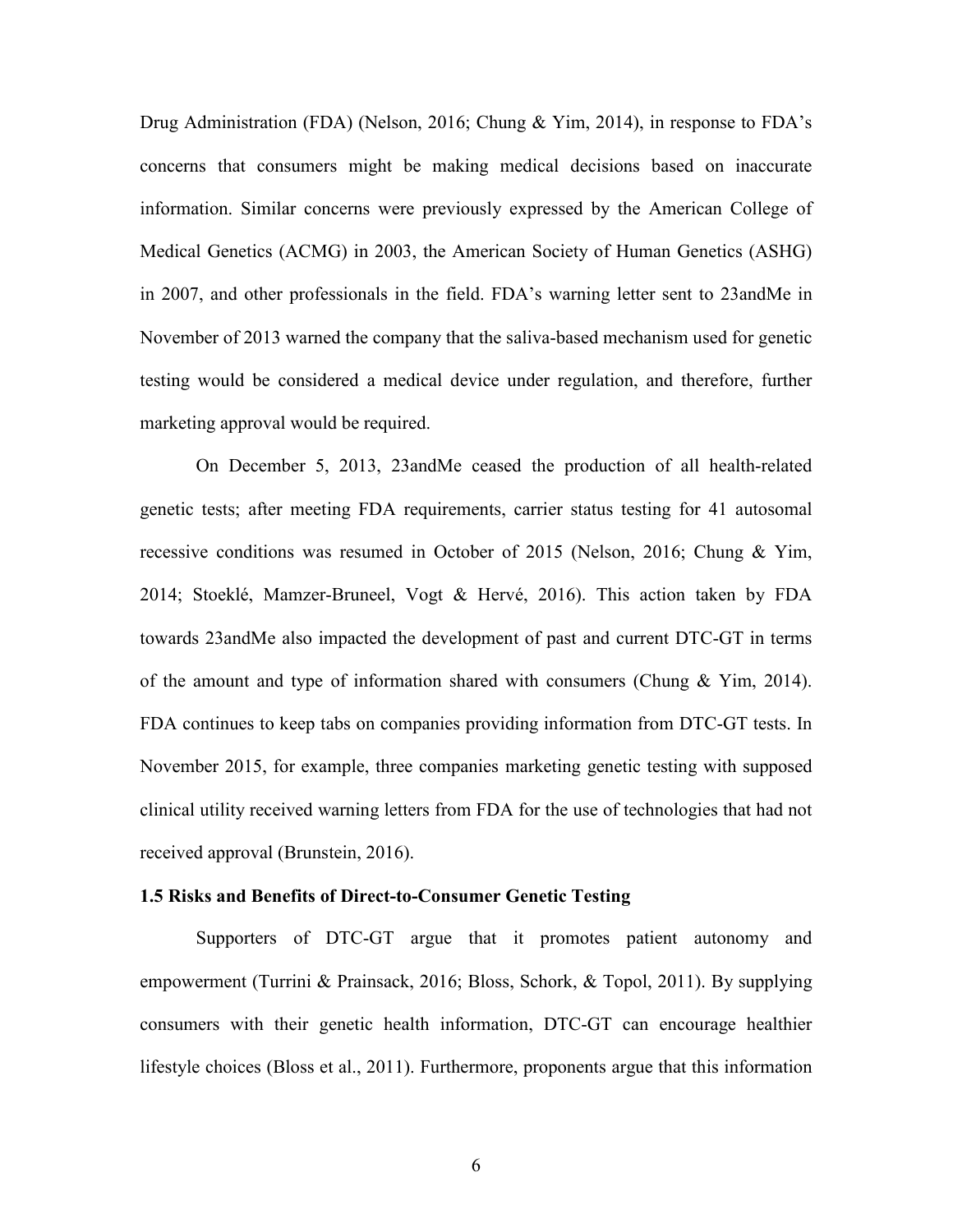Drug Administration (FDA) (Nelson, 2016; Chung & Yim, 2014), in response to FDA's concerns that consumers might be making medical decisions based on inaccurate information. Similar concerns were previously expressed by the American College of Medical Genetics (ACMG) in 2003, the American Society of Human Genetics (ASHG) in 2007, and other professionals in the field. FDA's warning letter sent to 23andMe in November of 2013 warned the company that the saliva-based mechanism used for genetic testing would be considered a medical device under regulation, and therefore, further marketing approval would be required.

On December 5, 2013, 23andMe ceased the production of all health-related genetic tests; after meeting FDA requirements, carrier status testing for 41 autosomal recessive conditions was resumed in October of 2015 (Nelson, 2016; Chung & Yim, 2014; Stoeklé, Mamzer-Bruneel, Vogt & Hervé, 2016). This action taken by FDA towards 23andMe also impacted the development of past and current DTC-GT in terms of the amount and type of information shared with consumers (Chung & Yim, 2014). FDA continues to keep tabs on companies providing information from DTC-GT tests. In November 2015, for example, three companies marketing genetic testing with supposed clinical utility received warning letters from FDA for the use of technologies that had not received approval (Brunstein, 2016).

### 1.5 Risks and Benefits of Direct-to-Consumer Genetic Testing

Supporters of DTC-GT argue that it promotes patient autonomy and empowerment (Turrini & Prainsack, 2016; Bloss, Schork, & Topol, 2011). By supplying consumers with their genetic health information, DTC-GT can encourage healthier lifestyle choices (Bloss et al., 2011). Furthermore, proponents argue that this information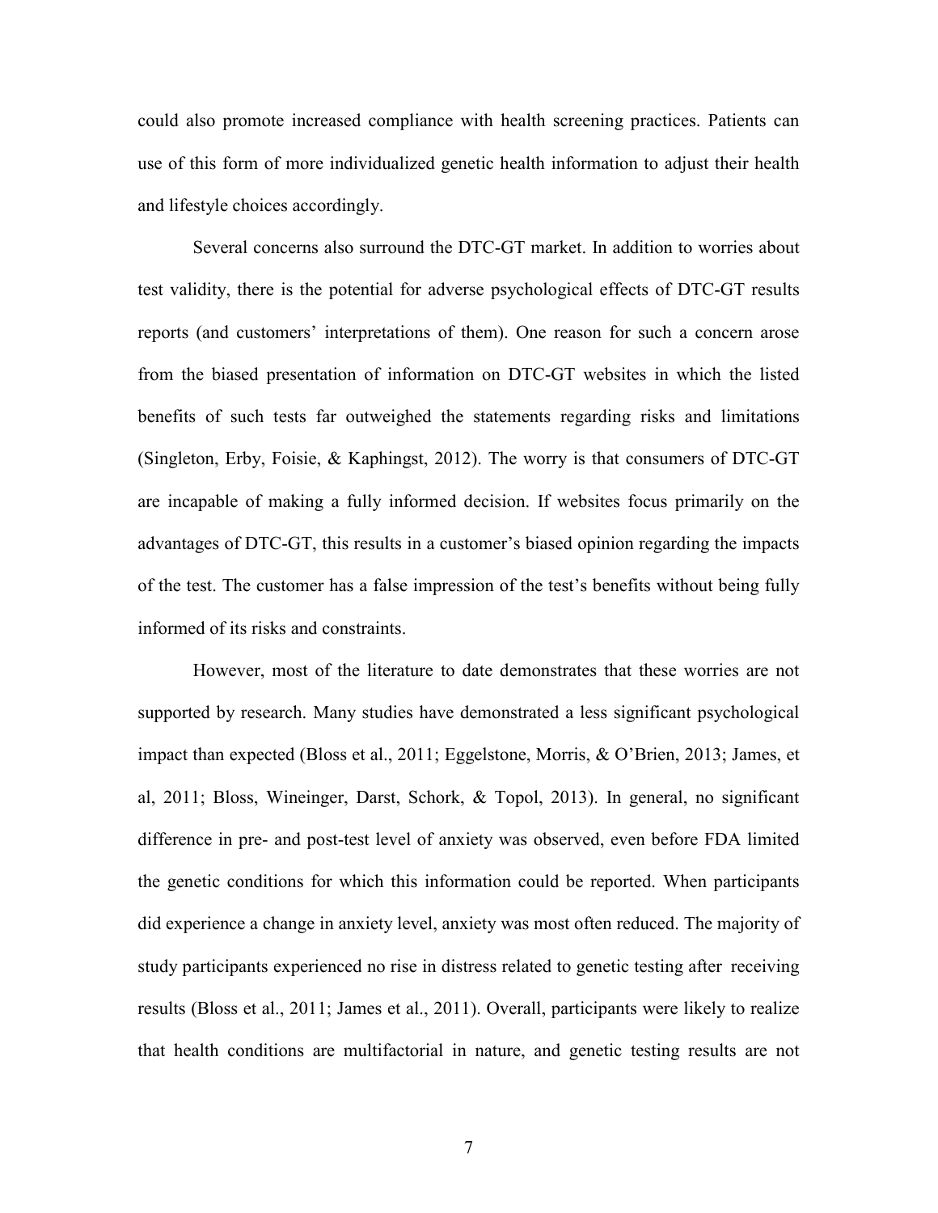could also promote increased compliance with health screening practices. Patients can use of this form of more individualized genetic health information to adjust their health and lifestyle choices accordingly.

Several concerns also surround the DTC-GT market. In addition to worries about test validity, there is the potential for adverse psychological effects of DTC-GT results reports (and customers' interpretations of them). One reason for such a concern arose from the biased presentation of information on DTC-GT websites in which the listed benefits of such tests far outweighed the statements regarding risks and limitations (Singleton, Erby, Foisie, & Kaphingst, 2012). The worry is that consumers of DTC-GT are incapable of making a fully informed decision. If websites focus primarily on the advantages of DTC-GT, this results in a customer's biased opinion regarding the impacts of the test. The customer has a false impression of the test's benefits without being fully informed of its risks and constraints.

However, most of the literature to date demonstrates that these worries are not supported by research. Many studies have demonstrated a less significant psychological impact than expected (Bloss et al., 2011; Eggelstone, Morris, & O'Brien, 2013; James, et al, 2011; Bloss, Wineinger, Darst, Schork, & Topol, 2013). In general, no significant difference in pre- and post-test level of anxiety was observed, even before FDA limited the genetic conditions for which this information could be reported. When participants did experience a change in anxiety level, anxiety was most often reduced. The majority of study participants experienced no rise in distress related to genetic testing after receiving results (Bloss et al., 2011; James et al., 2011). Overall, participants were likely to realize that health conditions are multifactorial in nature, and genetic testing results are not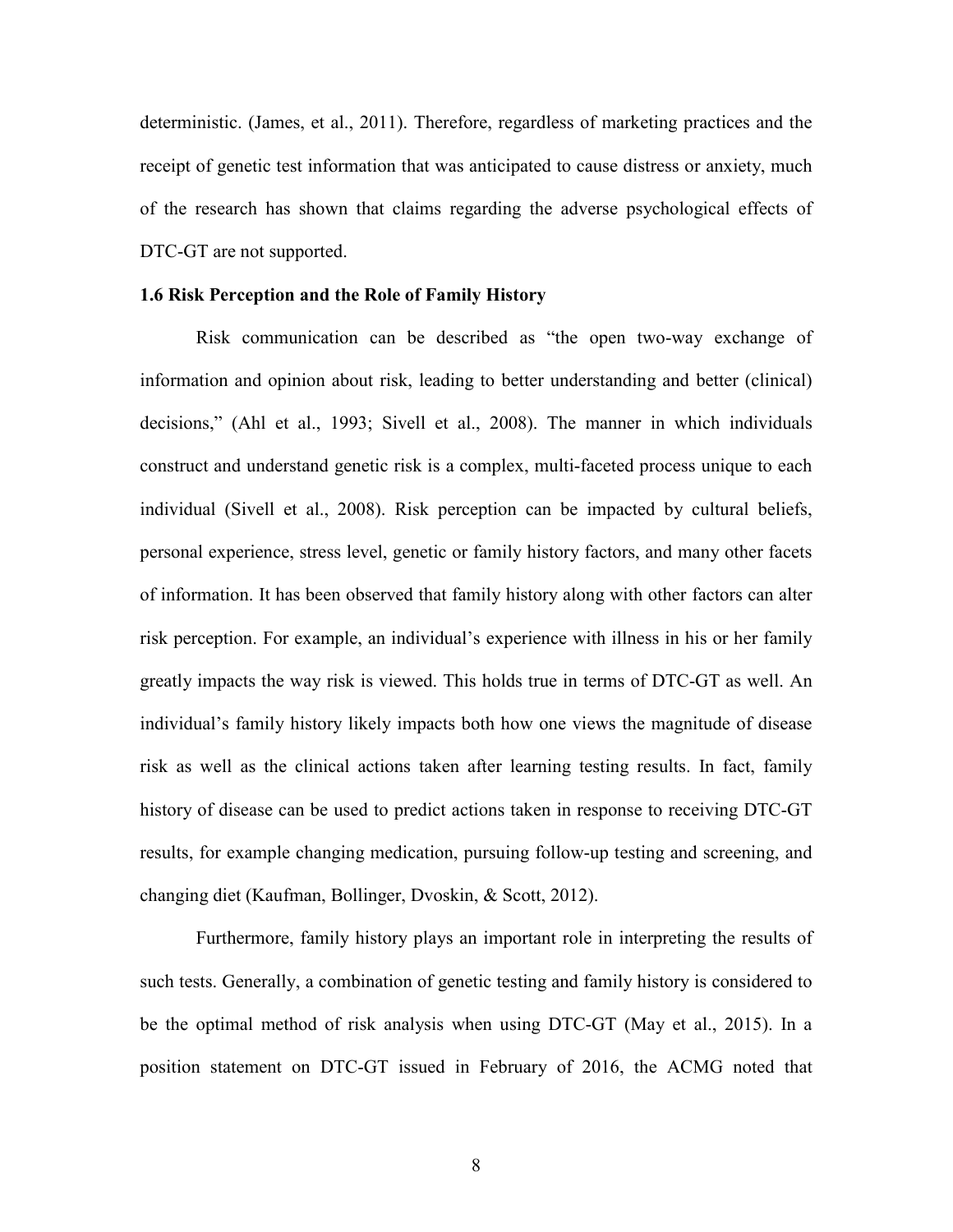deterministic. (James, et al., 2011). Therefore, regardless of marketing practices and the receipt of genetic test information that was anticipated to cause distress or anxiety, much of the research has shown that claims regarding the adverse psychological effects of DTC-GT are not supported.

### 1.6 Risk Perception and the Role of Family History

Risk communication can be described as "the open two-way exchange of information and opinion about risk, leading to better understanding and better (clinical) decisions," (Ahl et al., 1993; Sivell et al., 2008). The manner in which individuals construct and understand genetic risk is a complex, multi-faceted process unique to each individual (Sivell et al., 2008). Risk perception can be impacted by cultural beliefs, personal experience, stress level, genetic or family history factors, and many other facets of information. It has been observed that family history along with other factors can alter risk perception. For example, an individual's experience with illness in his or her family greatly impacts the way risk is viewed. This holds true in terms of DTC-GT as well. An individual's family history likely impacts both how one views the magnitude of disease risk as well as the clinical actions taken after learning testing results. In fact, family history of disease can be used to predict actions taken in response to receiving DTC-GT results, for example changing medication, pursuing follow-up testing and screening, and changing diet (Kaufman, Bollinger, Dvoskin, & Scott, 2012).

Furthermore, family history plays an important role in interpreting the results of such tests. Generally, a combination of genetic testing and family history is considered to be the optimal method of risk analysis when using DTC-GT (May et al., 2015). In a position statement on DTC-GT issued in February of 2016, the ACMG noted that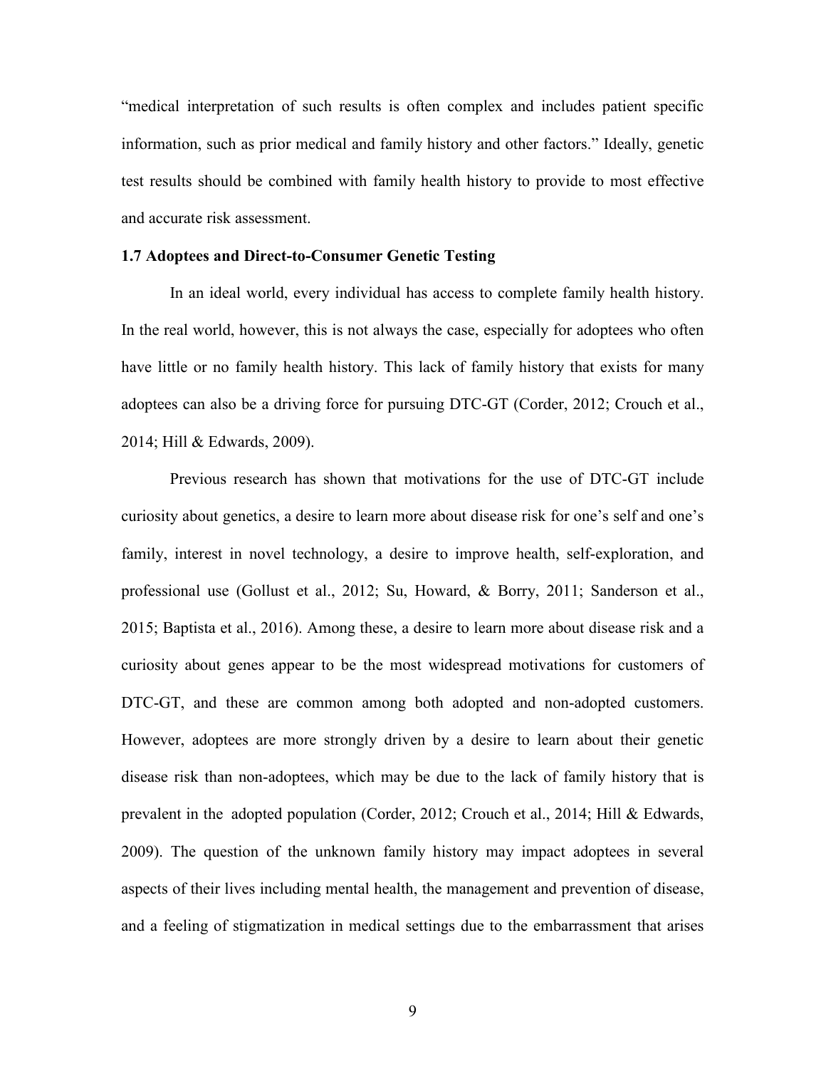"medical interpretation of such results is often complex and includes patient specific information, such as prior medical and family history and other factors." Ideally, genetic test results should be combined with family health history to provide to most effective and accurate risk assessment.

### 1.7 Adoptees and Direct-to-Consumer Genetic Testing

In an ideal world, every individual has access to complete family health history. In the real world, however, this is not always the case, especially for adoptees who often have little or no family health history. This lack of family history that exists for many adoptees can also be a driving force for pursuing DTC-GT (Corder, 2012; Crouch et al., 2014; Hill & Edwards, 2009).

Previous research has shown that motivations for the use of DTC-GT include curiosity about genetics, a desire to learn more about disease risk for one's self and one's family, interest in novel technology, a desire to improve health, self-exploration, and professional use (Gollust et al., 2012; Su, Howard, & Borry, 2011; Sanderson et al., 2015; Baptista et al., 2016). Among these, a desire to learn more about disease risk and a curiosity about genes appear to be the most widespread motivations for customers of DTC-GT, and these are common among both adopted and non-adopted customers. However, adoptees are more strongly driven by a desire to learn about their genetic disease risk than non-adoptees, which may be due to the lack of family history that is prevalent in the adopted population (Corder, 2012; Crouch et al., 2014; Hill & Edwards, 2009). The question of the unknown family history may impact adoptees in several aspects of their lives including mental health, the management and prevention of disease, and a feeling of stigmatization in medical settings due to the embarrassment that arises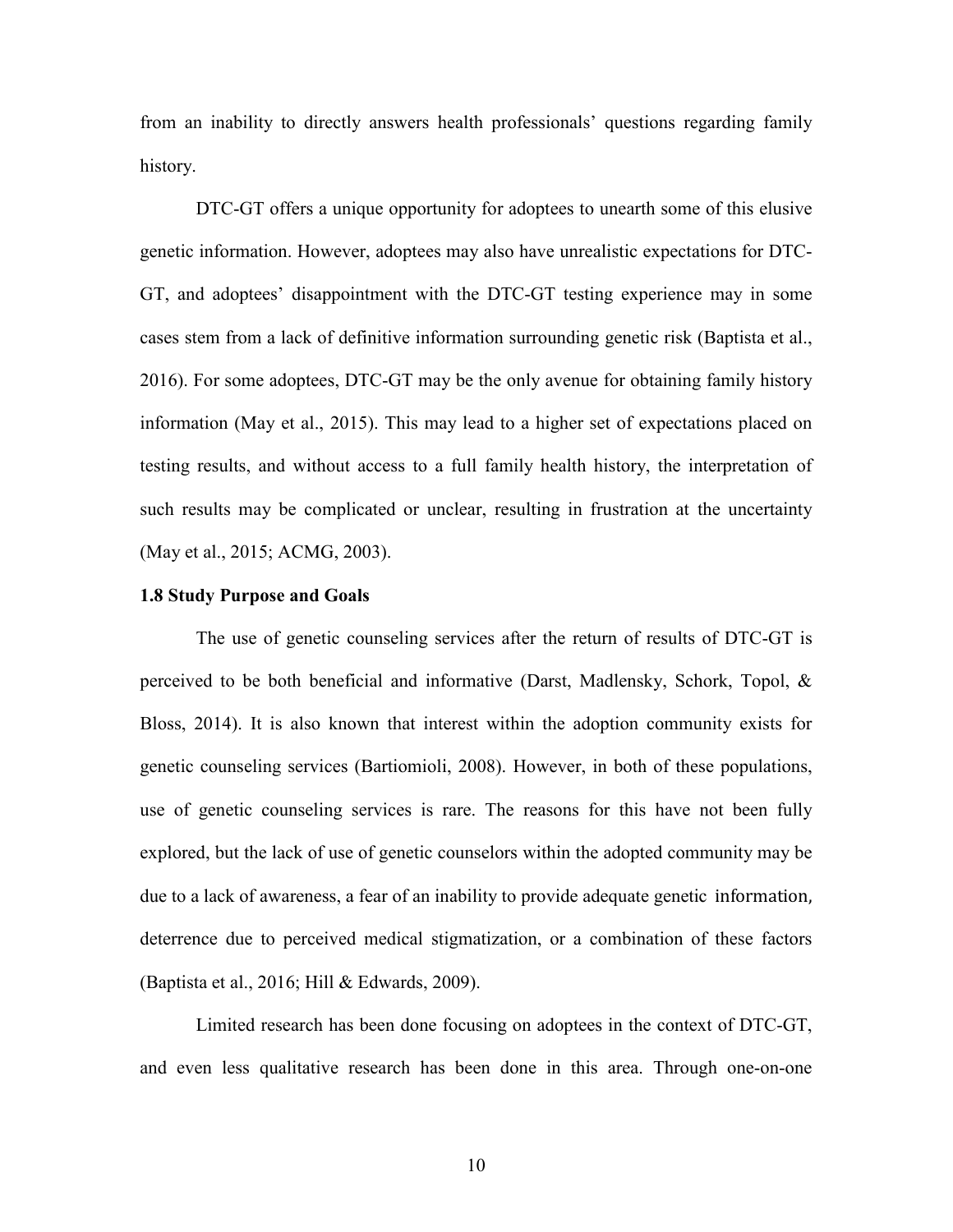from an inability to directly answers health professionals' questions regarding family history.

DTC-GT offers a unique opportunity for adoptees to unearth some of this elusive genetic information. However, adoptees may also have unrealistic expectations for DTC-GT, and adoptees' disappointment with the DTC-GT testing experience may in some cases stem from a lack of definitive information surrounding genetic risk (Baptista et al., 2016). For some adoptees, DTC-GT may be the only avenue for obtaining family history information (May et al., 2015). This may lead to a higher set of expectations placed on testing results, and without access to a full family health history, the interpretation of such results may be complicated or unclear, resulting in frustration at the uncertainty (May et al., 2015; ACMG, 2003).

### 1.8 Study Purpose and Goals

The use of genetic counseling services after the return of results of DTC-GT is perceived to be both beneficial and informative (Darst, Madlensky, Schork, Topol, & Bloss, 2014). It is also known that interest within the adoption community exists for genetic counseling services (Bartiomioli, 2008). However, in both of these populations, use of genetic counseling services is rare. The reasons for this have not been fully explored, but the lack of use of genetic counselors within the adopted community may be due to a lack of awareness, a fear of an inability to provide adequate genetic information, deterrence due to perceived medical stigmatization, or a combination of these factors (Baptista et al., 2016; Hill & Edwards, 2009).

Limited research has been done focusing on adoptees in the context of DTC-GT, and even less qualitative research has been done in this area. Through one-on-one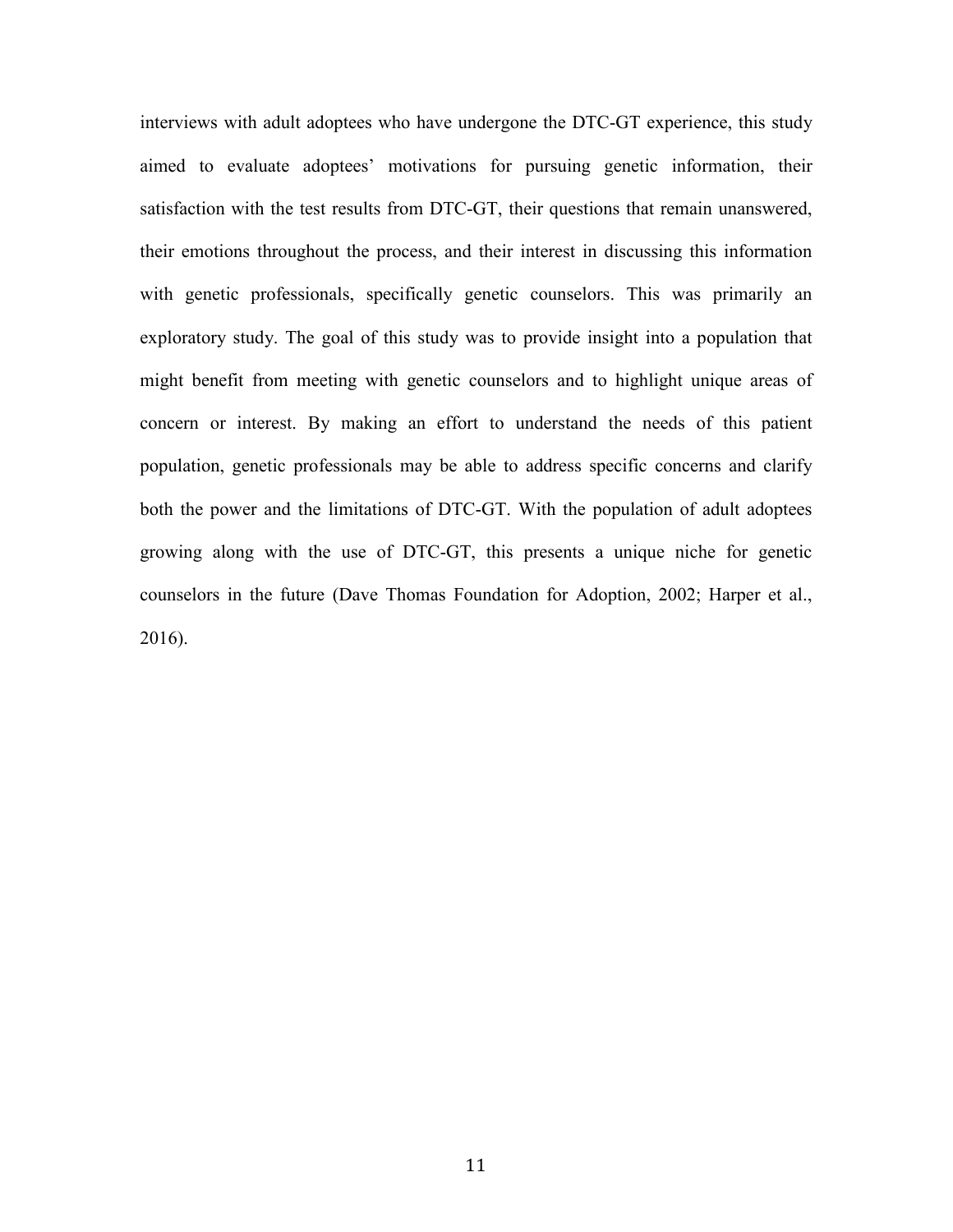interviews with adult adoptees who have undergone the DTC-GT experience, this study aimed to evaluate adoptees' motivations for pursuing genetic information, their satisfaction with the test results from DTC-GT, their questions that remain unanswered, their emotions throughout the process, and their interest in discussing this information with genetic professionals, specifically genetic counselors. This was primarily an exploratory study. The goal of this study was to provide insight into a population that might benefit from meeting with genetic counselors and to highlight unique areas of concern or interest. By making an effort to understand the needs of this patient population, genetic professionals may be able to address specific concerns and clarify both the power and the limitations of DTC-GT. With the population of adult adoptees growing along with the use of DTC-GT, this presents a unique niche for genetic counselors in the future (Dave Thomas Foundation for Adoption, 2002; Harper et al., 2016).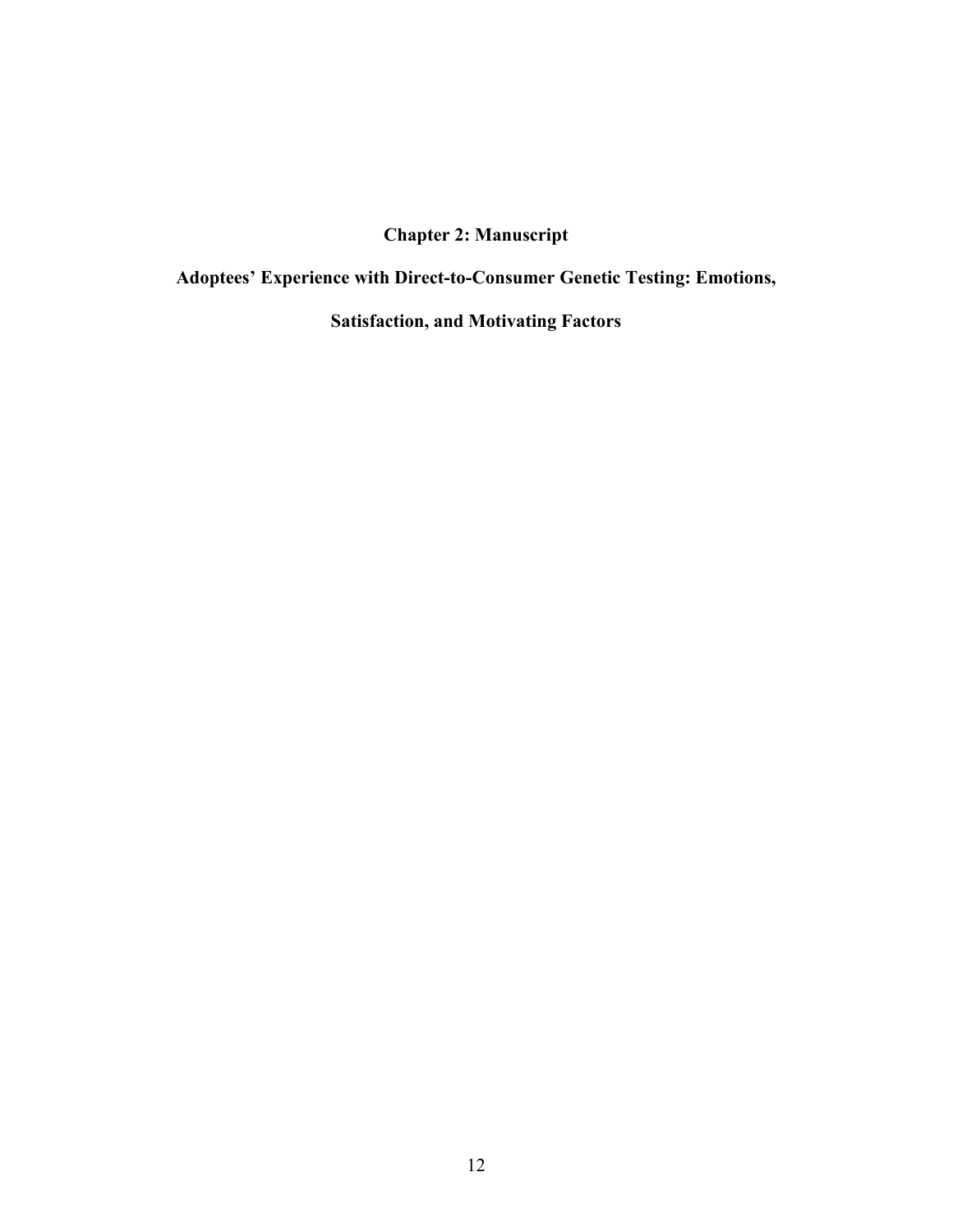# Chapter 2: Manuscript

## Adoptees' Experience with Direct-to-Consumer Genetic Testing: Emotions, Satisfaction, and Motivating Factors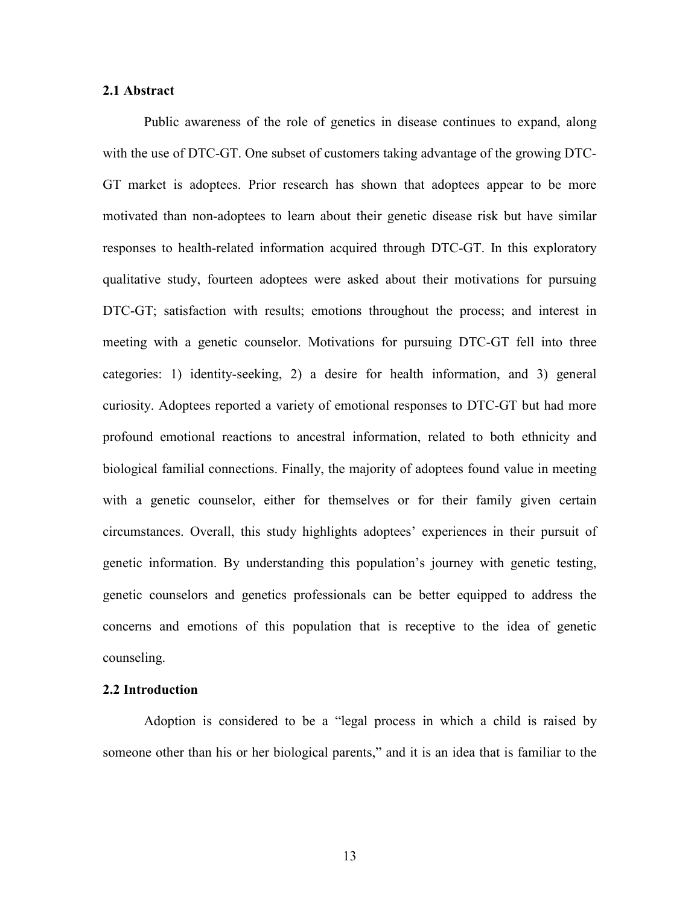### 2.1 Abstract

Public awareness of the role of genetics in disease continues to expand, along with the use of DTC-GT. One subset of customers taking advantage of the growing DTC-GT market is adoptees. Prior research has shown that adoptees appear to be more motivated than non-adoptees to learn about their genetic disease risk but have similar responses to health-related information acquired through DTC-GT. In this exploratory qualitative study, fourteen adoptees were asked about their motivations for pursuing DTC-GT; satisfaction with results; emotions throughout the process; and interest in meeting with a genetic counselor. Motivations for pursuing DTC-GT fell into three categories: 1) identity-seeking, 2) a desire for health information, and 3) general curiosity. Adoptees reported a variety of emotional responses to DTC-GT but had more profound emotional reactions to ancestral information, related to both ethnicity and biological familial connections. Finally, the majority of adoptees found value in meeting with a genetic counselor, either for themselves or for their family given certain circumstances. Overall, this study highlights adoptees' experiences in their pursuit of genetic information. By understanding this population's journey with genetic testing, genetic counselors and genetics professionals can be better equipped to address the concerns and emotions of this population that is receptive to the idea of genetic counseling.

### 2.2 Introduction

Adoption is considered to be a "legal process in which a child is raised by someone other than his or her biological parents," and it is an idea that is familiar to the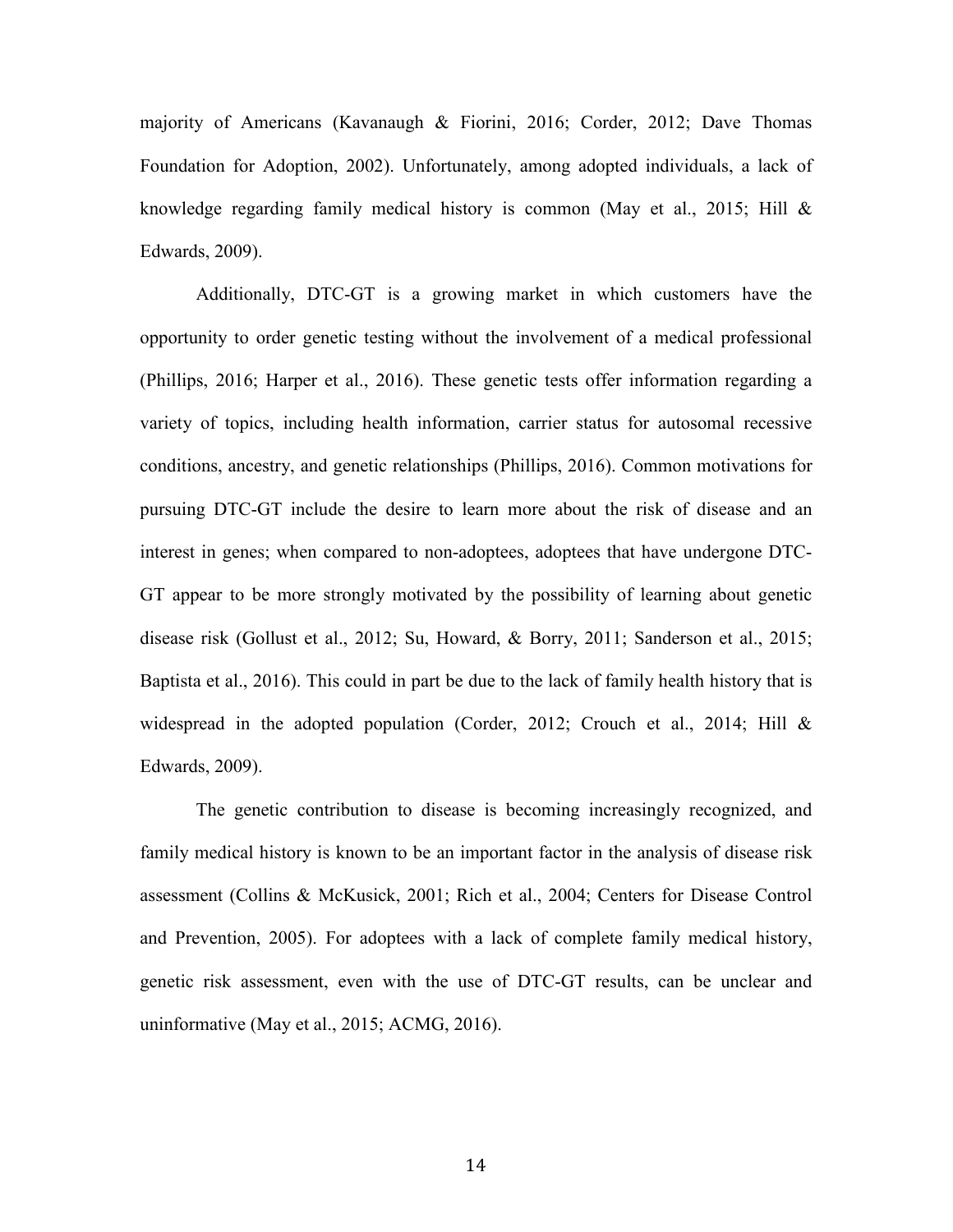majority of Americans (Kavanaugh & Fiorini, 2016; Corder, 2012; Dave Thomas Foundation for Adoption, 2002). Unfortunately, among adopted individuals, a lack of knowledge regarding family medical history is common (May et al., 2015; Hill & Edwards, 2009).

Additionally, DTC-GT is a growing market in which customers have the opportunity to order genetic testing without the involvement of a medical professional (Phillips, 2016; Harper et al., 2016). These genetic tests offer information regarding a variety of topics, including health information, carrier status for autosomal recessive conditions, ancestry, and genetic relationships (Phillips, 2016). Common motivations for pursuing DTC-GT include the desire to learn more about the risk of disease and an interest in genes; when compared to non-adoptees, adoptees that have undergone DTC-GT appear to be more strongly motivated by the possibility of learning about genetic disease risk (Gollust et al., 2012; Su, Howard, & Borry, 2011; Sanderson et al., 2015; Baptista et al., 2016). This could in part be due to the lack of family health history that is widespread in the adopted population (Corder, 2012; Crouch et al., 2014; Hill & Edwards, 2009).

The genetic contribution to disease is becoming increasingly recognized, and family medical history is known to be an important factor in the analysis of disease risk assessment (Collins & McKusick, 2001; Rich et al., 2004; Centers for Disease Control and Prevention, 2005). For adoptees with a lack of complete family medical history, genetic risk assessment, even with the use of DTC-GT results, can be unclear and uninformative (May et al., 2015; ACMG, 2016).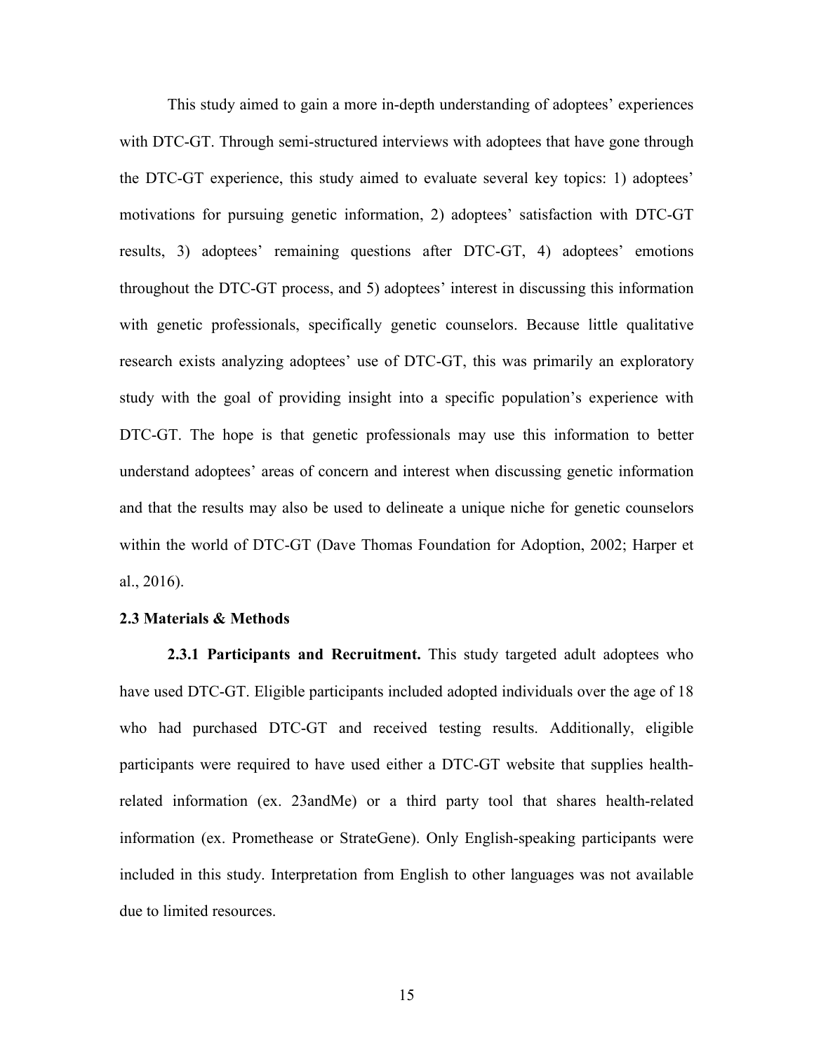This study aimed to gain a more in-depth understanding of adoptees' experiences with DTC-GT. Through semi-structured interviews with adoptees that have gone through the DTC-GT experience, this study aimed to evaluate several key topics: 1) adoptees' motivations for pursuing genetic information, 2) adoptees' satisfaction with DTC-GT results, 3) adoptees' remaining questions after DTC-GT, 4) adoptees' emotions throughout the DTC-GT process, and 5) adoptees' interest in discussing this information with genetic professionals, specifically genetic counselors. Because little qualitative research exists analyzing adoptees' use of DTC-GT, this was primarily an exploratory study with the goal of providing insight into a specific population's experience with DTC-GT. The hope is that genetic professionals may use this information to better understand adoptees' areas of concern and interest when discussing genetic information and that the results may also be used to delineate a unique niche for genetic counselors within the world of DTC-GT (Dave Thomas Foundation for Adoption, 2002; Harper et al., 2016).

### 2.3 Materials & Methods

**2.3.1 Participants and Recruitment.** This study targeted adult adoptees who have used DTC-GT. Eligible participants included adopted individuals over the age of 18 who had purchased DTC-GT and received testing results. Additionally, eligible participants were required to have used either a DTC-GT website that supplies health-related information (ex. 23andMe) or a third party tool that shares health-related information (ex. Promethease or StrateGene). Only English-speaking participants were included in this study. Interpretation from English to other languages was not available due to limited resources.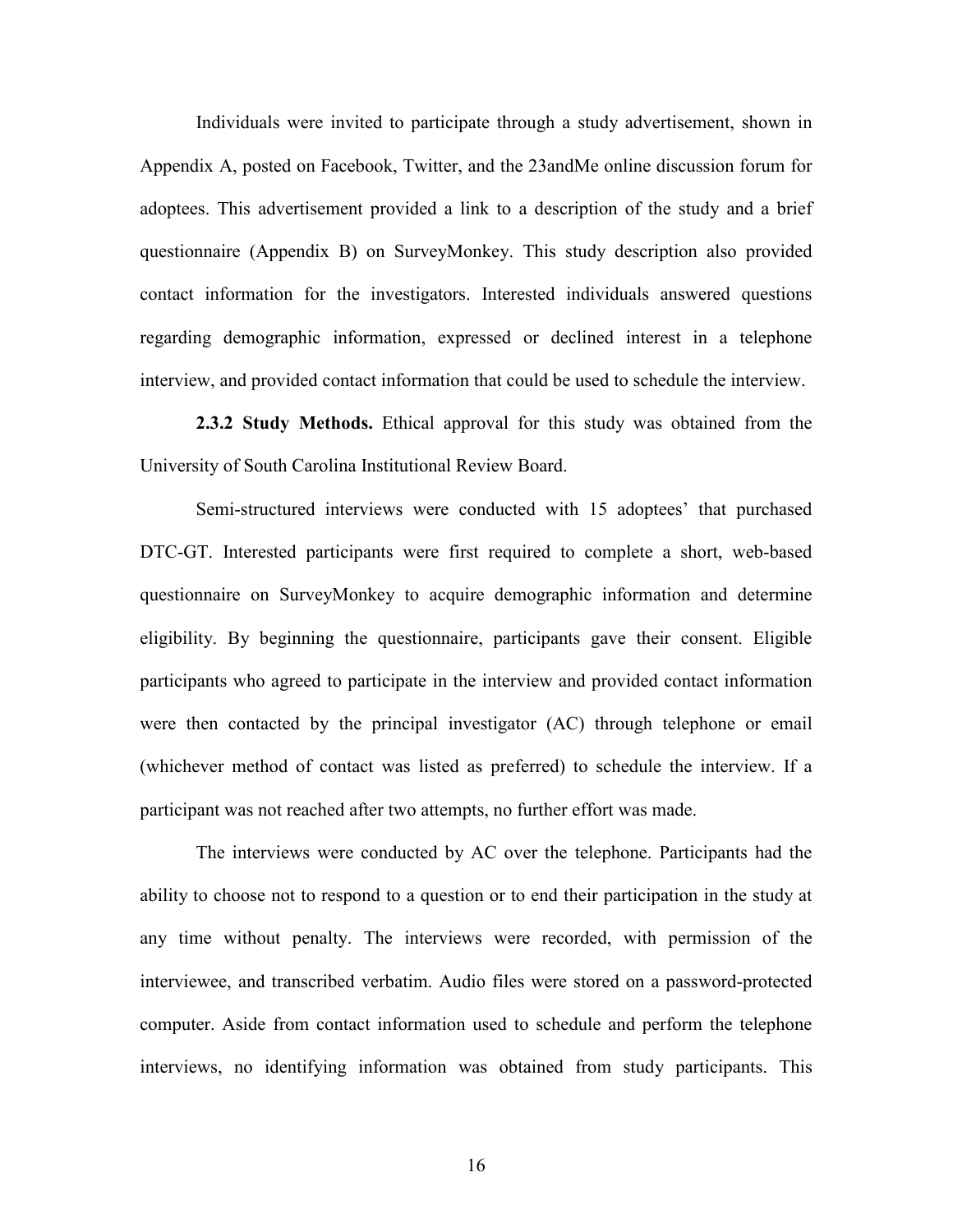Individuals were invited to participate through a study advertisement, shown in Appendix A, posted on Facebook, Twitter, and the 23andMe online discussion forum for adoptees. This advertisement provided a link to a description of the study and a brief questionnaire (Appendix B) on SurveyMonkey. This study description also provided contact information for the investigators. Interested individuals answered questions regarding demographic information, expressed or declined interest in a telephone interview, and provided contact information that could be used to schedule the interview.

**2.3.2 Study Methods.** Ethical approval for this study was obtained from the University of South Carolina Institutional Review Board.

Semi-structured interviews were conducted with 15 adoptees' that purchased DTC-GT. Interested participants were first required to complete a short, web-based questionnaire on SurveyMonkey to acquire demographic information and determine eligibility. By beginning the questionnaire, participants gave their consent. Eligible participants who agreed to participate in the interview and provided contact information were then contacted by the principal investigator (AC) through telephone or email (whichever method of contact was listed as preferred) to schedule the interview. If a participant was not reached after two attempts, no further effort was made.

The interviews were conducted by AC over the telephone. Participants had the ability to choose not to respond to a question or to end their participation in the study at any time without penalty. The interviews were recorded, with permission of the interviewee, and transcribed verbatim. Audio files were stored on a password-protected computer. Aside from contact information used to schedule and perform the telephone interviews, no identifying information was obtained from study participants. This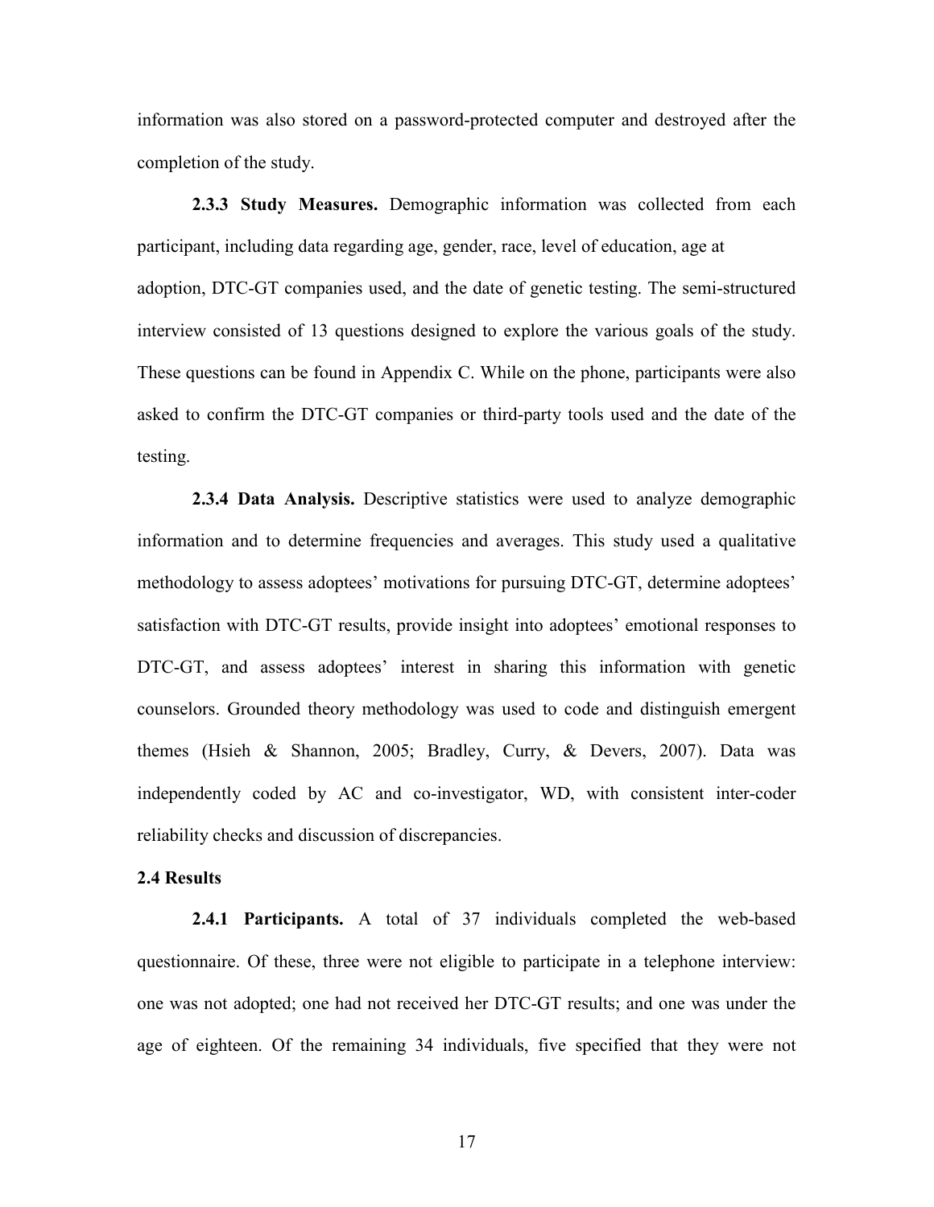information was also stored on a password-protected computer and destroyed after the completion of the study.

**2.3.3 Study Measures.** Demographic information was collected from each participant, including data regarding age, gender, race, level of education, age at adoption, DTC-GT companies used, and the date of genetic testing. The semi-structured interview consisted of 13 questions designed to explore the various goals of the study. These questions can be found in Appendix C. While on the phone, participants were also asked to confirm the DTC-GT companies or third-party tools used and the date of the testing.

**2.3.4 Data Analysis.** Descriptive statistics were used to analyze demographic information and to determine frequencies and averages. This study used a qualitative methodology to assess adoptees' motivations for pursuing DTC-GT, determine adoptees' satisfaction with DTC-GT results, provide insight into adoptees' emotional responses to DTC-GT, and assess adoptees' interest in sharing this information with genetic counselors. Grounded theory methodology was used to code and distinguish emergent themes (Hsieh & Shannon, 2005; Bradley, Curry, & Devers, 2007). Data was independently coded by AC and co-investigator, WD, with consistent inter-coder reliability checks and discussion of discrepancies.

### 2.4 Results

**2.4.1 Participants.** A total of 37 individuals completed the web-based questionnaire. Of these, three were not eligible to participate in a telephone interview: one was not adopted; one had not received her DTC-GT results; and one was under the age of eighteen. Of the remaining 34 individuals, five specified that they were not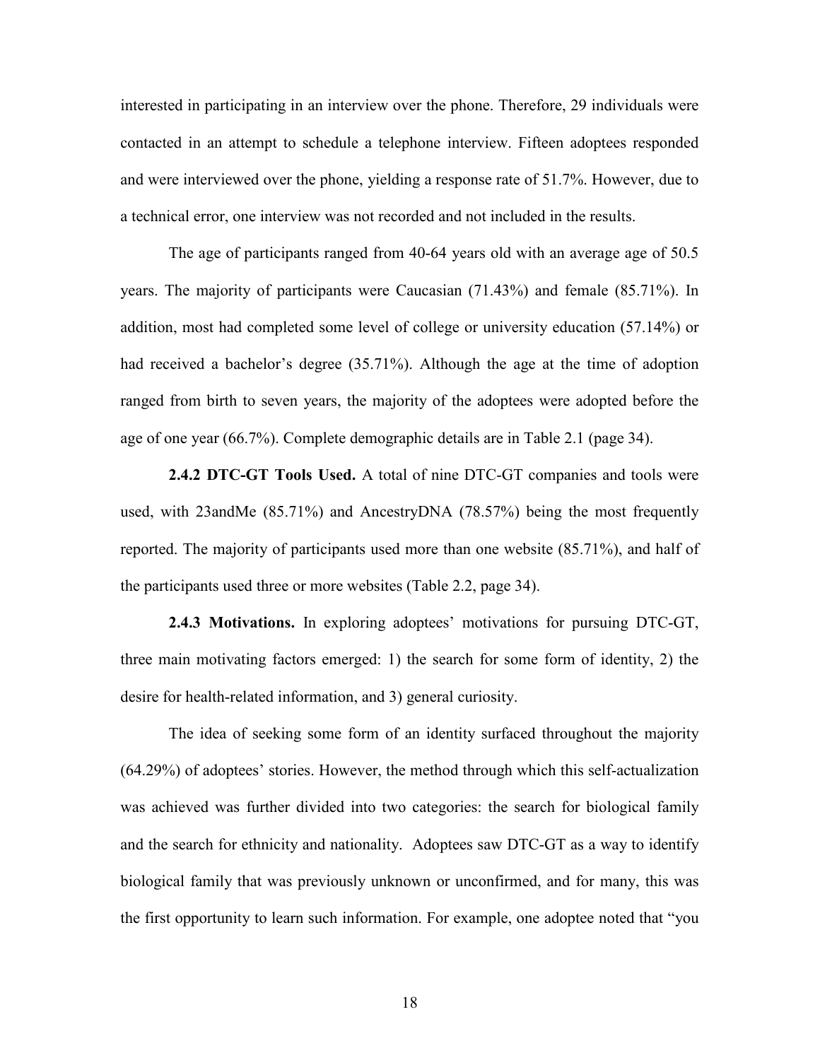interested in participating in an interview over the phone. Therefore, 29 individuals were contacted in an attempt to schedule a telephone interview. Fifteen adoptees responded and were interviewed over the phone, yielding a response rate of 51.7%. However, due to a technical error, one interview was not recorded and not included in the results.

The age of participants ranged from 40-64 years old with an average age of 50.5 years. The majority of participants were Caucasian (71.43%) and female (85.71%). In addition, most had completed some level of college or university education (57.14%) or had received a bachelor's degree (35.71%). Although the age at the time of adoption ranged from birth to seven years, the majority of the adoptees were adopted before the age of one year (66.7%). Complete demographic details are in Table 2.1 (page 34).

**2.4.2 DTC-GT Tools Used.** A total of nine DTC-GT companies and tools were used, with 23andMe (85.71%) and AncestryDNA (78.57%) being the most frequently reported. The majority of participants used more than one website (85.71%), and half of the participants used three or more websites (Table 2.2, page 34).

**2.4.3 Motivations.** In exploring adoptees' motivations for pursuing DTC-GT, three main motivating factors emerged: 1) the search for some form of identity, 2) the desire for health-related information, and 3) general curiosity.

The idea of seeking some form of an identity surfaced throughout the majority (64.29%) of adoptees' stories. However, the method through which this self-actualization was achieved was further divided into two categories: the search for biological family and the search for ethnicity and nationality. Adoptees saw DTC-GT as a way to identify biological family that was previously unknown or unconfirmed, and for many, this was the first opportunity to learn such information. For example, one adoptee noted that "you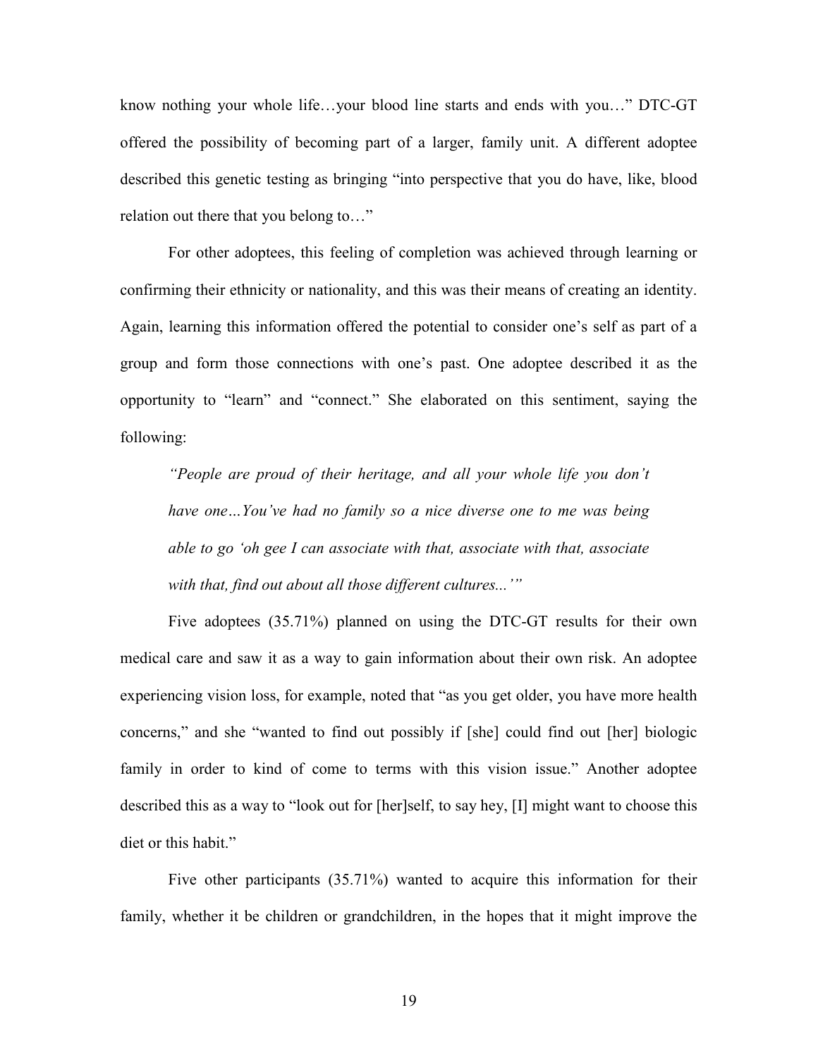know nothing your whole life…your blood line starts and ends with you…" DTC-GT offered the possibility of becoming part of a larger, family unit. A different adoptee described this genetic testing as bringing "into perspective that you do have, like, blood relation out there that you belong to…"

For other adoptees, this feeling of completion was achieved through learning or confirming their ethnicity or nationality, and this was their means of creating an identity. Again, learning this information offered the potential to consider one's self as part of a group and form those connections with one's past. One adoptee described it as the opportunity to "learn" and "connect." She elaborated on this sentiment, saying the following:

> *"People are proud of their heritage, and all your whole life you don't have one…You've had no family so a nice diverse one to me was being able to go 'oh gee I can associate with that, associate with that, associate with that, find out about all those different cultures...'"*

Five adoptees (35.71%) planned on using the DTC-GT results for their own medical care and saw it as a way to gain information about their own risk. An adoptee experiencing vision loss, for example, noted that "as you get older, you have more health concerns," and she "wanted to find out possibly if [she] could find out [her] biologic family in order to kind of come to terms with this vision issue." Another adoptee described this as a way to "look out for [her]self, to say hey, [I] might want to choose this diet or this habit."

Five other participants (35.71%) wanted to acquire this information for their family, whether it be children or grandchildren, in the hopes that it might improve the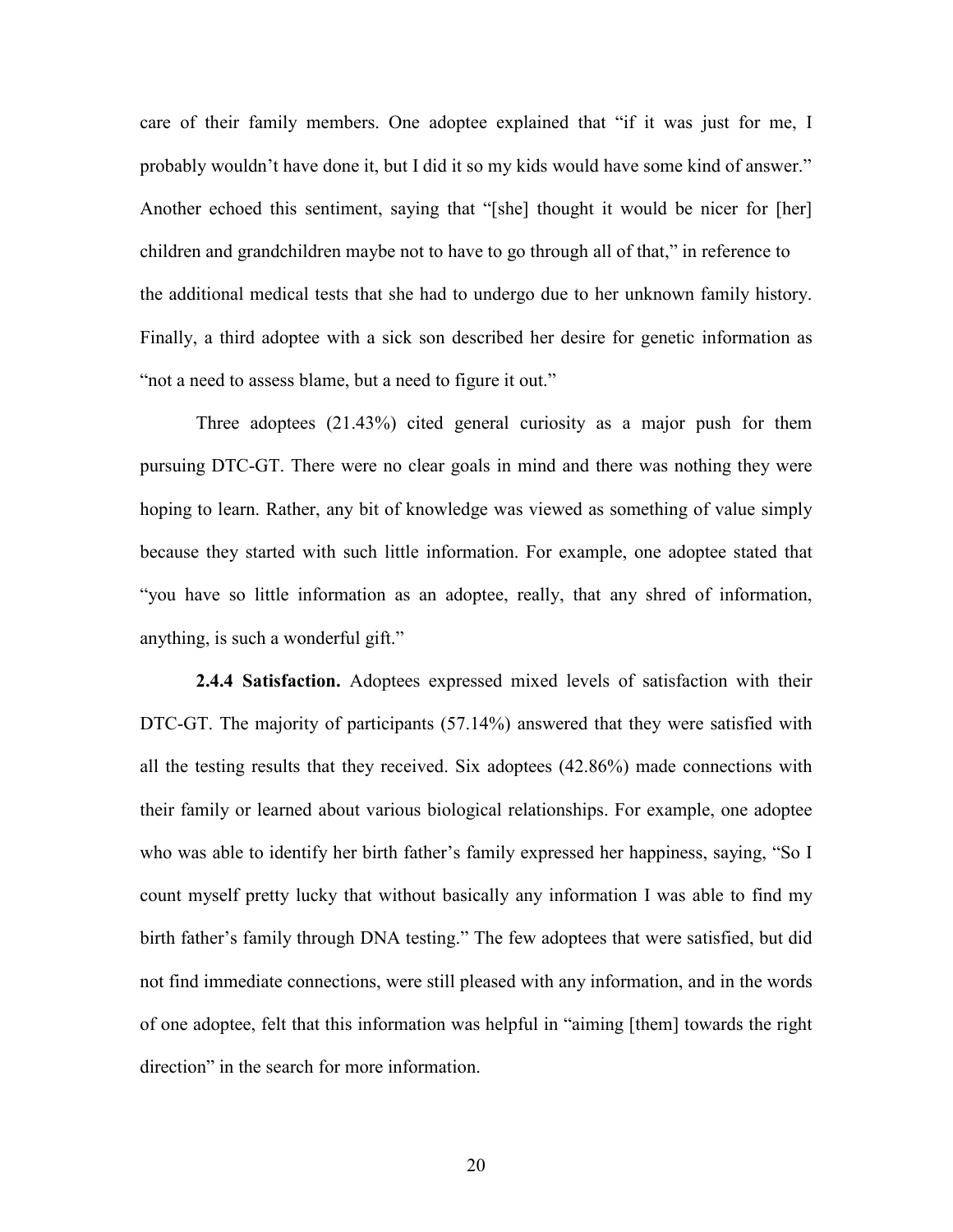care of their family members. One adoptee explained that "if it was just for me, I probably wouldn't have done it, but I did it so my kids would have some kind of answer." Another echoed this sentiment, saying that "[she] thought it would be nicer for [her] children and grandchildren maybe not to have to go through all of that," in reference to the additional medical tests that she had to undergo due to her unknown family history. Finally, a third adoptee with a sick son described her desire for genetic information as "not a need to assess blame, but a need to figure it out."

Three adoptees (21.43%) cited general curiosity as a major push for them pursuing DTC-GT. There were no clear goals in mind and there was nothing they were hoping to learn. Rather, any bit of knowledge was viewed as something of value simply because they started with such little information. For example, one adoptee stated that "you have so little information as an adoptee, really, that any shred of information, anything, is such a wonderful gift."

**2.4.4 Satisfaction.** Adoptees expressed mixed levels of satisfaction with their DTC-GT. The majority of participants (57.14%) answered that they were satisfied with all the testing results that they received. Six adoptees (42.86%) made connections with their family or learned about various biological relationships. For example, one adoptee who was able to identify her birth father's family expressed her happiness, saying, "So I count myself pretty lucky that without basically any information I was able to find my birth father's family through DNA testing." The few adoptees that were satisfied, but did not find immediate connections, were still pleased with any information, and in the words of one adoptee, felt that this information was helpful in "aiming [them] towards the right direction" in the search for more information.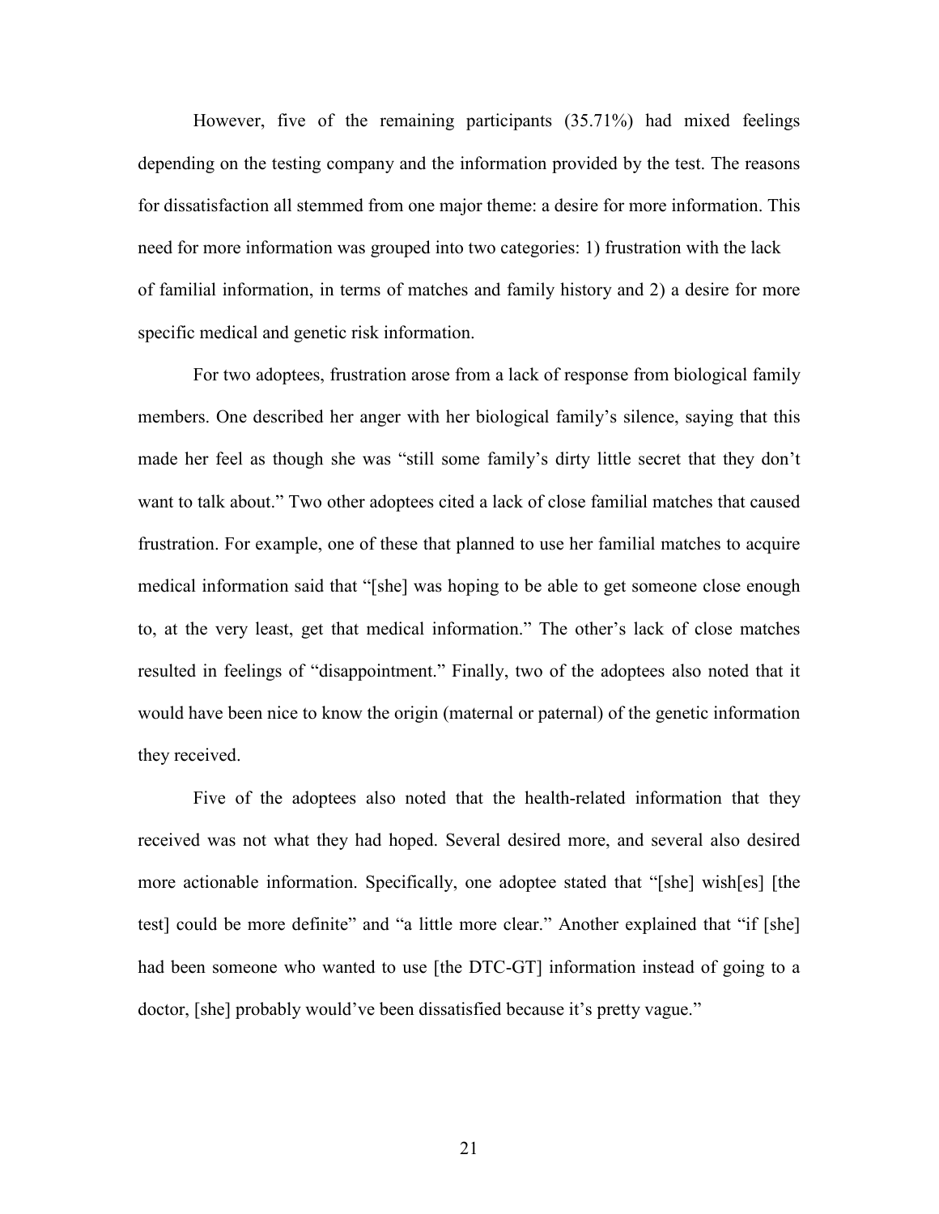However, five of the remaining participants (35.71%) had mixed feelings depending on the testing company and the information provided by the test. The reasons for dissatisfaction all stemmed from one major theme: a desire for more information. This need for more information was grouped into two categories: 1) frustration with the lack of familial information, in terms of matches and family history and 2) a desire for more specific medical and genetic risk information.

For two adoptees, frustration arose from a lack of response from biological family members. One described her anger with her biological family's silence, saying that this made her feel as though she was "still some family's dirty little secret that they don't want to talk about." Two other adoptees cited a lack of close familial matches that caused frustration. For example, one of these that planned to use her familial matches to acquire medical information said that "[she] was hoping to be able to get someone close enough to, at the very least, get that medical information." The other's lack of close matches resulted in feelings of "disappointment." Finally, two of the adoptees also noted that it would have been nice to know the origin (maternal or paternal) of the genetic information they received.

Five of the adoptees also noted that the health-related information that they received was not what they had hoped. Several desired more, and several also desired more actionable information. Specifically, one adoptee stated that "[she] wish[es] [the test] could be more definite" and "a little more clear." Another explained that "if [she] had been someone who wanted to use [the DTC-GT] information instead of going to a doctor, [she] probably would've been dissatisfied because it's pretty vague."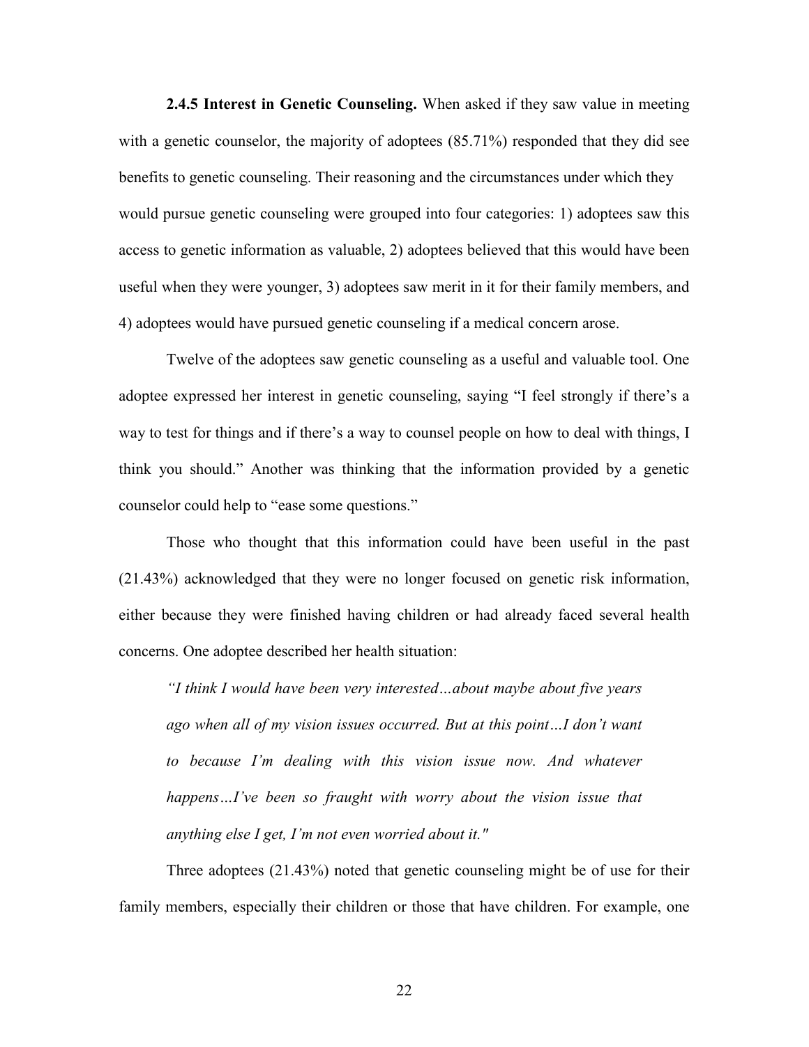**2.4.5 Interest in Genetic Counseling.** When asked if they saw value in meeting with a genetic counselor, the majority of adoptees (85.71%) responded that they did see benefits to genetic counseling. Their reasoning and the circumstances under which they would pursue genetic counseling were grouped into four categories: 1) adoptees saw this access to genetic information as valuable, 2) adoptees believed that this would have been useful when they were younger, 3) adoptees saw merit in it for their family members, and 4) adoptees would have pursued genetic counseling if a medical concern arose.

Twelve of the adoptees saw genetic counseling as a useful and valuable tool. One adoptee expressed her interest in genetic counseling, saying "I feel strongly if there's a way to test for things and if there's a way to counsel people on how to deal with things, I think you should." Another was thinking that the information provided by a genetic counselor could help to "ease some questions."

Those who thought that this information could have been useful in the past (21.43%) acknowledged that they were no longer focused on genetic risk information, either because they were finished having children or had already faced several health concerns. One adoptee described her health situation:

> *"I think I would have been very interested…about maybe about five years ago when all of my vision issues occurred. But at this point…I don't want to because I'm dealing with this vision issue now. And whatever happens…I've been so fraught with worry about the vision issue that anything else I get, I'm not even worried about it."*

Three adoptees (21.43%) noted that genetic counseling might be of use for their family members, especially their children or those that have children. For example, one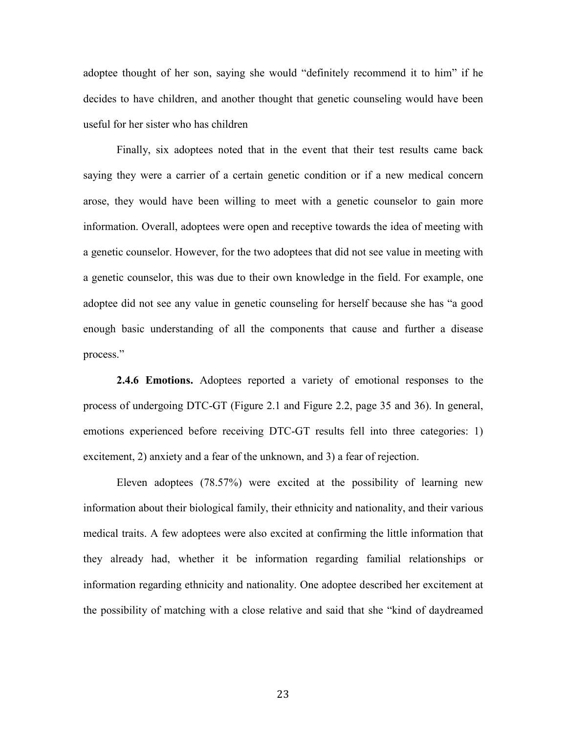adoptee thought of her son, saying she would "definitely recommend it to him" if he decides to have children, and another thought that genetic counseling would have been useful for her sister who has children

Finally, six adoptees noted that in the event that their test results came back saying they were a carrier of a certain genetic condition or if a new medical concern arose, they would have been willing to meet with a genetic counselor to gain more information. Overall, adoptees were open and receptive towards the idea of meeting with a genetic counselor. However, for the two adoptees that did not see value in meeting with a genetic counselor, this was due to their own knowledge in the field. For example, one adoptee did not see any value in genetic counseling for herself because she has "a good enough basic understanding of all the components that cause and further a disease process."

**2.4.6 Emotions.** Adoptees reported a variety of emotional responses to the process of undergoing DTC-GT (Figure 2.1 and Figure 2.2, page 35 and 36). In general, emotions experienced before receiving DTC-GT results fell into three categories: 1) excitement, 2) anxiety and a fear of the unknown, and 3) a fear of rejection.

Eleven adoptees (78.57%) were excited at the possibility of learning new information about their biological family, their ethnicity and nationality, and their various medical traits. A few adoptees were also excited at confirming the little information that they already had, whether it be information regarding familial relationships or information regarding ethnicity and nationality. One adoptee described her excitement at the possibility of matching with a close relative and said that she "kind of daydreamed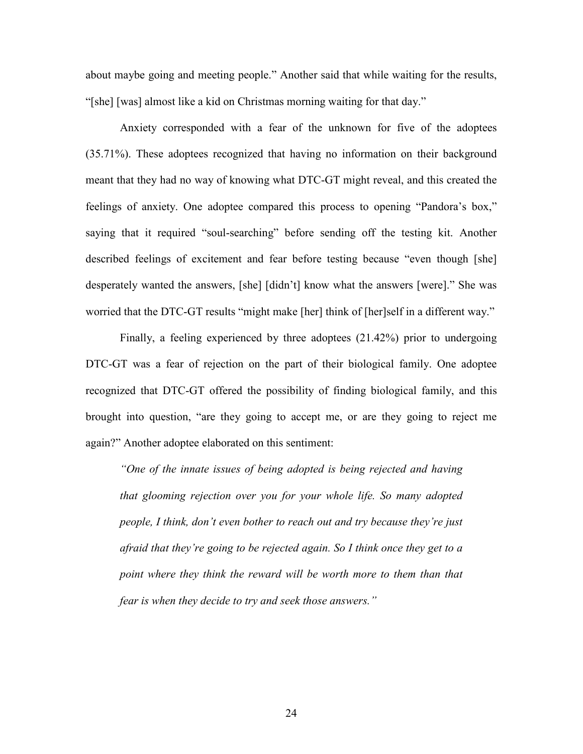about maybe going and meeting people." Another said that while waiting for the results, "[she] [was] almost like a kid on Christmas morning waiting for that day."

Anxiety corresponded with a fear of the unknown for five of the adoptees (35.71%). These adoptees recognized that having no information on their background meant that they had no way of knowing what DTC-GT might reveal, and this created the feelings of anxiety. One adoptee compared this process to opening "Pandora's box," saying that it required "soul-searching" before sending off the testing kit. Another described feelings of excitement and fear before testing because "even though [she] desperately wanted the answers, [she] [didn't] know what the answers [were]." She was worried that the DTC-GT results "might make [her] think of [her]self in a different way."

Finally, a feeling experienced by three adoptees (21.42%) prior to undergoing DTC-GT was a fear of rejection on the part of their biological family. One adoptee recognized that DTC-GT offered the possibility of finding biological family, and this brought into question, "are they going to accept me, or are they going to reject me again?" Another adoptee elaborated on this sentiment:

> *"One of the innate issues of being adopted is being rejected and having that glooming rejection over you for your whole life. So many adopted people, I think, don't even bother to reach out and try because they're just afraid that they're going to be rejected again. So I think once they get to a point where they think the reward will be worth more to them than that fear is when they decide to try and seek those answers."*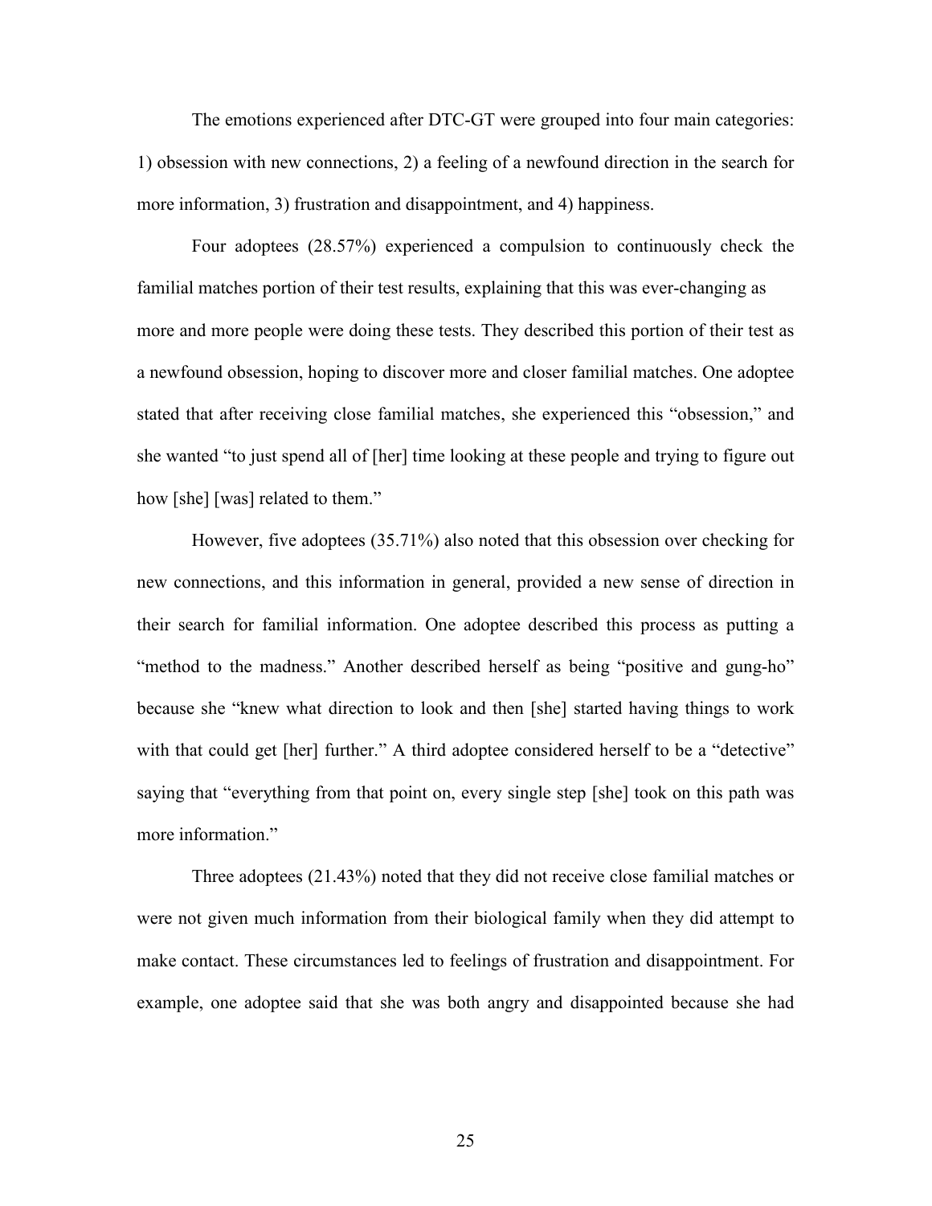The emotions experienced after DTC-GT were grouped into four main categories: 1) obsession with new connections, 2) a feeling of a newfound direction in the search for more information, 3) frustration and disappointment, and 4) happiness.

Four adoptees (28.57%) experienced a compulsion to continuously check the familial matches portion of their test results, explaining that this was ever-changing as more and more people were doing these tests. They described this portion of their test as a newfound obsession, hoping to discover more and closer familial matches. One adoptee stated that after receiving close familial matches, she experienced this "obsession," and she wanted "to just spend all of [her] time looking at these people and trying to figure out how [she] [was] related to them."

However, five adoptees (35.71%) also noted that this obsession over checking for new connections, and this information in general, provided a new sense of direction in their search for familial information. One adoptee described this process as putting a "method to the madness." Another described herself as being "positive and gung-ho" because she "knew what direction to look and then [she] started having things to work with that could get [her] further." A third adoptee considered herself to be a "detective" saying that "everything from that point on, every single step [she] took on this path was more information."

Three adoptees (21.43%) noted that they did not receive close familial matches or were not given much information from their biological family when they did attempt to make contact. These circumstances led to feelings of frustration and disappointment. For example, one adoptee said that she was both angry and disappointed because she had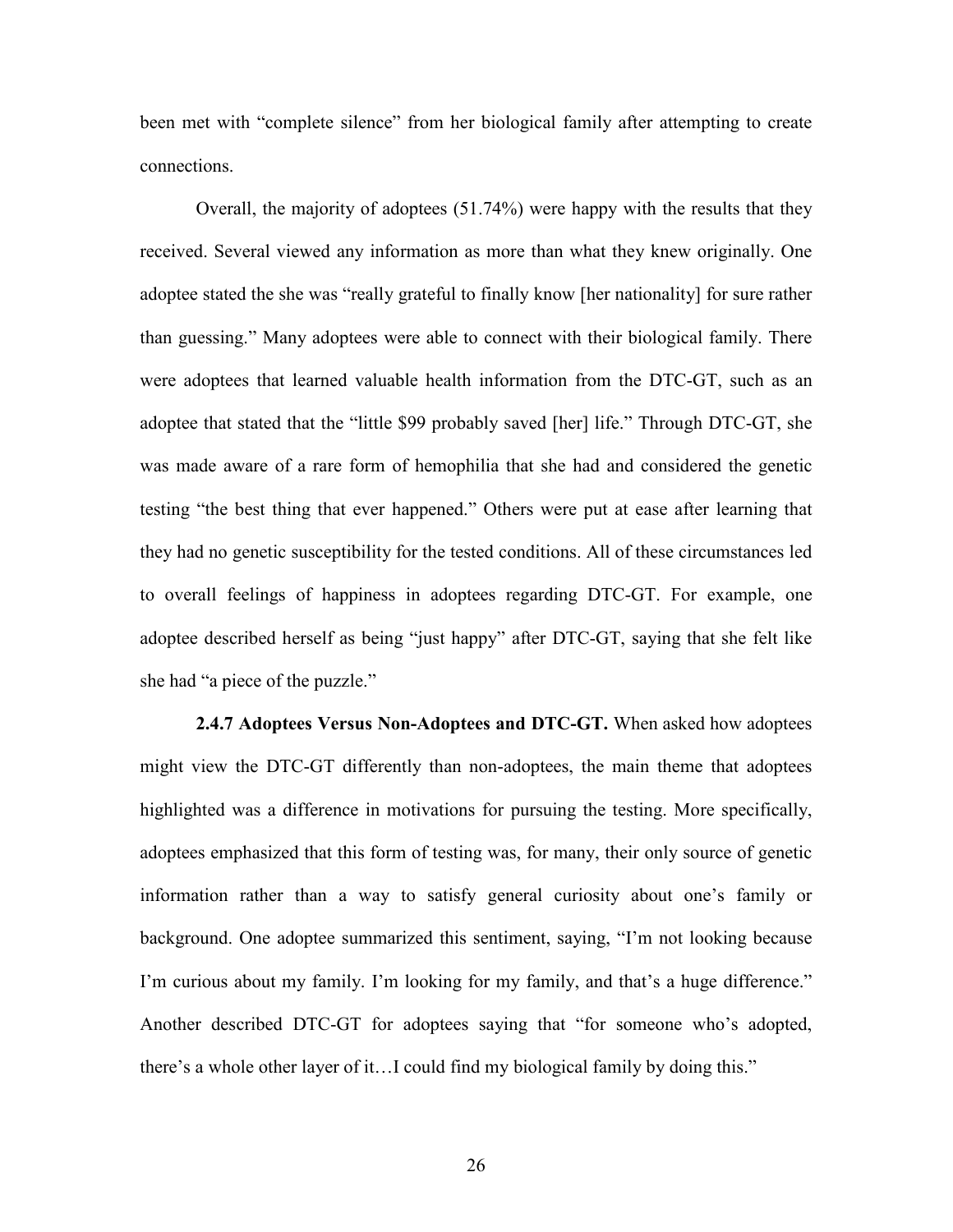been met with "complete silence" from her biological family after attempting to create connections.

Overall, the majority of adoptees (51.74%) were happy with the results that they received. Several viewed any information as more than what they knew originally. One adoptee stated the she was "really grateful to finally know [her nationality] for sure rather than guessing." Many adoptees were able to connect with their biological family. There were adoptees that learned valuable health information from the DTC-GT, such as an adoptee that stated that the "little $99 probably saved [her] life." Through DTC-GT, she was made aware of a rare form of hemophilia that she had and considered the genetic testing "the best thing that ever happened." Others were put at ease after learning that they had no genetic susceptibility for the tested conditions. All of these circumstances led to overall feelings of happiness in adoptees regarding DTC-GT. For example, one adoptee described herself as being "just happy" after DTC-GT, saying that she felt like she had "a piece of the puzzle."

**2.4.7 Adoptees Versus Non-Adoptees and DTC-GT.** When asked how adoptees might view the DTC-GT differently than non-adoptees, the main theme that adoptees highlighted was a difference in motivations for pursuing the testing. More specifically, adoptees emphasized that this form of testing was, for many, their only source of genetic information rather than a way to satisfy general curiosity about one's family or background. One adoptee summarized this sentiment, saying, "I'm not looking because I'm curious about my family. I'm looking for my family, and that's a huge difference." Another described DTC-GT for adoptees saying that "for someone who's adopted, there's a whole other layer of it…I could find my biological family by doing this."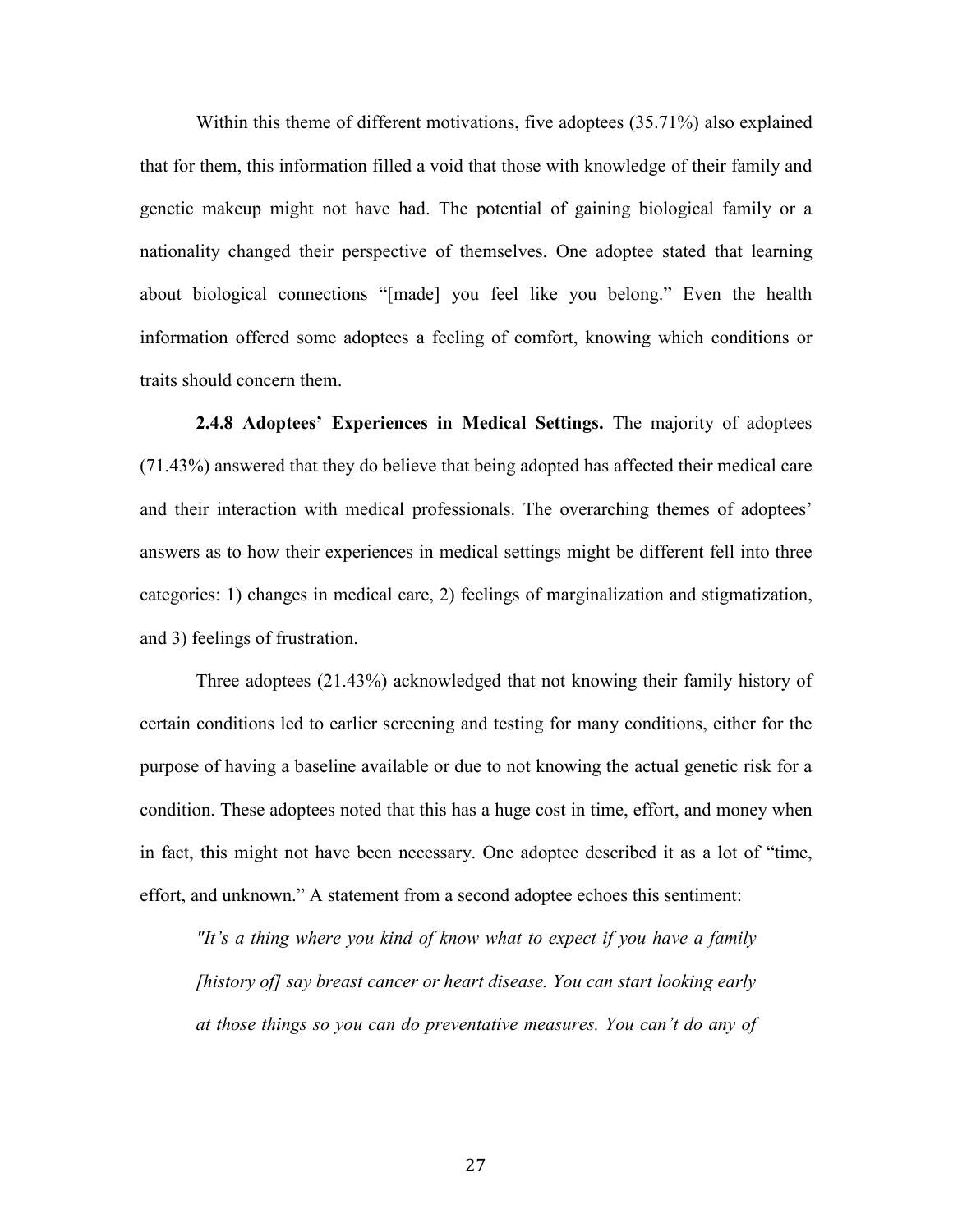Within this theme of different motivations, five adoptees (35.71%) also explained that for them, this information filled a void that those with knowledge of their family and genetic makeup might not have had. The potential of gaining biological family or a nationality changed their perspective of themselves. One adoptee stated that learning about biological connections "[made] you feel like you belong." Even the health information offered some adoptees a feeling of comfort, knowing which conditions or traits should concern them.

**2.4.8 Adoptees' Experiences in Medical Settings.** The majority of adoptees (71.43%) answered that they do believe that being adopted has affected their medical care and their interaction with medical professionals. The overarching themes of adoptees' answers as to how their experiences in medical settings might be different fell into three categories: 1) changes in medical care, 2) feelings of marginalization and stigmatization, and 3) feelings of frustration.

Three adoptees (21.43%) acknowledged that not knowing their family history of certain conditions led to earlier screening and testing for many conditions, either for the purpose of having a baseline available or due to not knowing the actual genetic risk for a condition. These adoptees noted that this has a huge cost in time, effort, and money when in fact, this might not have been necessary. One adoptee described it as a lot of "time, effort, and unknown." A statement from a second adoptee echoes this sentiment:

> *"It's a thing where you kind of know what to expect if you have a family [history of] say breast cancer or heart disease. You can start looking early at those things so you can do preventative measures. You can't do any of*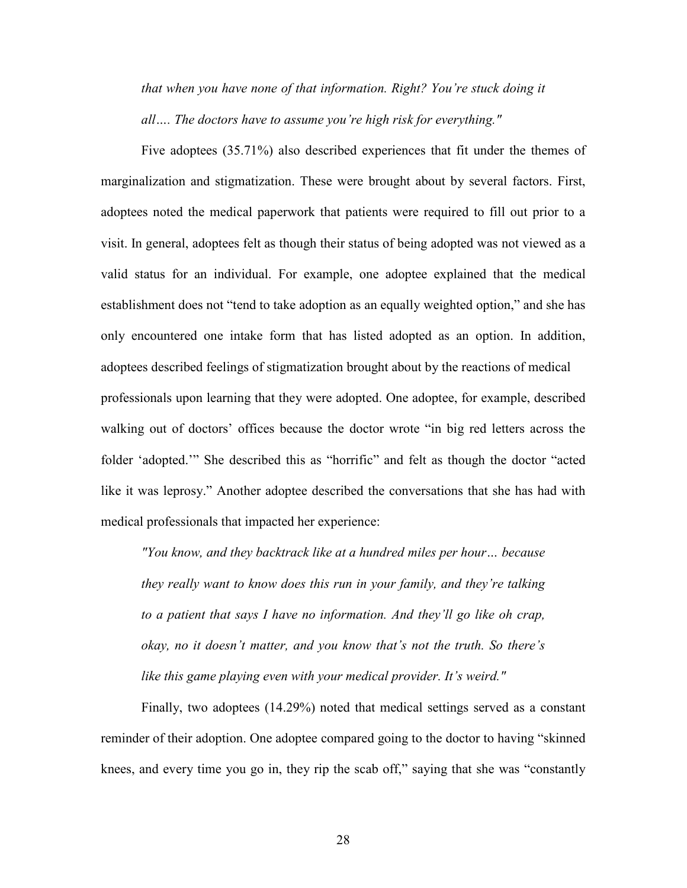*that when you have none of that information. Right? You're stuck doing it all…. The doctors have to assume you're high risk for everything."*

Five adoptees (35.71%) also described experiences that fit under the themes of marginalization and stigmatization. These were brought about by several factors. First, adoptees noted the medical paperwork that patients were required to fill out prior to a visit. In general, adoptees felt as though their status of being adopted was not viewed as a valid status for an individual. For example, one adoptee explained that the medical establishment does not "tend to take adoption as an equally weighted option," and she has only encountered one intake form that has listed adopted as an option. In addition, adoptees described feelings of stigmatization brought about by the reactions of medical professionals upon learning that they were adopted. One adoptee, for example, described walking out of doctors' offices because the doctor wrote "in big red letters across the folder 'adopted.'" She described this as "horrific" and felt as though the doctor "acted like it was leprosy." Another adoptee described the conversations that she has had with medical professionals that impacted her experience:

*"You know, and they backtrack like at a hundred miles per hour… because they really want to know does this run in your family, and they're talking to a patient that says I have no information. And they'll go like oh crap, okay, no it doesn't matter, and you know that's not the truth. So there's like this game playing even with your medical provider. It's weird."*

Finally, two adoptees (14.29%) noted that medical settings served as a constant reminder of their adoption. One adoptee compared going to the doctor to having "skinned knees, and every time you go in, they rip the scab off," saying that she was "constantly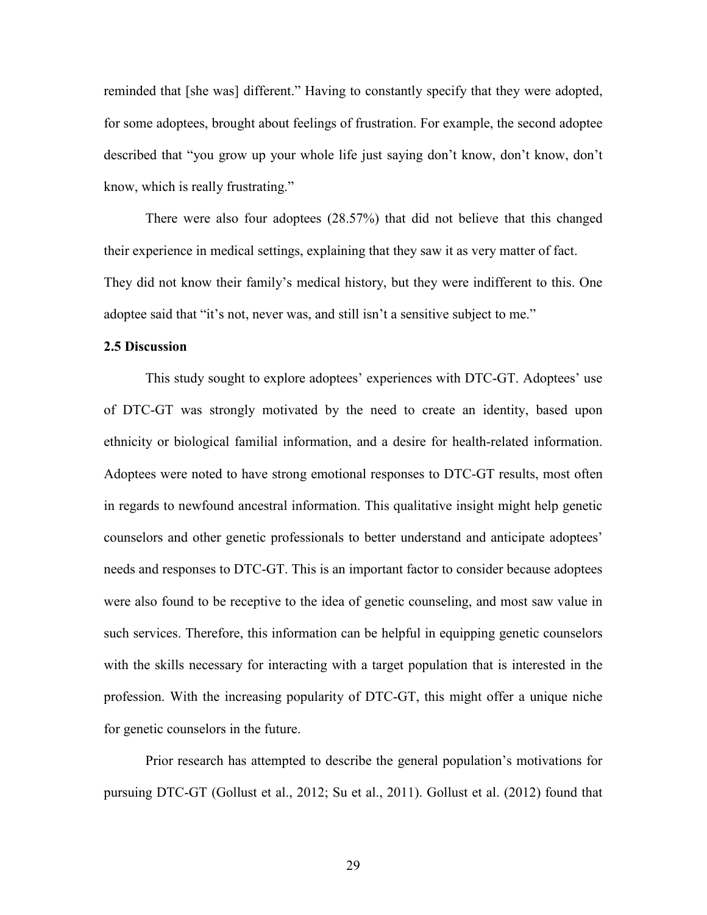reminded that [she was] different." Having to constantly specify that they were adopted, for some adoptees, brought about feelings of frustration. For example, the second adoptee described that "you grow up your whole life just saying don't know, don't know, don't know, which is really frustrating."

There were also four adoptees (28.57%) that did not believe that this changed their experience in medical settings, explaining that they saw it as very matter of fact. They did not know their family's medical history, but they were indifferent to this. One adoptee said that "it's not, never was, and still isn't a sensitive subject to me."

### 2.5 Discussion

This study sought to explore adoptees' experiences with DTC-GT. Adoptees' use of DTC-GT was strongly motivated by the need to create an identity, based upon ethnicity or biological familial information, and a desire for health-related information. Adoptees were noted to have strong emotional responses to DTC-GT results, most often in regards to newfound ancestral information. This qualitative insight might help genetic counselors and other genetic professionals to better understand and anticipate adoptees' needs and responses to DTC-GT. This is an important factor to consider because adoptees were also found to be receptive to the idea of genetic counseling, and most saw value in such services. Therefore, this information can be helpful in equipping genetic counselors with the skills necessary for interacting with a target population that is interested in the profession. With the increasing popularity of DTC-GT, this might offer a unique niche for genetic counselors in the future.

Prior research has attempted to describe the general population's motivations for pursuing DTC-GT (Gollust et al., 2012; Su et al., 2011). Gollust et al. (2012) found that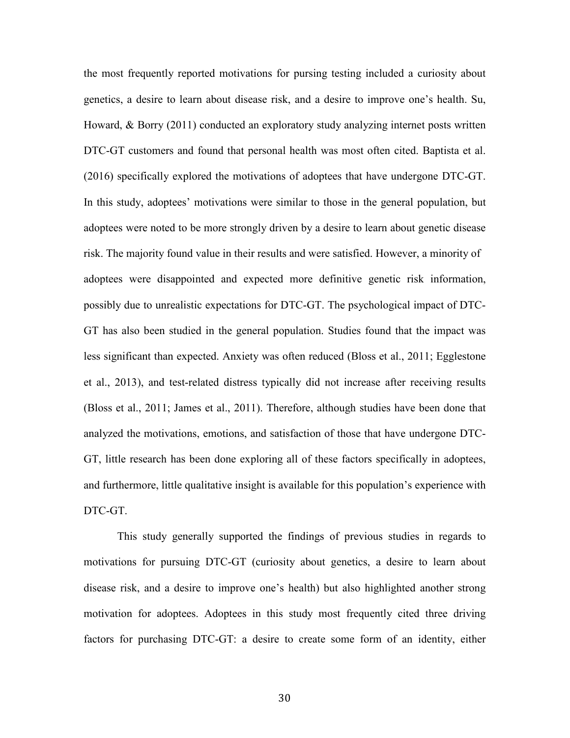the most frequently reported motivations for pursing testing included a curiosity about genetics, a desire to learn about disease risk, and a desire to improve one's health. Su, Howard, & Borry (2011) conducted an exploratory study analyzing internet posts written DTC-GT customers and found that personal health was most often cited. Baptista et al. (2016) specifically explored the motivations of adoptees that have undergone DTC-GT. In this study, adoptees' motivations were similar to those in the general population, but adoptees were noted to be more strongly driven by a desire to learn about genetic disease risk. The majority found value in their results and were satisfied. However, a minority of adoptees were disappointed and expected more definitive genetic risk information, possibly due to unrealistic expectations for DTC-GT. The psychological impact of DTC-GT has also been studied in the general population. Studies found that the impact was less significant than expected. Anxiety was often reduced (Bloss et al., 2011; Egglestone et al., 2013), and test-related distress typically did not increase after receiving results (Bloss et al., 2011; James et al., 2011). Therefore, although studies have been done that analyzed the motivations, emotions, and satisfaction of those that have undergone DTC-GT, little research has been done exploring all of these factors specifically in adoptees, and furthermore, little qualitative insight is available for this population's experience with DTC-GT.

This study generally supported the findings of previous studies in regards to motivations for pursuing DTC-GT (curiosity about genetics, a desire to learn about disease risk, and a desire to improve one's health) but also highlighted another strong motivation for adoptees. Adoptees in this study most frequently cited three driving factors for purchasing DTC-GT: a desire to create some form of an identity, either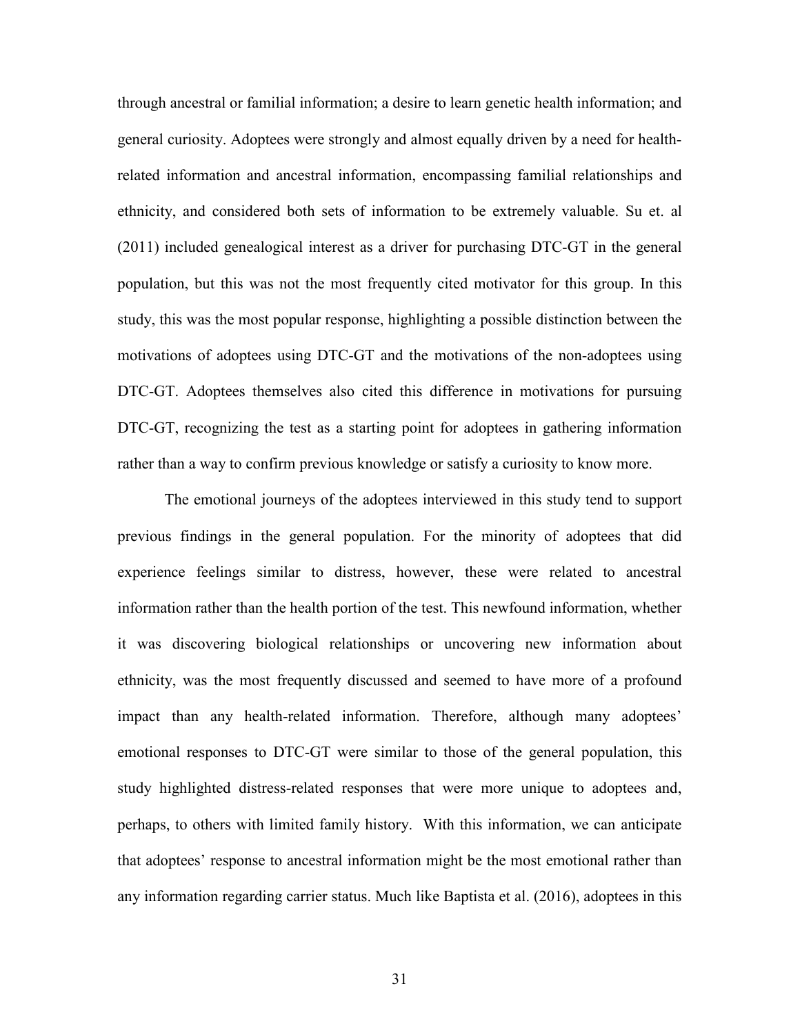through ancestral or familial information; a desire to learn genetic health information; and general curiosity. Adoptees were strongly and almost equally driven by a need for health-related information and ancestral information, encompassing familial relationships and ethnicity, and considered both sets of information to be extremely valuable. Su et. al (2011) included genealogical interest as a driver for purchasing DTC-GT in the general population, but this was not the most frequently cited motivator for this group. In this study, this was the most popular response, highlighting a possible distinction between the motivations of adoptees using DTC-GT and the motivations of the non-adoptees using DTC-GT. Adoptees themselves also cited this difference in motivations for pursuing DTC-GT, recognizing the test as a starting point for adoptees in gathering information rather than a way to confirm previous knowledge or satisfy a curiosity to know more.

The emotional journeys of the adoptees interviewed in this study tend to support previous findings in the general population. For the minority of adoptees that did experience feelings similar to distress, however, these were related to ancestral information rather than the health portion of the test. This newfound information, whether it was discovering biological relationships or uncovering new information about ethnicity, was the most frequently discussed and seemed to have more of a profound impact than any health-related information. Therefore, although many adoptees' emotional responses to DTC-GT were similar to those of the general population, this study highlighted distress-related responses that were more unique to adoptees and, perhaps, to others with limited family history. With this information, we can anticipate that adoptees' response to ancestral information might be the most emotional rather than any information regarding carrier status. Much like Baptista et al. (2016), adoptees in this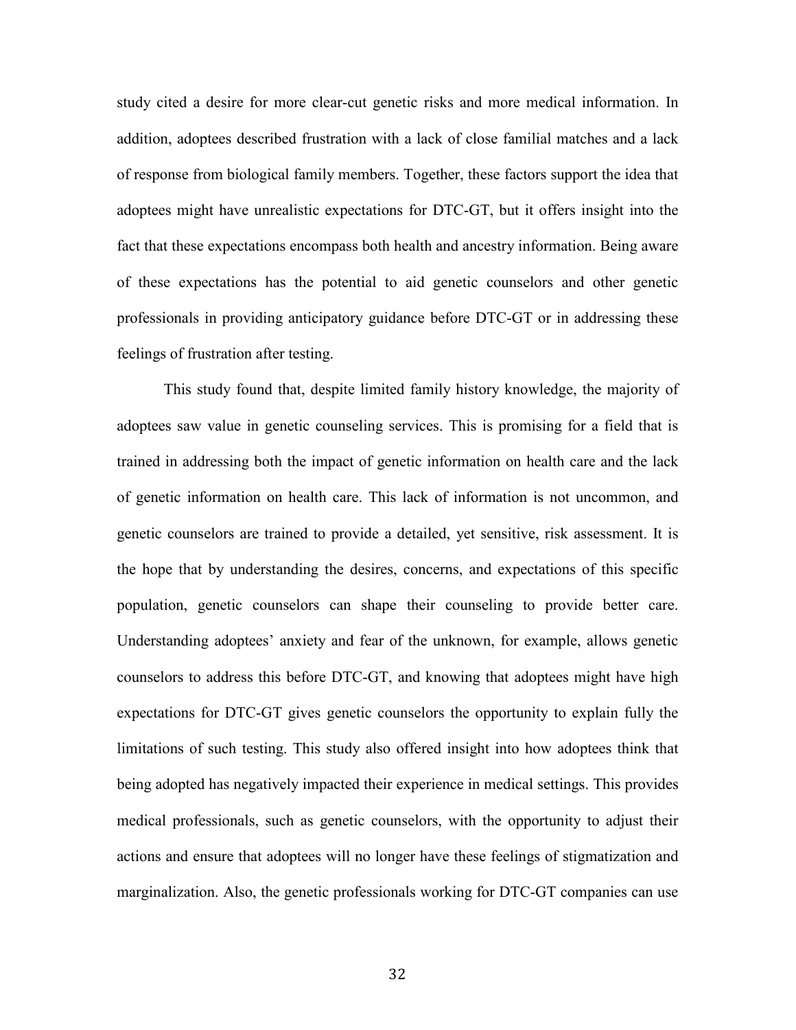study cited a desire for more clear-cut genetic risks and more medical information. In addition, adoptees described frustration with a lack of close familial matches and a lack of response from biological family members. Together, these factors support the idea that adoptees might have unrealistic expectations for DTC-GT, but it offers insight into the fact that these expectations encompass both health and ancestry information. Being aware of these expectations has the potential to aid genetic counselors and other genetic professionals in providing anticipatory guidance before DTC-GT or in addressing these feelings of frustration after testing.

This study found that, despite limited family history knowledge, the majority of adoptees saw value in genetic counseling services. This is promising for a field that is trained in addressing both the impact of genetic information on health care and the lack of genetic information on health care. This lack of information is not uncommon, and genetic counselors are trained to provide a detailed, yet sensitive, risk assessment. It is the hope that by understanding the desires, concerns, and expectations of this specific population, genetic counselors can shape their counseling to provide better care. Understanding adoptees' anxiety and fear of the unknown, for example, allows genetic counselors to address this before DTC-GT, and knowing that adoptees might have high expectations for DTC-GT gives genetic counselors the opportunity to explain fully the limitations of such testing. This study also offered insight into how adoptees think that being adopted has negatively impacted their experience in medical settings. This provides medical professionals, such as genetic counselors, with the opportunity to adjust their actions and ensure that adoptees will no longer have these feelings of stigmatization and marginalization. Also, the genetic professionals working for DTC-GT companies can use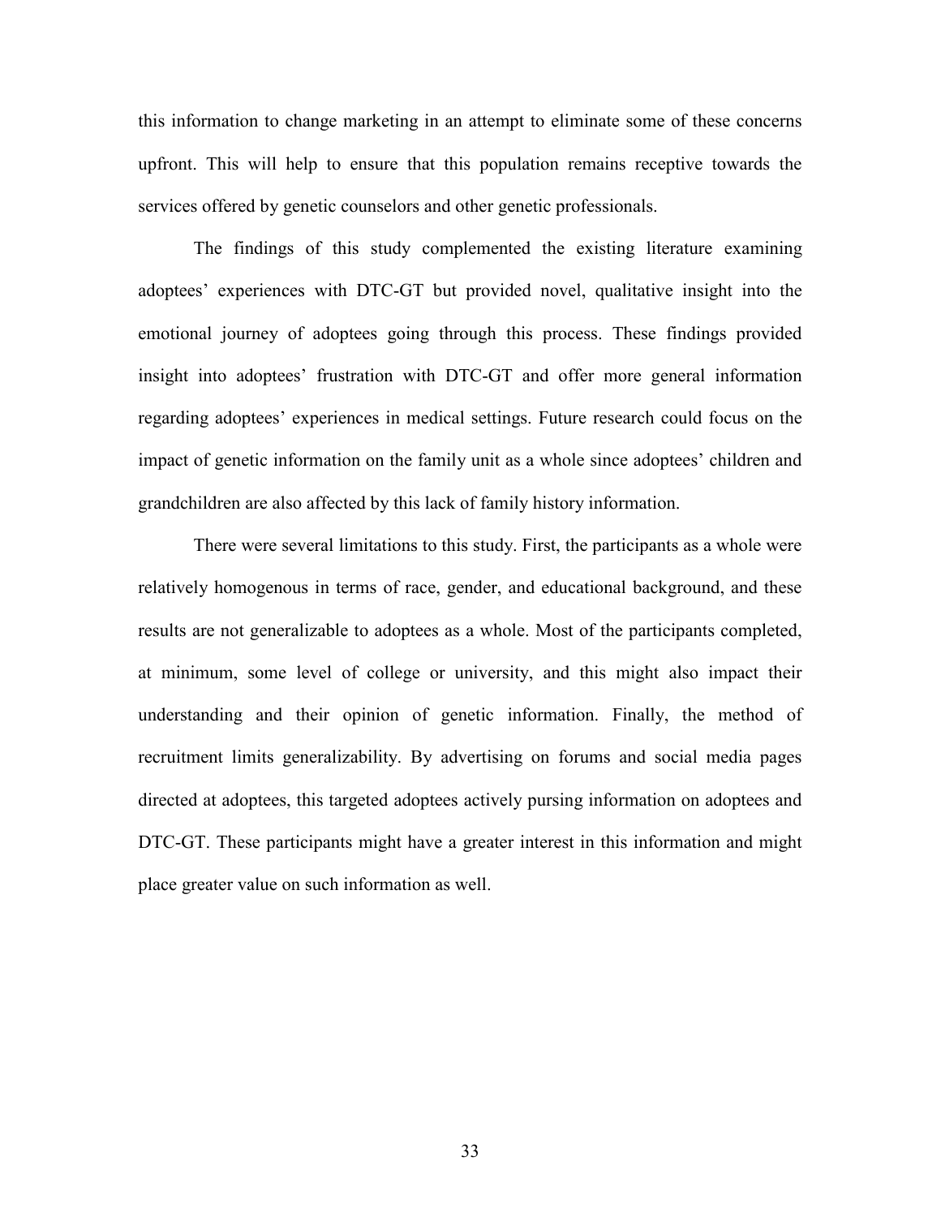this information to change marketing in an attempt to eliminate some of these concerns upfront. This will help to ensure that this population remains receptive towards the services offered by genetic counselors and other genetic professionals.

The findings of this study complemented the existing literature examining adoptees' experiences with DTC-GT but provided novel, qualitative insight into the emotional journey of adoptees going through this process. These findings provided insight into adoptees' frustration with DTC-GT and offer more general information regarding adoptees' experiences in medical settings. Future research could focus on the impact of genetic information on the family unit as a whole since adoptees' children and grandchildren are also affected by this lack of family history information.

There were several limitations to this study. First, the participants as a whole were relatively homogenous in terms of race, gender, and educational background, and these results are not generalizable to adoptees as a whole. Most of the participants completed, at minimum, some level of college or university, and this might also impact their understanding and their opinion of genetic information. Finally, the method of recruitment limits generalizability. By advertising on forums and social media pages directed at adoptees, this targeted adoptees actively pursing information on adoptees and DTC-GT. These participants might have a greater interest in this information and might place greater value on such information as well.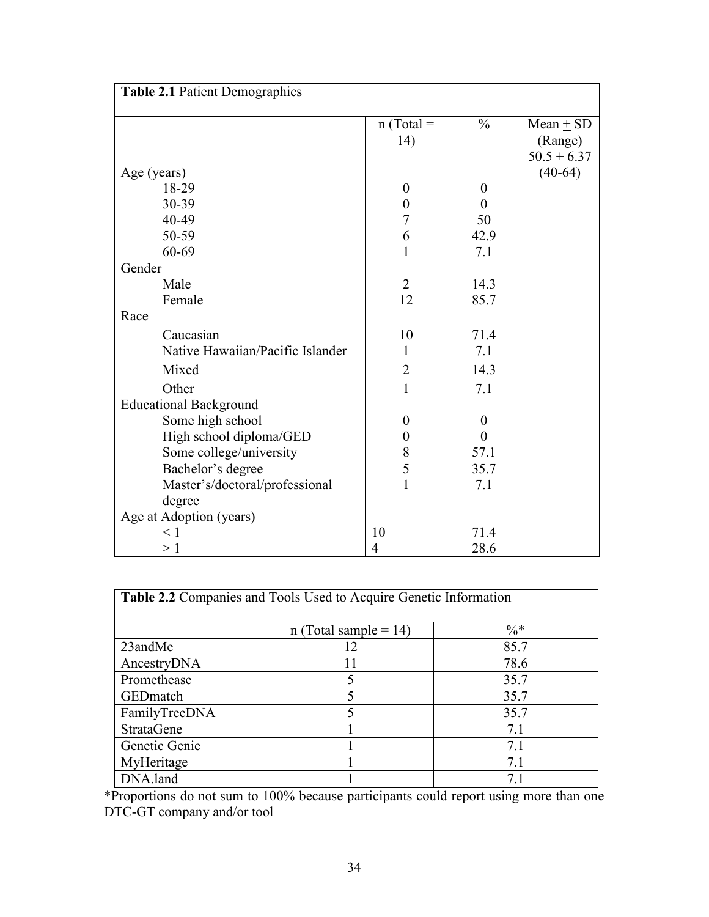**Table 2.1** Patient Demographics

| | n (Total = 14) | % | Mean ± SD (Range) |
|---|---|---|---|
| Age (years) | | | 50.5 ± 6.37 (40-64) |
| 18-29 | 0 | 0 | |
| 30-39 | 0 | 0 | |
| 40-49 | 7 | 50 | |
| 50-59 | 6 | 42.9 | |
| 60-69 | 1 | 7.1 | |
| Gender | | | |
| Male | 2 | 14.3 | |
| Female | 12 | 85.7 | |
| Race | | | |
| Caucasian | 10 | 71.4 | |
| Native Hawaiian/Pacific Islander | 1 | 7.1 | |
| Mixed | 2 | 14.3 | |
| Other | 1 | 7.1 | |
| Educational Background | | | |
| Some high school | 0 | 0 | |
| High school diploma/GED | 0 | 0 | |
| Some college/university | 8 | 57.1 | |
| Bachelor's degree | 5 | 35.7 | |
| Master's/doctoral/professional degree | 1 | 7.1 | |
| Age at Adoption (years) | | | |
| ≤ 1 | 10 | 71.4 | |
| > 1 | 4 | 28.6 | |

**Table 2.2** Companies and Tools Used to Acquire Genetic Information

| | n (Total sample = 14) | %* |
|---|---|---|
| 23andMe | 12 | 85.7 |
| AncestryDNA | 11 | 78.6 |
| Promethease | 5 | 35.7 |
| GEDmatch | 5 | 35.7 |
| FamilyTreeDNA | 5 | 35.7 |
| StrataGene | 1 | 7.1 |
| Genetic Genie | 1 | 7.1 |
| MyHeritage | 1 | 7.1 |
| DNA.land | 1 | 7.1 |

*Proportions do not sum to 100% because participants could report using more than one DTC-GT company and/or tool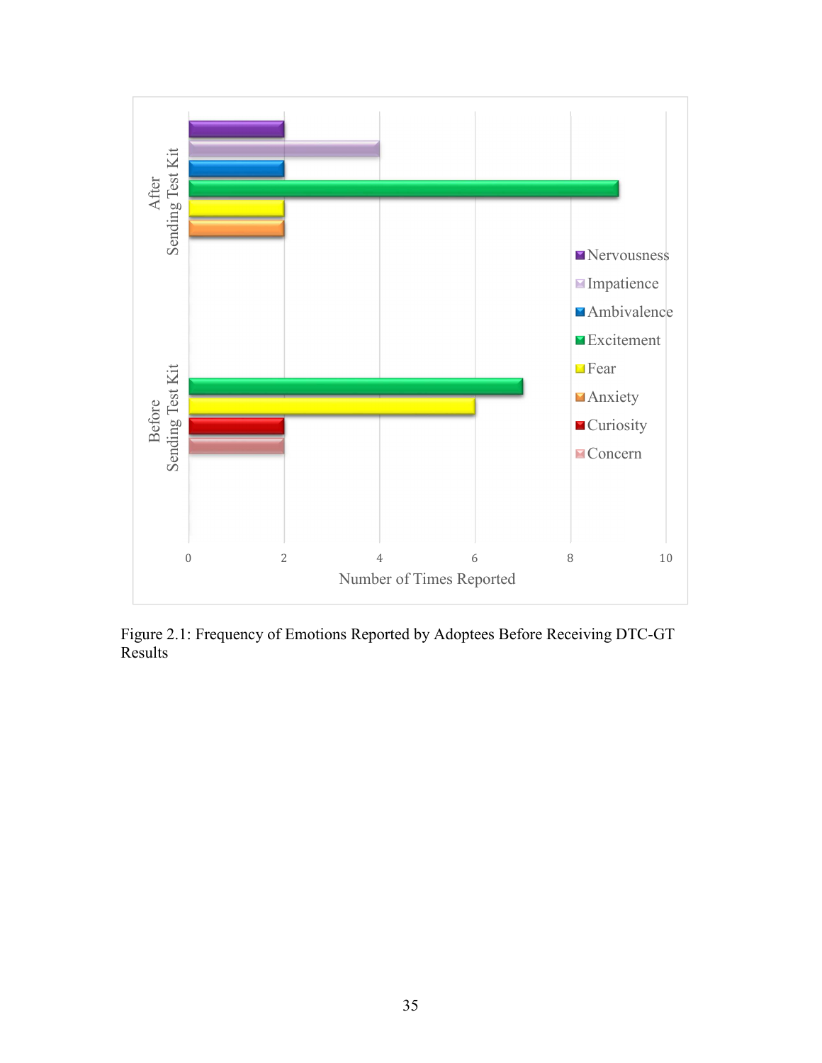Figure 2.1: Frequency of Emotions Reported by Adoptees Before Receiving DTC-GT Results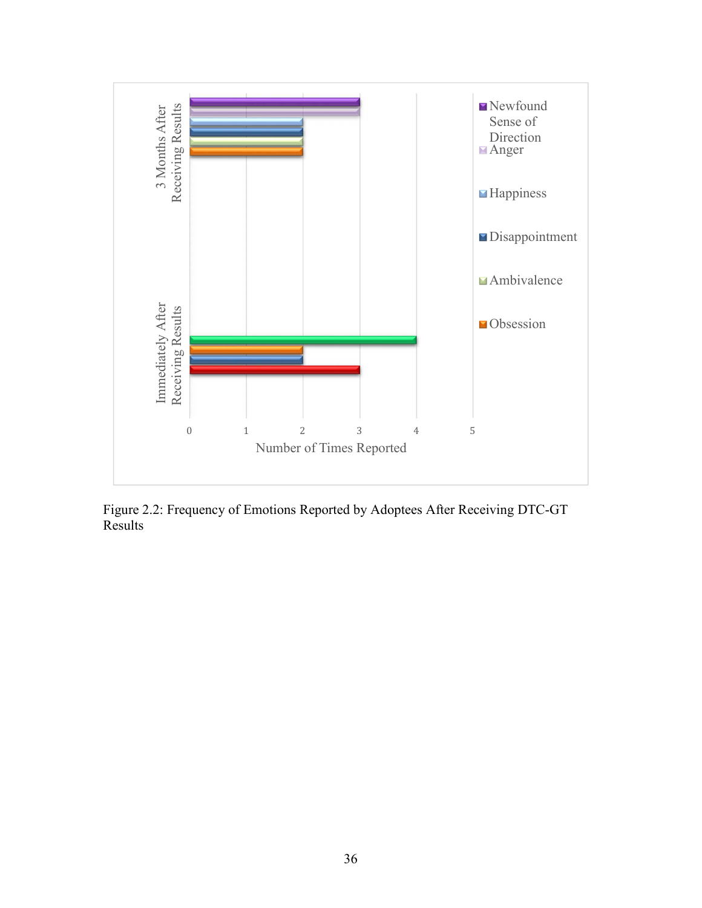Figure 2.2: Frequency of Emotions Reported by Adoptees After Receiving DTC-GT Results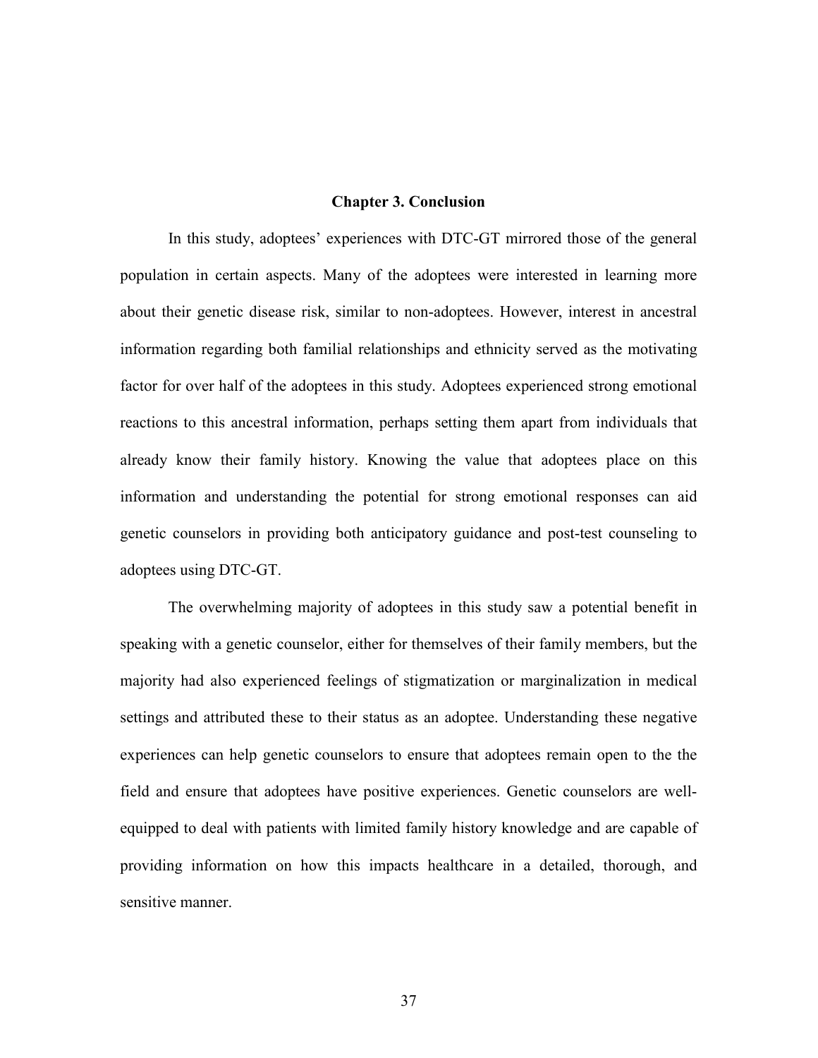# Chapter 3. Conclusion

In this study, adoptees' experiences with DTC-GT mirrored those of the general population in certain aspects. Many of the adoptees were interested in learning more about their genetic disease risk, similar to non-adoptees. However, interest in ancestral information regarding both familial relationships and ethnicity served as the motivating factor for over half of the adoptees in this study. Adoptees experienced strong emotional reactions to this ancestral information, perhaps setting them apart from individuals that already know their family history. Knowing the value that adoptees place on this information and understanding the potential for strong emotional responses can aid genetic counselors in providing both anticipatory guidance and post-test counseling to adoptees using DTC-GT.

The overwhelming majority of adoptees in this study saw a potential benefit in speaking with a genetic counselor, either for themselves of their family members, but the majority had also experienced feelings of stigmatization or marginalization in medical settings and attributed these to their status as an adoptee. Understanding these negative experiences can help genetic counselors to ensure that adoptees remain open to the the field and ensure that adoptees have positive experiences. Genetic counselors are well-equipped to deal with patients with limited family history knowledge and are capable of providing information on how this impacts healthcare in a detailed, thorough, and sensitive manner.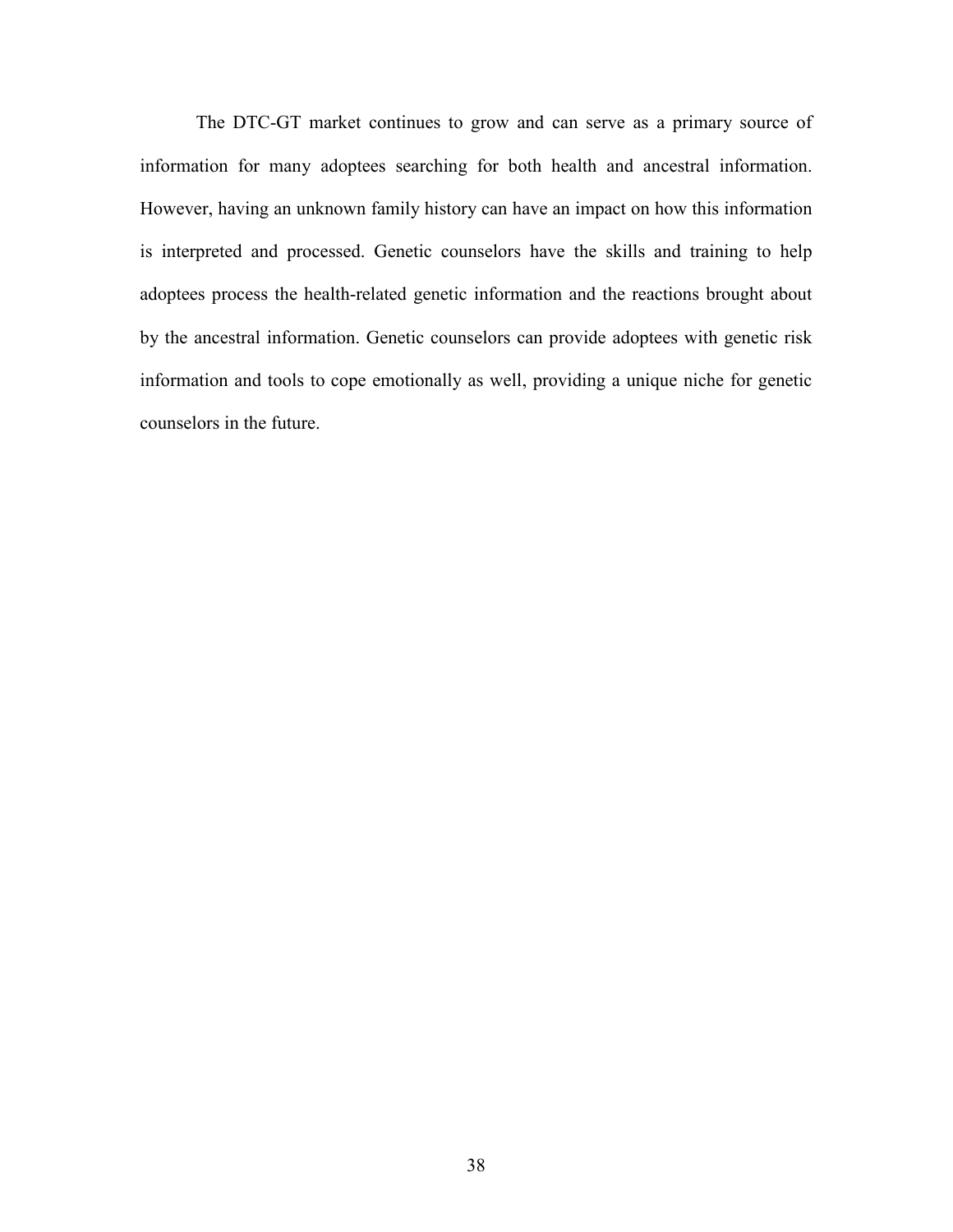The DTC-GT market continues to grow and can serve as a primary source of information for many adoptees searching for both health and ancestral information. However, having an unknown family history can have an impact on how this information is interpreted and processed. Genetic counselors have the skills and training to help adoptees process the health-related genetic information and the reactions brought about by the ancestral information. Genetic counselors can provide adoptees with genetic risk information and tools to cope emotionally as well, providing a unique niche for genetic counselors in the future.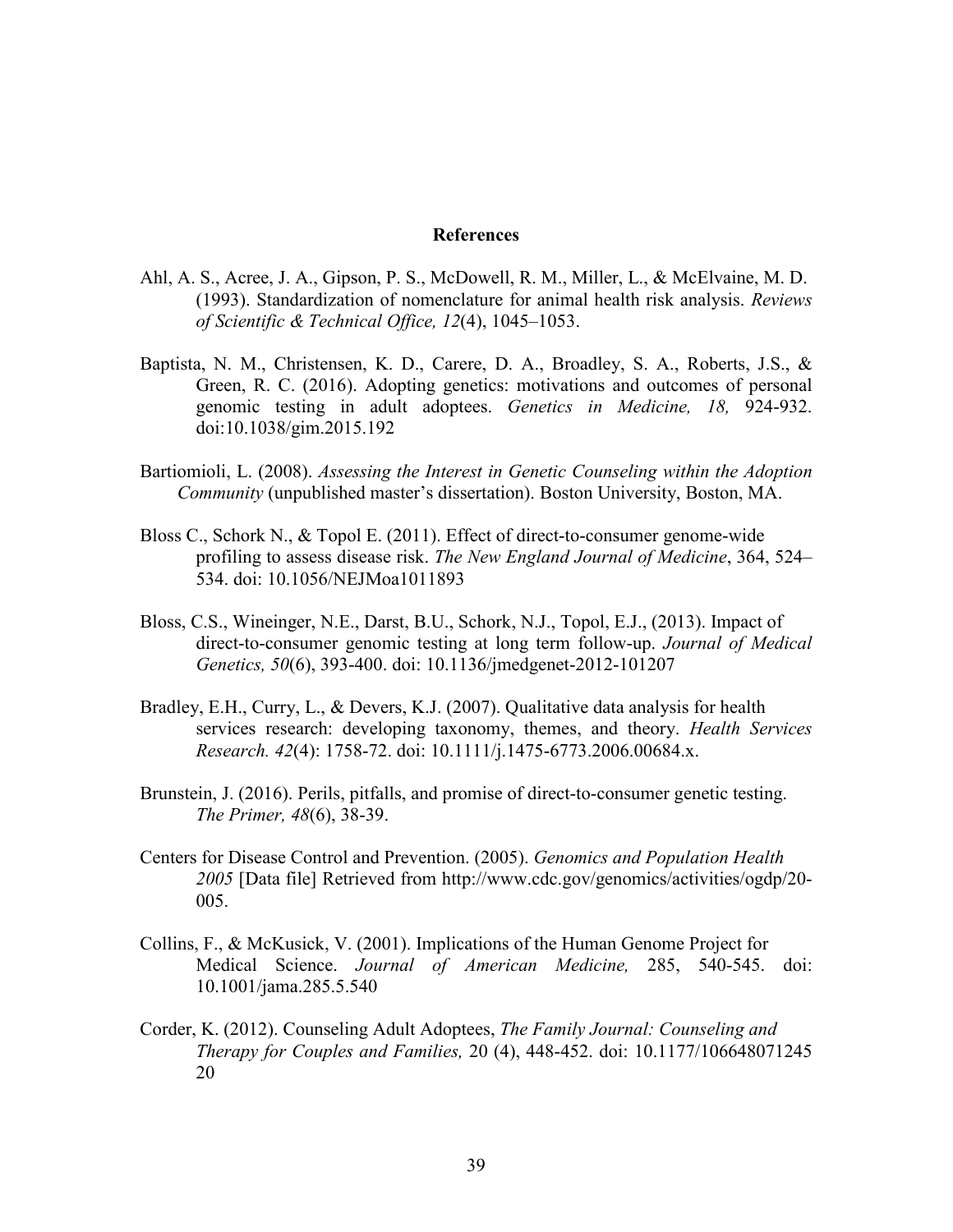# References

Ahl, A. S., Acree, J. A., Gipson, P. S., McDowell, R. M., Miller, L., & McElvaine, M. D. (1993). Standardization of nomenclature for animal health risk analysis. *Reviews of Scientific & Technical Office, 12*(4), 1045–1053.

Baptista, N. M., Christensen, K. D., Carere, D. A., Broadley, S. A., Roberts, J.S., & Green, R. C. (2016). Adopting genetics: motivations and outcomes of personal genomic testing in adult adoptees. *Genetics in Medicine, 18,* 924-932. doi:10.1038/gim.2015.192

Bartiomioli, L. (2008). *Assessing the Interest in Genetic Counseling within the Adoption Community* (unpublished master's dissertation). Boston University, Boston, MA.

Bloss C., Schork N., & Topol E. (2011). Effect of direct-to-consumer genome-wide profiling to assess disease risk. *The New England Journal of Medicine*, 364, 524–534. doi: 10.1056/NEJMoa1011893

Bloss, C.S., Wineinger, N.E., Darst, B.U., Schork, N.J., Topol, E.J., (2013). Impact of direct-to-consumer genomic testing at long term follow-up. *Journal of Medical Genetics, 50*(6), 393-400. doi: 10.1136/jmedgenet-2012-101207

Bradley, E.H., Curry, L., & Devers, K.J. (2007). Qualitative data analysis for health services research: developing taxonomy, themes, and theory. *Health Services Research. 42*(4): 1758-72. doi: 10.1111/j.1475-6773.2006.00684.x.

Brunstein, J. (2016). Perils, pitfalls, and promise of direct-to-consumer genetic testing. *The Primer, 48*(6), 38-39.

Centers for Disease Control and Prevention. (2005). *Genomics and Population Health 2005* [Data file] Retrieved from http://www.cdc.gov/genomics/activities/ogdp/20-005.

Collins, F., & McKusick, V. (2001). Implications of the Human Genome Project for Medical Science. *Journal of American Medicine,* 285, 540-545. doi: 10.1001/jama.285.5.540

Corder, K. (2012). Counseling Adult Adoptees, *The Family Journal: Counseling and Therapy for Couples and Families,* 20 (4), 448-452. doi: 10.1177/106648071245 20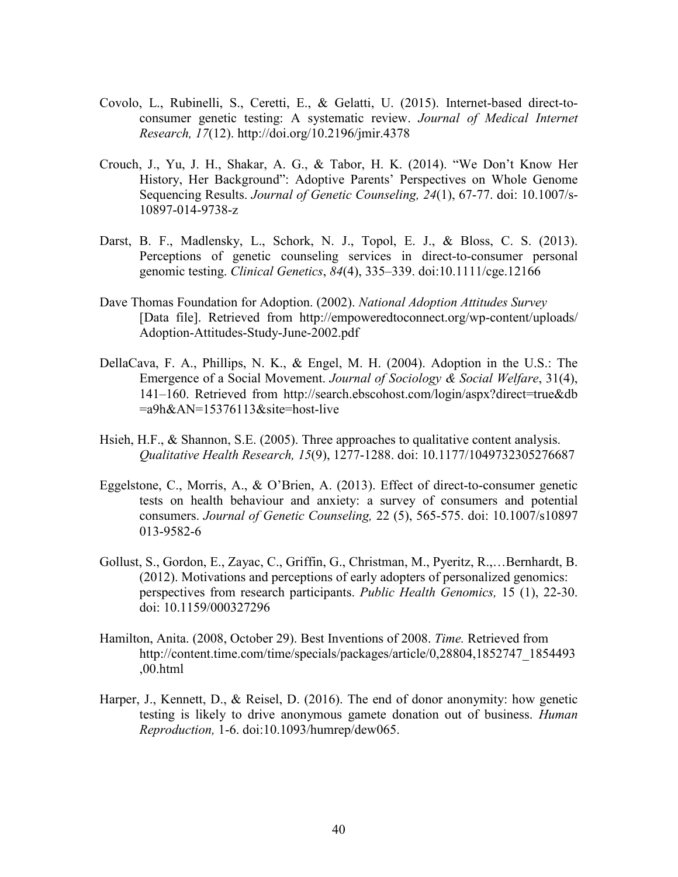Covolo, L., Rubinelli, S., Ceretti, E., & Gelatti, U. (2015). Internet-based direct-to-consumer genetic testing: A systematic review. *Journal of Medical Internet Research, 17*(12). http://doi.org/10.2196/jmir.4378

Crouch, J., Yu, J. H., Shakar, A. G., & Tabor, H. K. (2014). "We Don't Know Her History, Her Background": Adoptive Parents' Perspectives on Whole Genome Sequencing Results. *Journal of Genetic Counseling, 24*(1), 67-77. doi: 10.1007/s-10897-014-9738-z

Darst, B. F., Madlensky, L., Schork, N. J., Topol, E. J., & Bloss, C. S. (2013). Perceptions of genetic counseling services in direct-to-consumer personal genomic testing. *Clinical Genetics*, *84*(4), 335–339. doi:10.1111/cge.12166

Dave Thomas Foundation for Adoption. (2002). *National Adoption Attitudes Survey* [Data file]. Retrieved from http://empoweredtoconnect.org/wp-content/uploads/Adoption-Attitudes-Study-June-2002.pdf

DellaCava, F. A., Phillips, N. K., & Engel, M. H. (2004). Adoption in the U.S.: The Emergence of a Social Movement. *Journal of Sociology & Social Welfare*, 31(4), 141–160. Retrieved from http://search.ebscohost.com/login/aspx?direct=true&db=a9h&AN=15376113&site=host-live

Hsieh, H.F., & Shannon, S.E. (2005). Three approaches to qualitative content analysis. *Qualitative Health Research, 15*(9), 1277-1288. doi: 10.1177/1049732305276687

Eggelstone, C., Morris, A., & O'Brien, A. (2013). Effect of direct-to-consumer genetic tests on health behaviour and anxiety: a survey of consumers and potential consumers. *Journal of Genetic Counseling,* 22 (5), 565-575. doi: 10.1007/s10897 013-9582-6

Gollust, S., Gordon, E., Zayac, C., Griffin, G., Christman, M., Pyeritz, R.,…Bernhardt, B. (2012). Motivations and perceptions of early adopters of personalized genomics: perspectives from research participants. *Public Health Genomics,* 15 (1), 22-30. doi: 10.1159/000327296

Hamilton, Anita. (2008, October 29). Best Inventions of 2008. *Time.* Retrieved from http://content.time.com/time/specials/packages/article/0,28804,1852747_1854493,00.html

Harper, J., Kennett, D., & Reisel, D. (2016). The end of donor anonymity: how genetic testing is likely to drive anonymous gamete donation out of business. *Human Reproduction,* 1-6. doi:10.1093/humrep/dew065.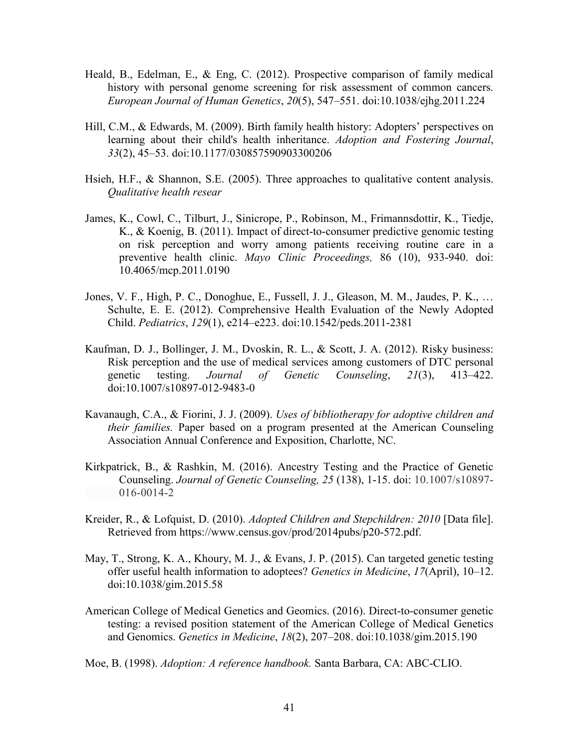Heald, B., Edelman, E., & Eng, C. (2012). Prospective comparison of family medical history with personal genome screening for risk assessment of common cancers. *European Journal of Human Genetics*, *20*(5), 547–551. doi:10.1038/ejhg.2011.224

Hill, C.M., & Edwards, M. (2009). Birth family health history: Adopters' perspectives on learning about their child's health inheritance. *Adoption and Fostering Journal*, *33*(2), 45–53. doi:10.1177/030857590903300206

Hsieh, H.F., & Shannon, S.E. (2005). Three approaches to qualitative content analysis. *Qualitative health resear*

James, K., Cowl, C., Tilburt, J., Sinicrope, P., Robinson, M., Frimannsdottir, K., Tiedje, K., & Koenig, B. (2011). Impact of direct-to-consumer predictive genomic testing on risk perception and worry among patients receiving routine care in a preventive health clinic. *Mayo Clinic Proceedings,* 86 (10), 933-940. doi: 10.4065/mcp.2011.0190

Jones, V. F., High, P. C., Donoghue, E., Fussell, J. J., Gleason, M. M., Jaudes, P. K., … Schulte, E. E. (2012). Comprehensive Health Evaluation of the Newly Adopted Child. *Pediatrics*, *129*(1), e214–e223. doi:10.1542/peds.2011-2381

Kaufman, D. J., Bollinger, J. M., Dvoskin, R. L., & Scott, J. A. (2012). Risky business: Risk perception and the use of medical services among customers of DTC personal genetic testing. *Journal of Genetic Counseling*, *21*(3), 413–422. doi:10.1007/s10897-012-9483-0

Kavanaugh, C.A., & Fiorini, J. J. (2009). *Uses of bibliotherapy for adoptive children and their families.* Paper based on a program presented at the American Counseling Association Annual Conference and Exposition, Charlotte, NC.

Kirkpatrick, B., & Rashkin, M. (2016). Ancestry Testing and the Practice of Genetic Counseling. *Journal of Genetic Counseling, 25* (138), 1-15. doi: 10.1007/s10897-016-0014-2

Kreider, R., & Lofquist, D. (2010). *Adopted Children and Stepchildren: 2010* [Data file]. Retrieved from https://www.census.gov/prod/2014pubs/p20-572.pdf.

May, T., Strong, K. A., Khoury, M. J., & Evans, J. P. (2015). Can targeted genetic testing offer useful health information to adoptees? *Genetics in Medicine*, *17*(April), 10–12. doi:10.1038/gim.2015.58

American College of Medical Genetics and Geomics. (2016). Direct-to-consumer genetic testing: a revised position statement of the American College of Medical Genetics and Genomics. *Genetics in Medicine*, *18*(2), 207–208. doi:10.1038/gim.2015.190

Moe, B. (1998). *Adoption: A reference handbook.* Santa Barbara, CA: ABC-CLIO.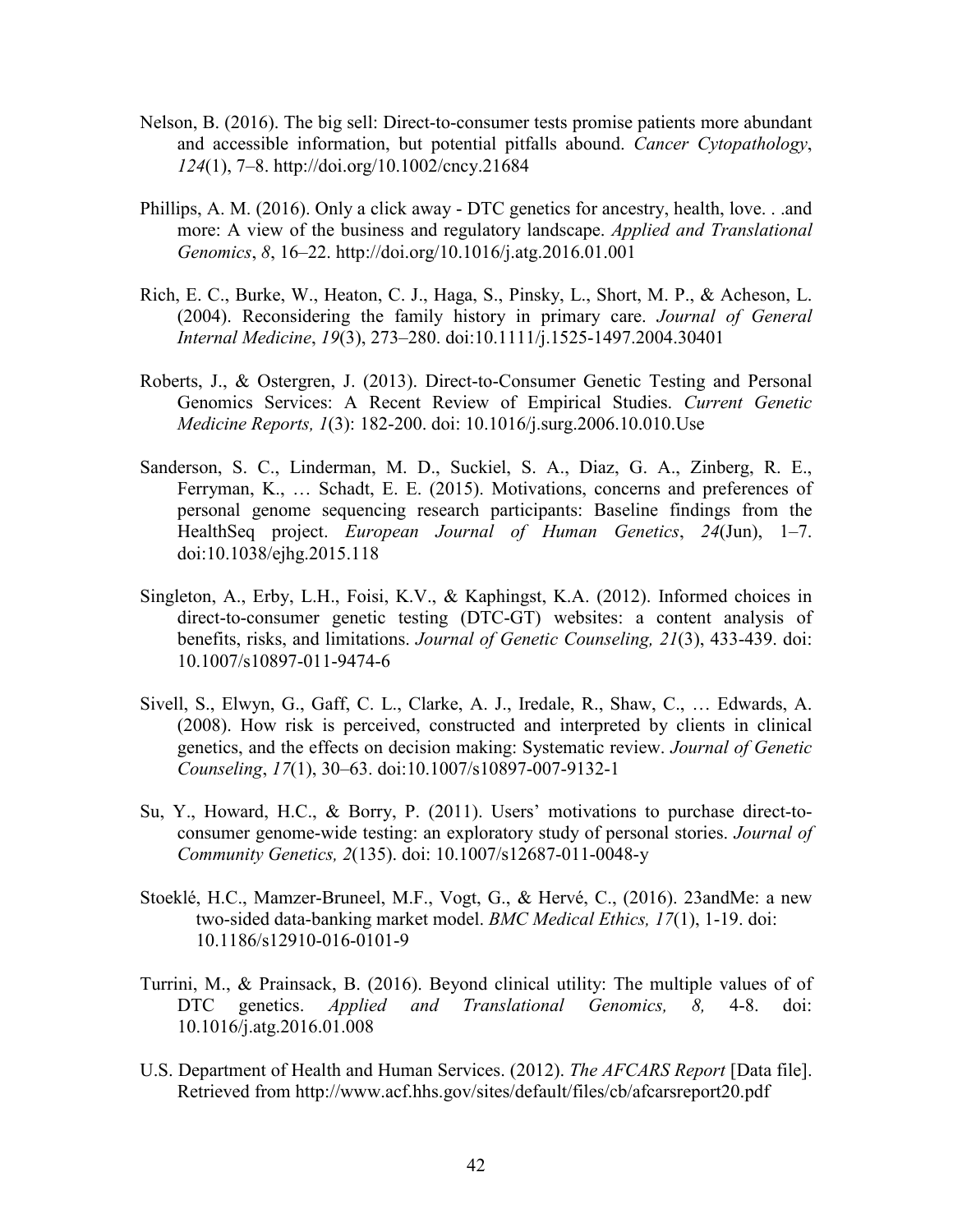Nelson, B. (2016). The big sell: Direct-to-consumer tests promise patients more abundant and accessible information, but potential pitfalls abound. *Cancer Cytopathology*, *124*(1), 7–8. http://doi.org/10.1002/cncy.21684

Phillips, A. M. (2016). Only a click away - DTC genetics for ancestry, health, love. . .and more: A view of the business and regulatory landscape. *Applied and Translational Genomics*, *8*, 16–22. http://doi.org/10.1016/j.atg.2016.01.001

Rich, E. C., Burke, W., Heaton, C. J., Haga, S., Pinsky, L., Short, M. P., & Acheson, L. (2004). Reconsidering the family history in primary care. *Journal of General Internal Medicine*, *19*(3), 273–280. doi:10.1111/j.1525-1497.2004.30401

Roberts, J., & Ostergren, J. (2013). Direct-to-Consumer Genetic Testing and Personal Genomics Services: A Recent Review of Empirical Studies. *Current Genetic Medicine Reports, 1*(3): 182-200. doi: 10.1016/j.surg.2006.10.010.Use

Sanderson, S. C., Linderman, M. D., Suckiel, S. A., Diaz, G. A., Zinberg, R. E., Ferryman, K., … Schadt, E. E. (2015). Motivations, concerns and preferences of personal genome sequencing research participants: Baseline findings from the HealthSeq project. *European Journal of Human Genetics*, *24*(Jun), 1–7. doi:10.1038/ejhg.2015.118

Singleton, A., Erby, L.H., Foisi, K.V., & Kaphingst, K.A. (2012). Informed choices in direct-to-consumer genetic testing (DTC-GT) websites: a content analysis of benefits, risks, and limitations. *Journal of Genetic Counseling, 21*(3), 433-439. doi: 10.1007/s10897-011-9474-6

Sivell, S., Elwyn, G., Gaff, C. L., Clarke, A. J., Iredale, R., Shaw, C., … Edwards, A. (2008). How risk is perceived, constructed and interpreted by clients in clinical genetics, and the effects on decision making: Systematic review. *Journal of Genetic Counseling*, *17*(1), 30–63. doi:10.1007/s10897-007-9132-1

Su, Y., Howard, H.C., & Borry, P. (2011). Users' motivations to purchase direct-to-consumer genome-wide testing: an exploratory study of personal stories. *Journal of Community Genetics, 2*(135). doi: 10.1007/s12687-011-0048-y

Stoeklé, H.C., Mamzer-Bruneel, M.F., Vogt, G., & Hervé, C., (2016). 23andMe: a new two-sided data-banking market model. *BMC Medical Ethics, 17*(1), 1-19. doi: 10.1186/s12910-016-0101-9

Turrini, M., & Prainsack, B. (2016). Beyond clinical utility: The multiple values of of DTC genetics. *Applied and Translational Genomics, 8,* 4-8. doi: 10.1016/j.atg.2016.01.008

U.S. Department of Health and Human Services. (2012). *The AFCARS Report* [Data file]. Retrieved from http://www.acf.hhs.gov/sites/default/files/cb/afcarsreport20.pdf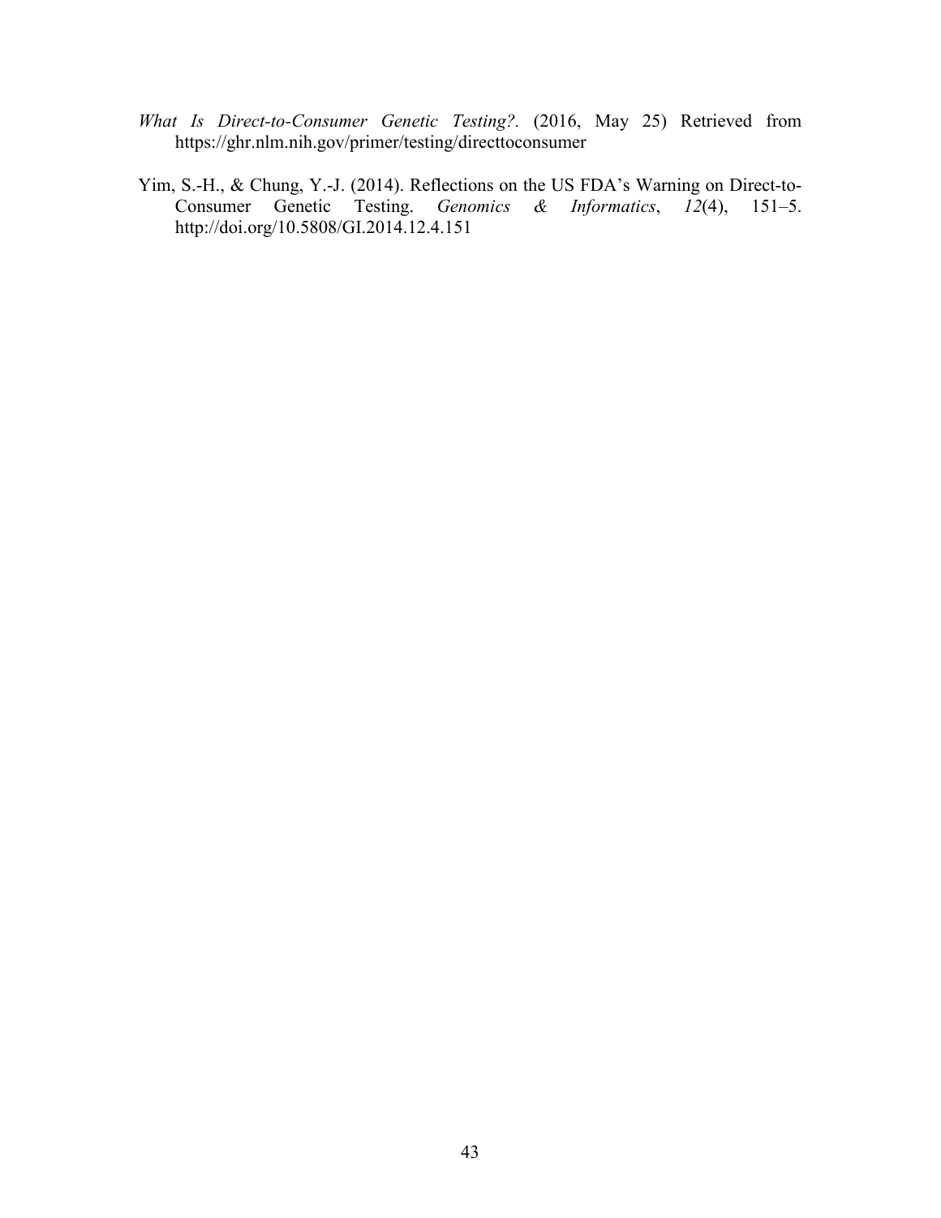*What Is Direct-to-Consumer Genetic Testing?*. (2016, May 25) Retrieved from https://ghr.nlm.nih.gov/primer/testing/directtoconsumer

Yim, S.-H., & Chung, Y.-J. (2014). Reflections on the US FDA's Warning on Direct-to-Consumer Genetic Testing. *Genomics & Informatics*, *12*(4), 151–5. http://doi.org/10.5808/GI.2014.12.4.151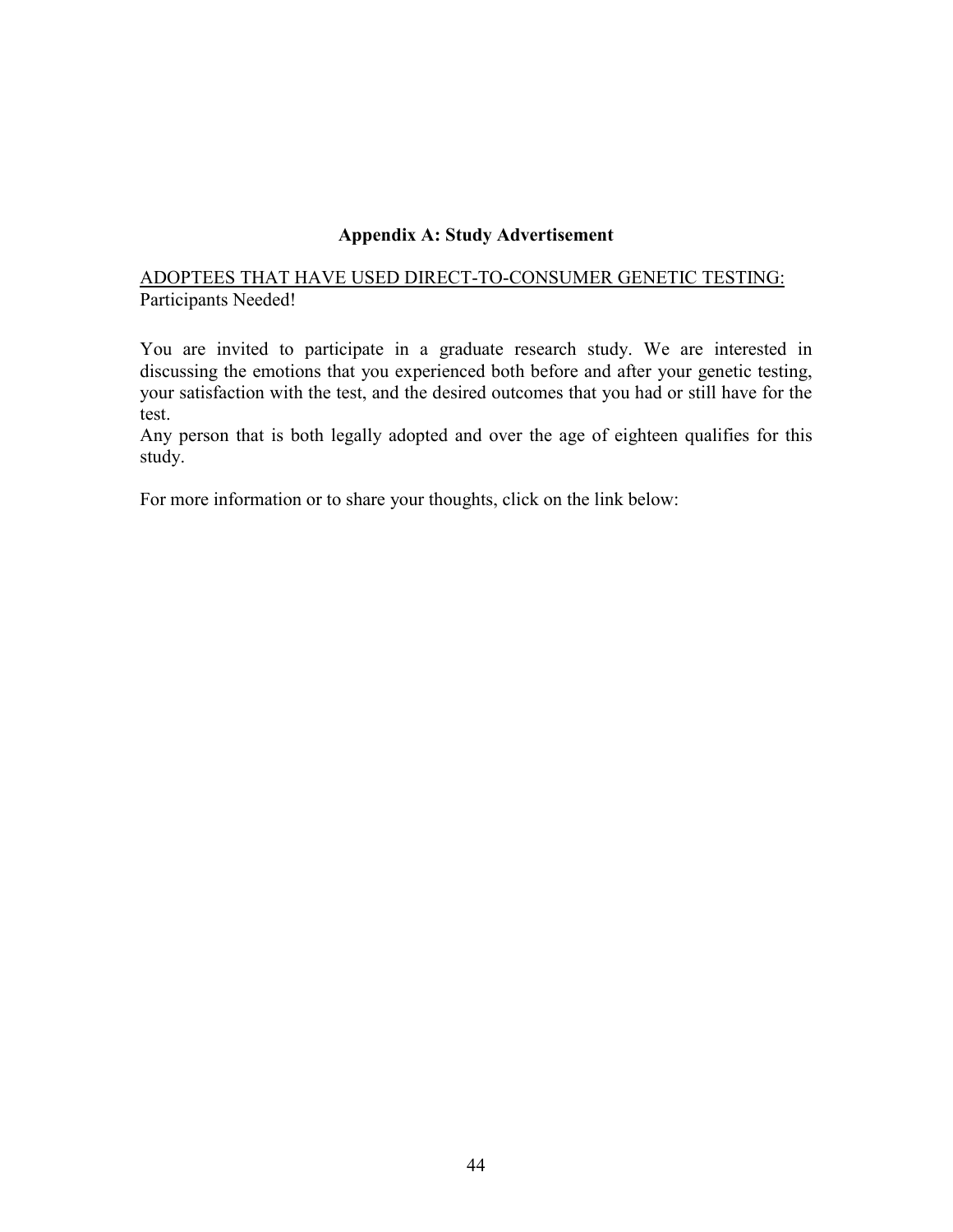## Appendix A: Study Advertisement

<u>ADOPTEES THAT HAVE USED DIRECT-TO-CONSUMER GENETIC TESTING:</u>
Participants Needed!

You are invited to participate in a graduate research study. We are interested in discussing the emotions that you experienced both before and after your genetic testing, your satisfaction with the test, and the desired outcomes that you had or still have for the test.
Any person that is both legally adopted and over the age of eighteen qualifies for this study.

For more information or to share your thoughts, click on the link below: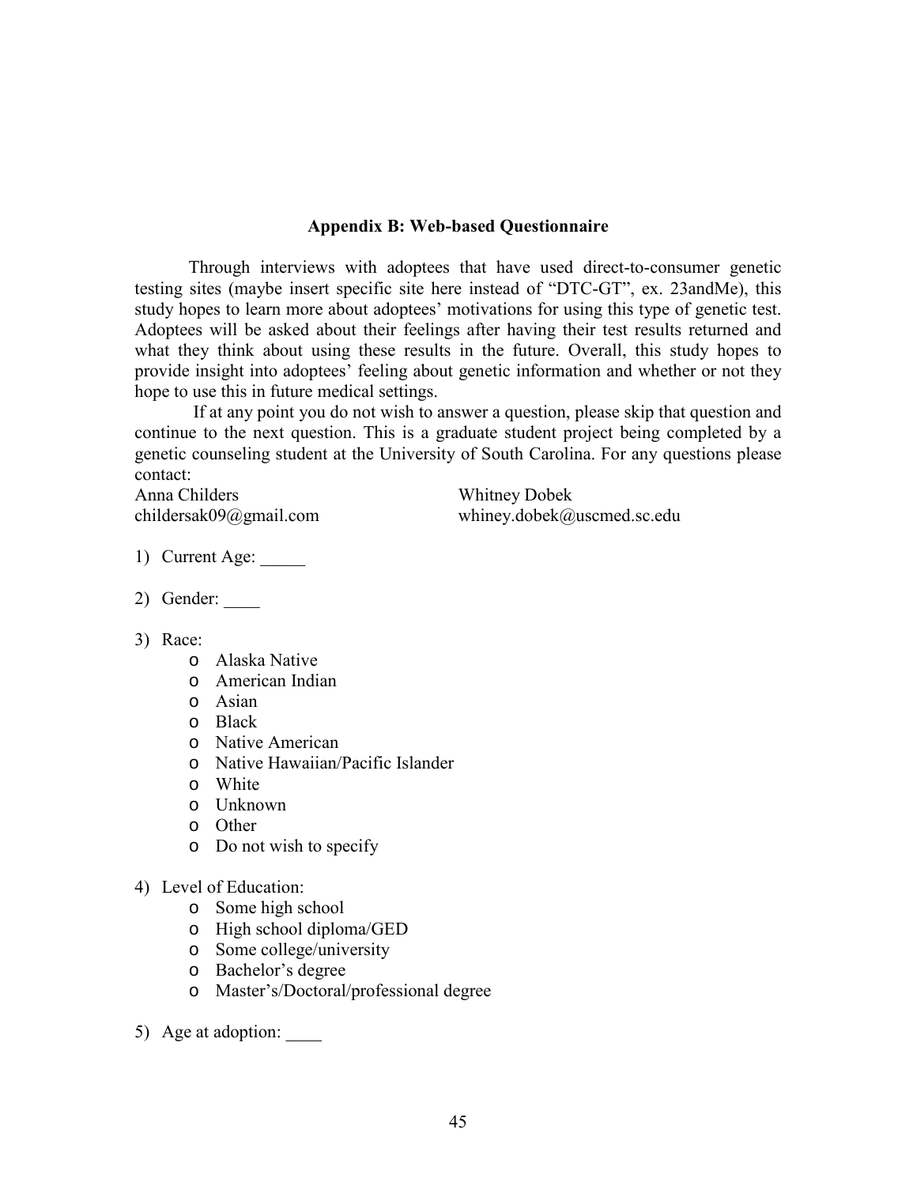## Appendix B: Web-based Questionnaire

Through interviews with adoptees that have used direct-to-consumer genetic testing sites (maybe insert specific site here instead of "DTC-GT", ex. 23andMe), this study hopes to learn more about adoptees' motivations for using this type of genetic test. Adoptees will be asked about their feelings after having their test results returned and what they think about using these results in the future. Overall, this study hopes to provide insight into adoptees' feeling about genetic information and whether or not they hope to use this in future medical settings.

If at any point you do not wish to answer a question, please skip that question and continue to the next question. This is a graduate student project being completed by a genetic counseling student at the University of South Carolina. For any questions please contact:

Anna Childers
childersak09@gmail.com

Whitney Dobek
whiney.dobek@uscmed.sc.edu

1) Current Age: _____

2) Gender: ____

3) Race:
   - Alaska Native
   - American Indian
   - Asian
   - Black
   - Native American
   - Native Hawaiian/Pacific Islander
   - White
   - Unknown
   - Other
   - Do not wish to specify

4) Level of Education:
   - Some high school
   - High school diploma/GED
   - Some college/university
   - Bachelor's degree
   - Master's/Doctoral/professional degree

5) Age at adoption: ____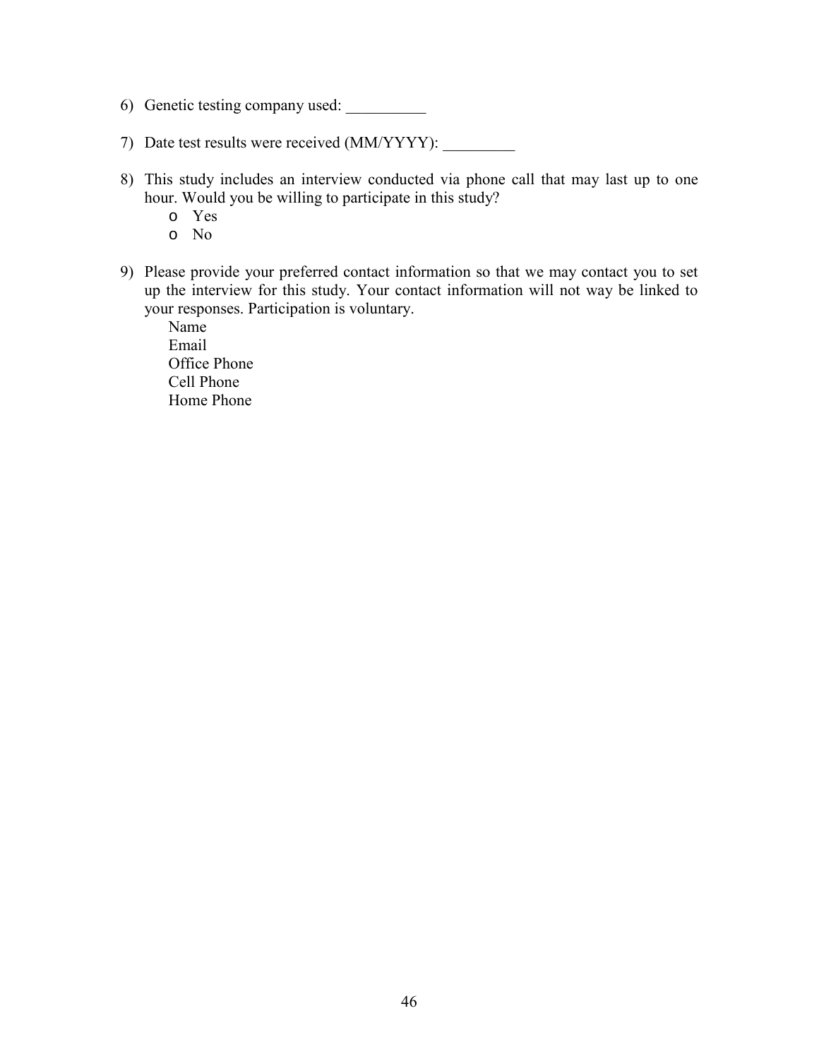6) Genetic testing company used: __________

7) Date test results were received (MM/YYYY): _________

8) This study includes an interview conducted via phone call that may last up to one hour. Would you be willing to participate in this study?
   - Yes
   - No

9) Please provide your preferred contact information so that we may contact you to set up the interview for this study. Your contact information will not way be linked to your responses. Participation is voluntary.

   Name
   Email
   Office Phone
   Cell Phone
   Home Phone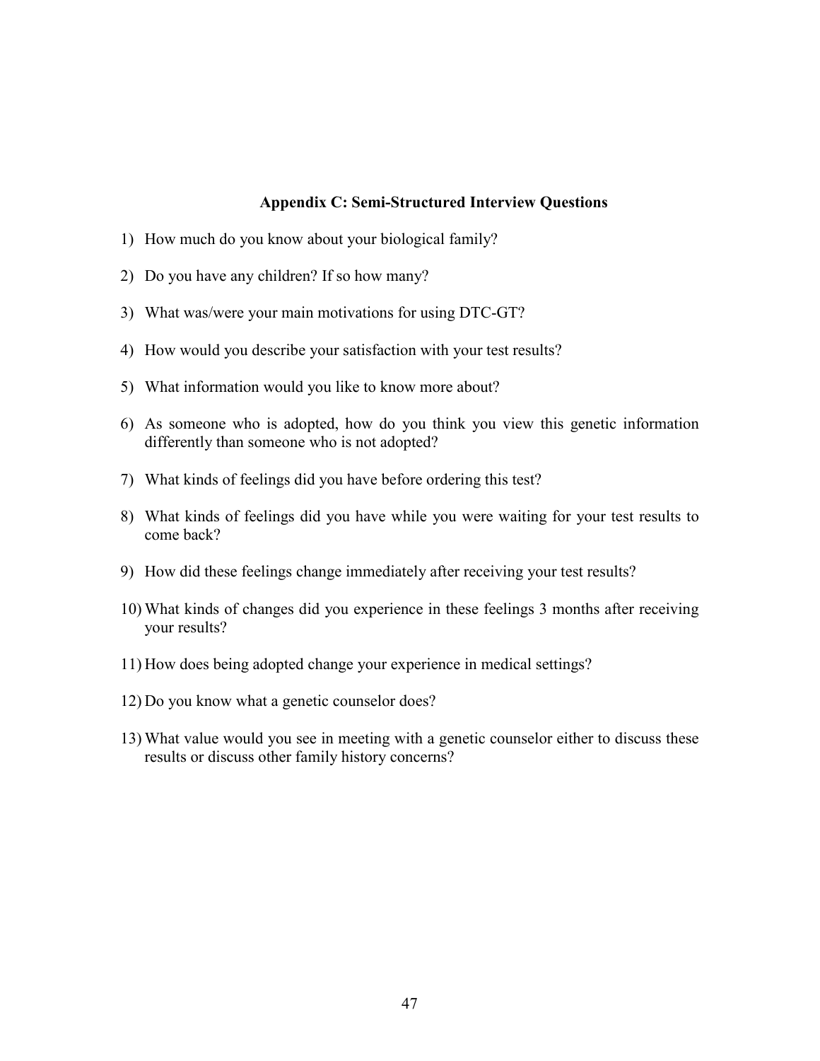## Appendix C: Semi-Structured Interview Questions

1) How much do you know about your biological family?
2) Do you have any children? If so how many?
3) What was/were your main motivations for using DTC-GT?
4) How would you describe your satisfaction with your test results?
5) What information would you like to know more about?
6) As someone who is adopted, how do you think you view this genetic information differently than someone who is not adopted?
7) What kinds of feelings did you have before ordering this test?
8) What kinds of feelings did you have while you were waiting for your test results to come back?
9) How did these feelings change immediately after receiving your test results?
10) What kinds of changes did you experience in these feelings 3 months after receiving your results?
11) How does being adopted change your experience in medical settings?
12) Do you know what a genetic counselor does?
13) What value would you see in meeting with a genetic counselor either to discuss these results or discuss other family history concerns?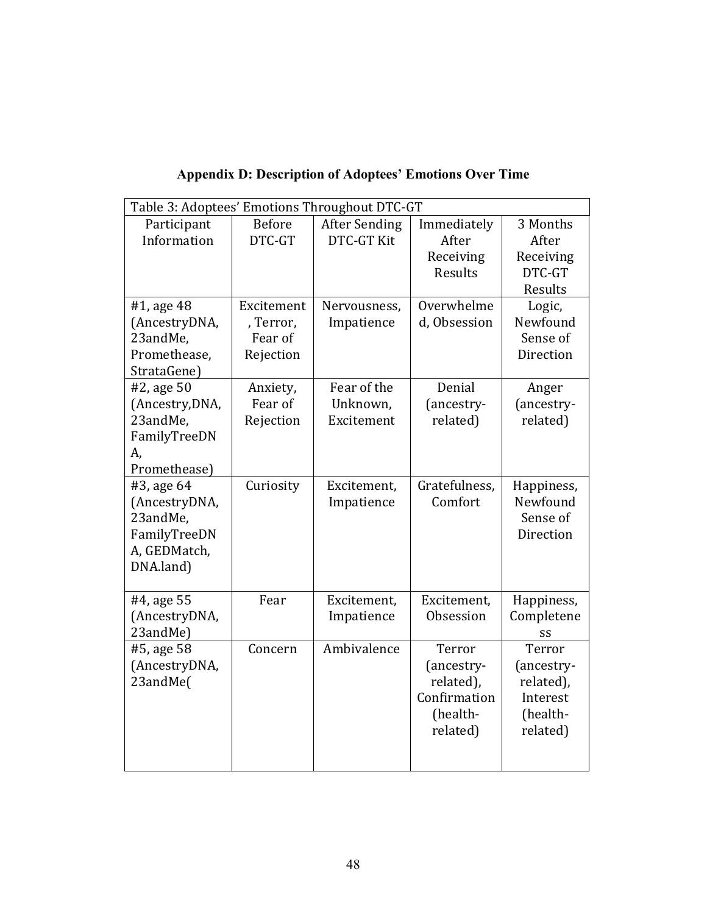## Appendix D: Description of Adoptees' Emotions Over Time

| Table 3: Adoptees' Emotions Throughout DTC-GT | | | | |
|---|---|---|---|---|
| Participant Information | Before DTC-GT | After Sending DTC-GT Kit | Immediately After Receiving Results | 3 Months After Receiving DTC-GT Results |
| #1, age 48 (AncestryDNA, 23andMe, Promethease, StrataGene) | Excitement, Terror, Fear of Rejection | Nervousness, Impatience | Overwhelmed, Obsession | Logic, Newfound Sense of Direction |
| #2, age 50 (Ancestry,DNA, 23andMe, FamilyTreeDNA, Promethease) | Anxiety, Fear of Rejection | Fear of the Unknown, Excitement | Denial (ancestry-related) | Anger (ancestry-related) |
| #3, age 64 (AncestryDNA, 23andMe, FamilyTreeDNA, GEDMatch, DNA.land) | Curiosity | Excitement, Impatience | Gratefulness, Comfort | Happiness, Newfound Sense of Direction |
| #4, age 55 (AncestryDNA, 23andMe) | Fear | Excitement, Impatience | Excitement, Obsession | Happiness, Completeness |
| #5, age 58 (AncestryDNA, 23andMe( | Concern | Ambivalence | Terror (ancestry-related), Confirmation (health-related) | Terror (ancestry-related), Interest (health-related) |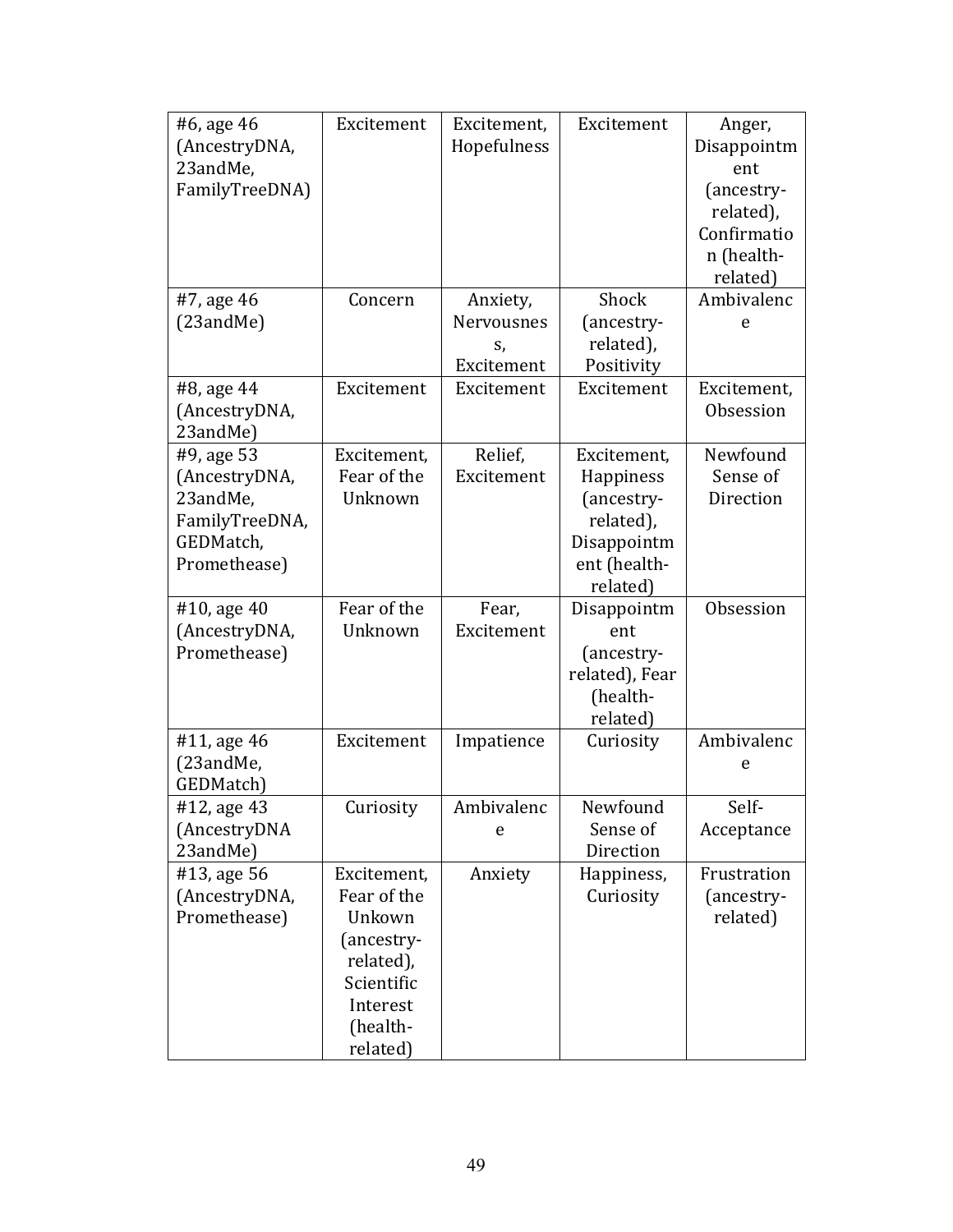| #6, age 46 (AncestryDNA, 23andMe, FamilyTreeDNA) | Excitement | Excitement, Hopefulness | Excitement | Anger, Disappointment (ancestry-related), Confirmation (health-related) |
|---|---|---|---|---|
| #7, age 46 (23andMe) | Concern | Anxiety, Nervousness, Excitement | Shock (ancestry-related), Positivity | Ambivalence |
| #8, age 44 (AncestryDNA, 23andMe) | Excitement | Excitement | Excitement | Excitement, Obsession |
| #9, age 53 (AncestryDNA, 23andMe, FamilyTreeDNA, GEDMatch, Promethease) | Excitement, Fear of the Unknown | Relief, Excitement | Excitement, Happiness (ancestry-related), Disappointment (health-related) | Newfound Sense of Direction |
| #10, age 40 (AncestryDNA, Promethease) | Fear of the Unknown | Fear, Excitement | Disappointment (ancestry-related), Fear (health-related) | Obsession |
| #11, age 46 (23andMe, GEDMatch) | Excitement | Impatience | Curiosity | Ambivalence |
| #12, age 43 (AncestryDNA 23andMe) | Curiosity | Ambivalence | Newfound Sense of Direction | Self-Acceptance |
| #13, age 56 (AncestryDNA, Promethease) | Excitement, Fear of the Unkown (ancestry-related), Scientific Interest (health-related) | Anxiety | Happiness, Curiosity | Frustration (ancestry-related) |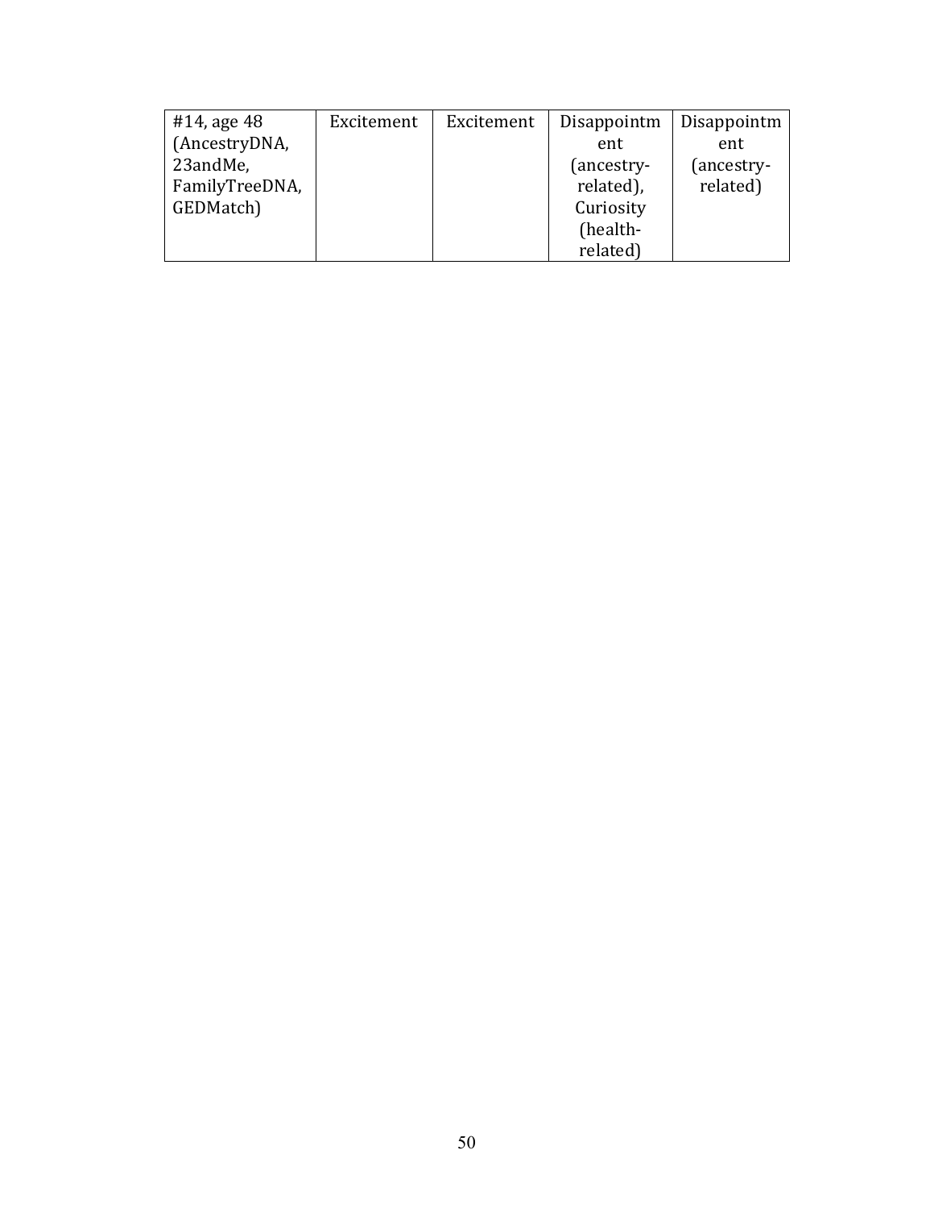| | | | | |
|---|---|---|---|---|
| #14, age 48 (AncestryDNA, 23andMe, FamilyTreeDNA, GEDMatch) | Excitement | Excitement | Disappointment (ancestry-related), Curiosity (health-related) | Disappointment (ancestry-related) |